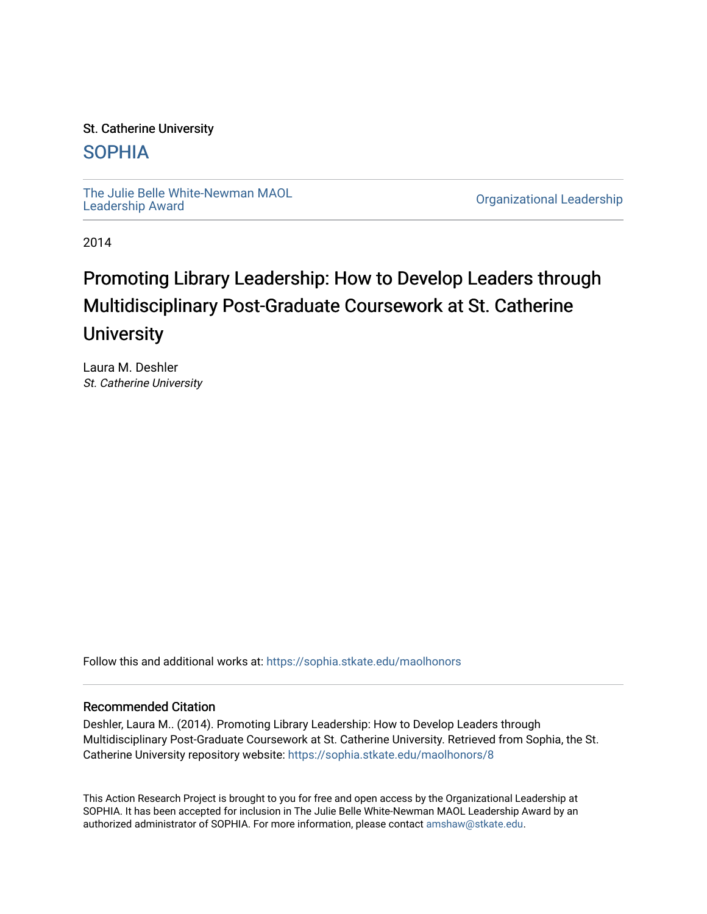St. Catherine University

SOPHIA

The Julie Belle White-Newman MAOL Leadership Award

Organizational Leadership

2014

# Promoting Library Leadership: How to Develop Leaders through Multidisciplinary Post-Graduate Coursework at St. Catherine University

Laura M. Deshler
*St. Catherine University*

Follow this and additional works at: https://sophia.stkate.edu/maolhonors

## Recommended Citation

Deshler, Laura M.. (2014). Promoting Library Leadership: How to Develop Leaders through Multidisciplinary Post-Graduate Coursework at St. Catherine University. Retrieved from Sophia, the St. Catherine University repository website: https://sophia.stkate.edu/maolhonors/8

This Action Research Project is brought to you for free and open access by the Organizational Leadership at SOPHIA. It has been accepted for inclusion in The Julie Belle White-Newman MAOL Leadership Award by an authorized administrator of SOPHIA. For more information, please contact amshaw@stkate.edu.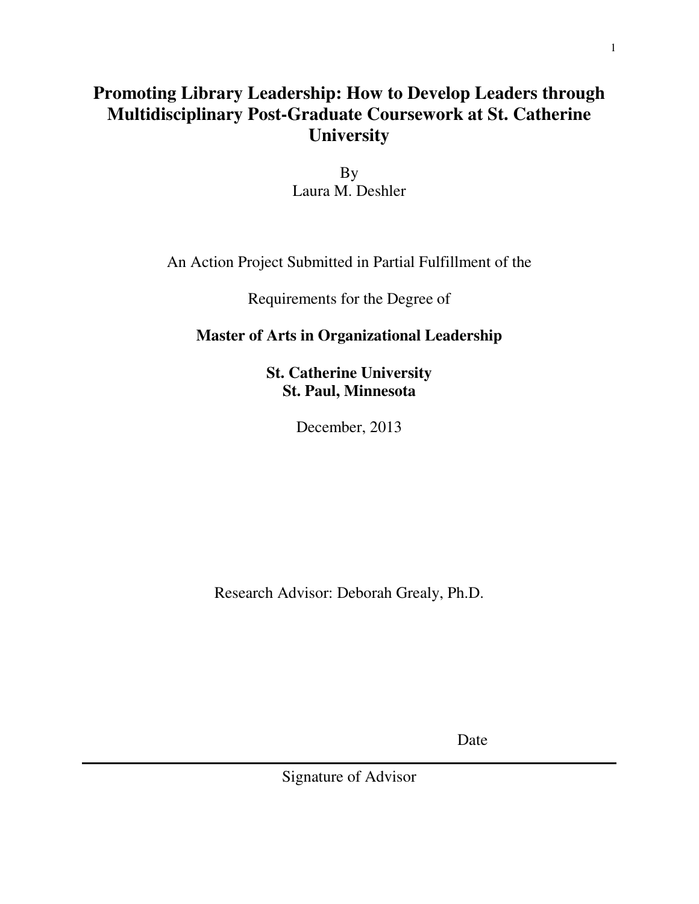# Promoting Library Leadership: How to Develop Leaders through Multidisciplinary Post-Graduate Coursework at St. Catherine University

By
Laura M. Deshler

An Action Project Submitted in Partial Fulfillment of the

Requirements for the Degree of

**Master of Arts in Organizational Leadership**

**St. Catherine University**
**St. Paul, Minnesota**

December, 2013

Research Advisor: Deborah Grealy, Ph.D.

Date

Signature of Advisor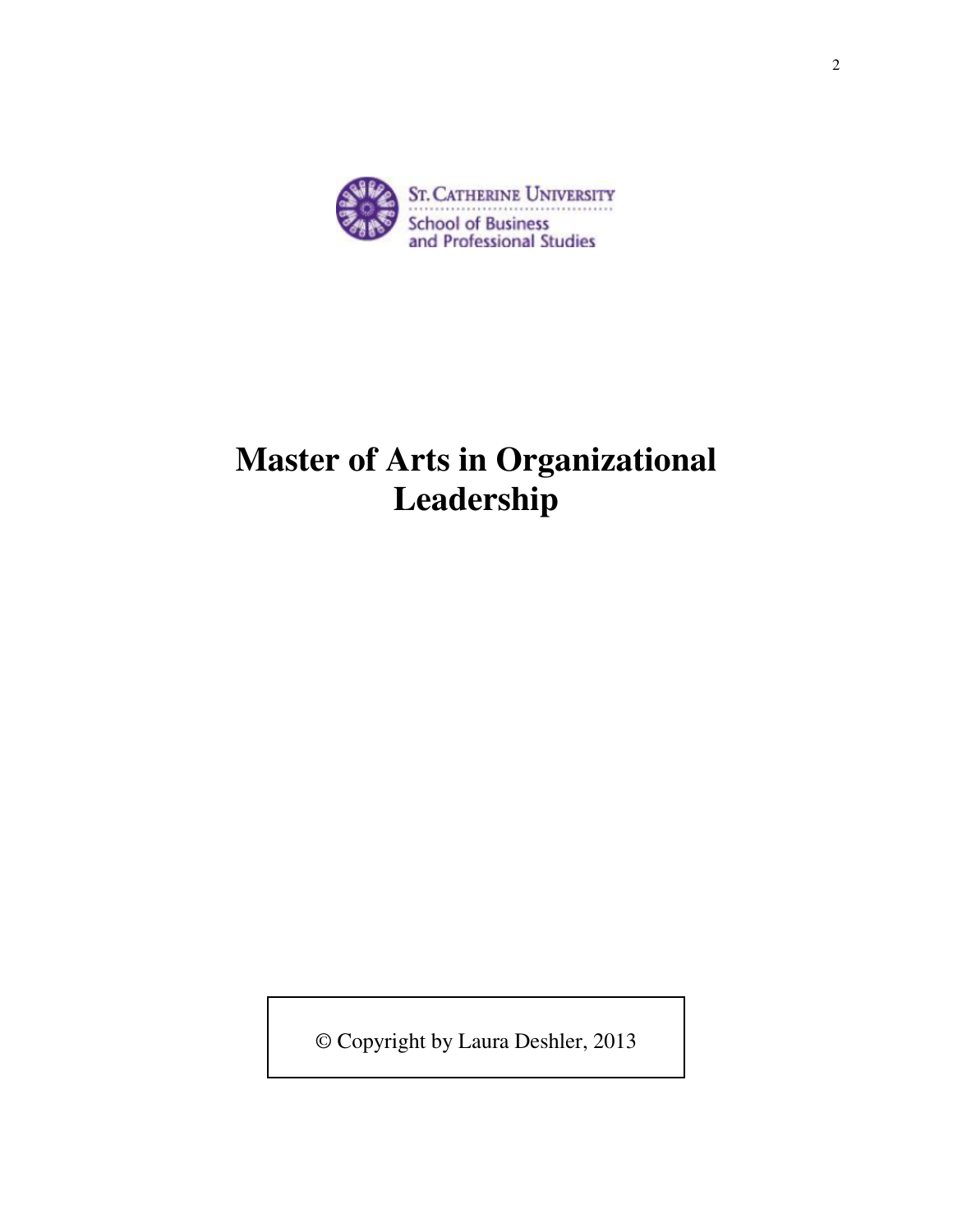St. Catherine University

School of Business and Professional Studies

# Master of Arts in Organizational Leadership

© Copyright by Laura Deshler, 2013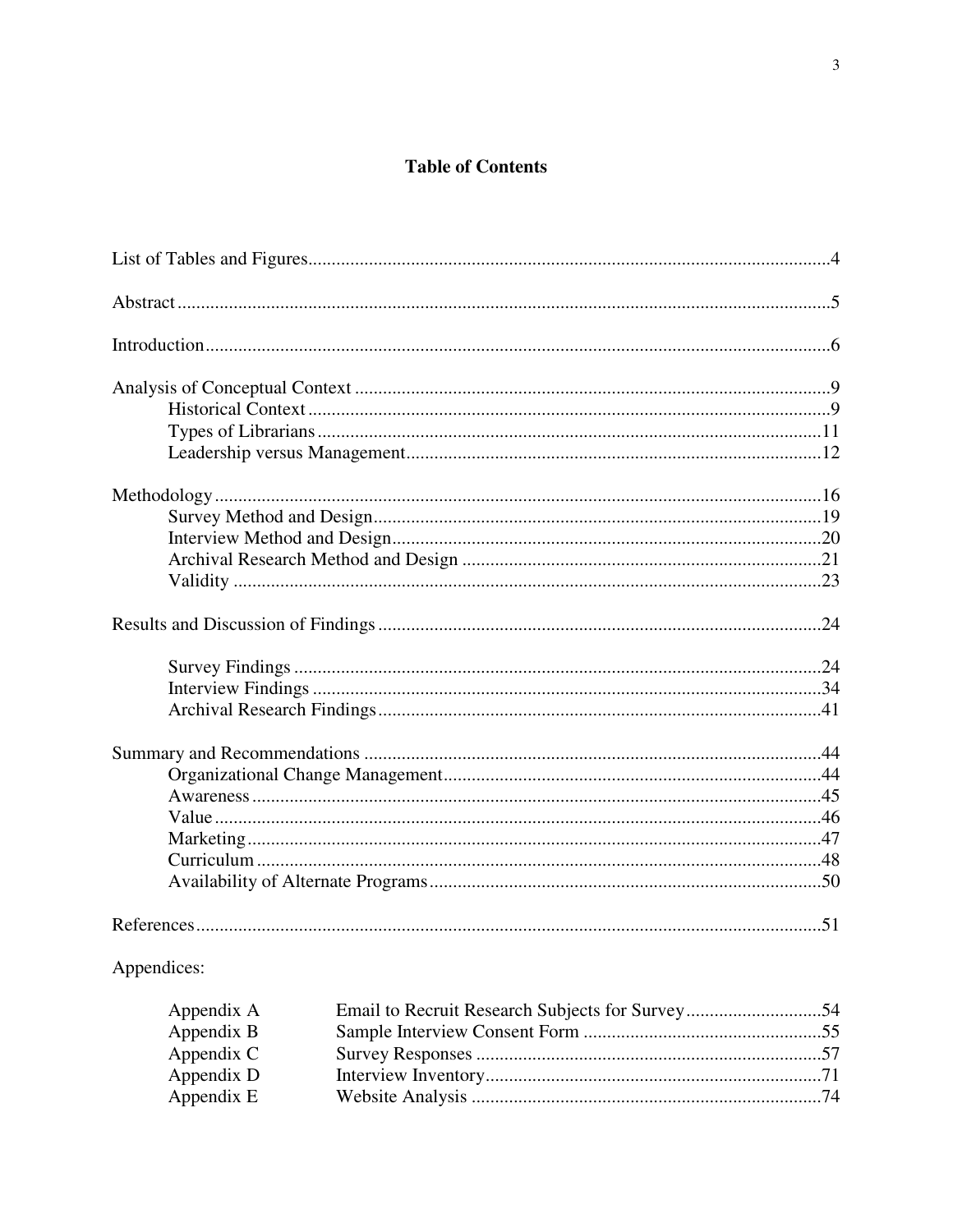# Table of Contents

List of Tables and Figures....................................................................................................4

Abstract....................................................................................................................................5

Introduction..............................................................................................................................6

Analysis of Conceptual Context ..............................................................................................9
- Historical Context .............................................................................................................9
- Types of Librarians..........................................................................................................11
- Leadership versus Management.......................................................................................12

Methodology..........................................................................................................................16
- Survey Method and Design..............................................................................................19
- Interview Method and Design..........................................................................................20
- Archival Research Method and Design ...........................................................................21
- Validity ............................................................................................................................23

Results and Discussion of Findings .......................................................................................24
- Survey Findings ...............................................................................................................24
- Interview Findings ...........................................................................................................34
- Archival Research Findings.............................................................................................41

Summary and Recommendations ..........................................................................................44
- Organizational Change Management...............................................................................44
- Awareness........................................................................................................................45
- Value................................................................................................................................46
- Marketing.........................................................................................................................47
- Curriculum ......................................................................................................................48
- Availability of Alternate Programs..................................................................................50

References..............................................................................................................................51

Appendices:

| | | |
|---|---|---|
| Appendix A | Email to Recruit Research Subjects for Survey | 54 |
| Appendix B | Sample Interview Consent Form | 55 |
| Appendix C | Survey Responses | 57 |
| Appendix D | Interview Inventory | 71 |
| Appendix E | Website Analysis | 74 |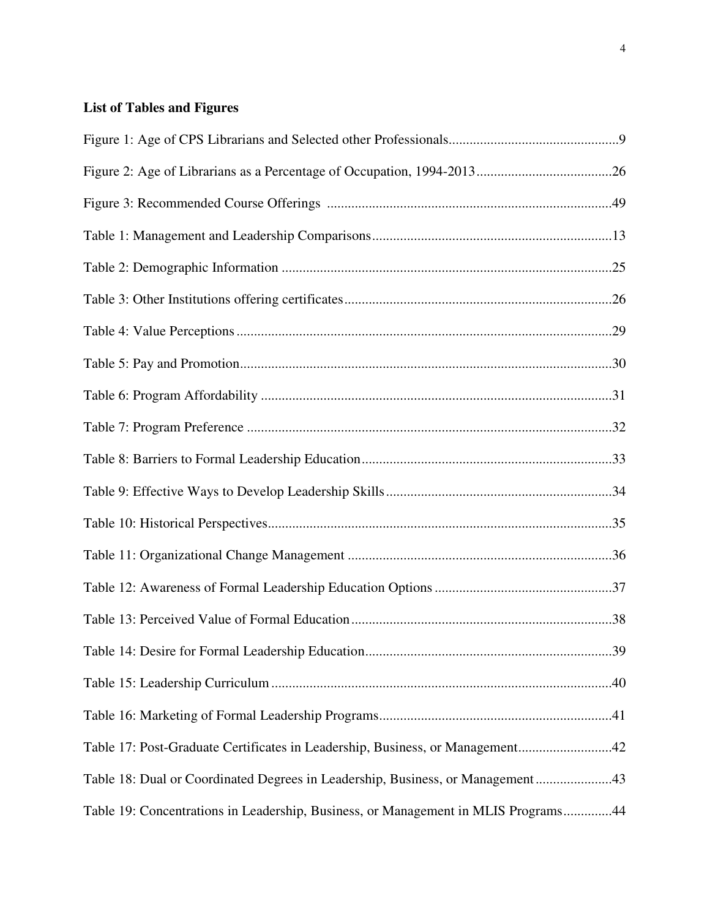**List of Tables and Figures**

Figure 1: Age of CPS Librarians and Selected other Professionals....................................................9

Figure 2: Age of Librarians as a Percentage of Occupation, 1994-2013.......................................26

Figure 3: Recommended Course Offerings ..................................................................................49

Table 1: Management and Leadership Comparisons.....................................................................13

Table 2: Demographic Information ...............................................................................................25

Table 3: Other Institutions offering certificates.............................................................................26

Table 4: Value Perceptions ............................................................................................................29

Table 5: Pay and Promotion...........................................................................................................30

Table 6: Program Affordability .....................................................................................................31

Table 7: Program Preference .........................................................................................................32

Table 8: Barriers to Formal Leadership Education........................................................................33

Table 9: Effective Ways to Develop Leadership Skills.................................................................34

Table 10: Historical Perspectives...................................................................................................35

Table 11: Organizational Change Management ............................................................................36

Table 12: Awareness of Formal Leadership Education Options ...................................................37

Table 13: Perceived Value of Formal Education...........................................................................38

Table 14: Desire for Formal Leadership Education.......................................................................39

Table 15: Leadership Curriculum ..................................................................................................40

Table 16: Marketing of Formal Leadership Programs...................................................................41

Table 17: Post-Graduate Certificates in Leadership, Business, or Management...........................42

Table 18: Dual or Coordinated Degrees in Leadership, Business, or Management......................43

Table 19: Concentrations in Leadership, Business, or Management in MLIS Programs..............44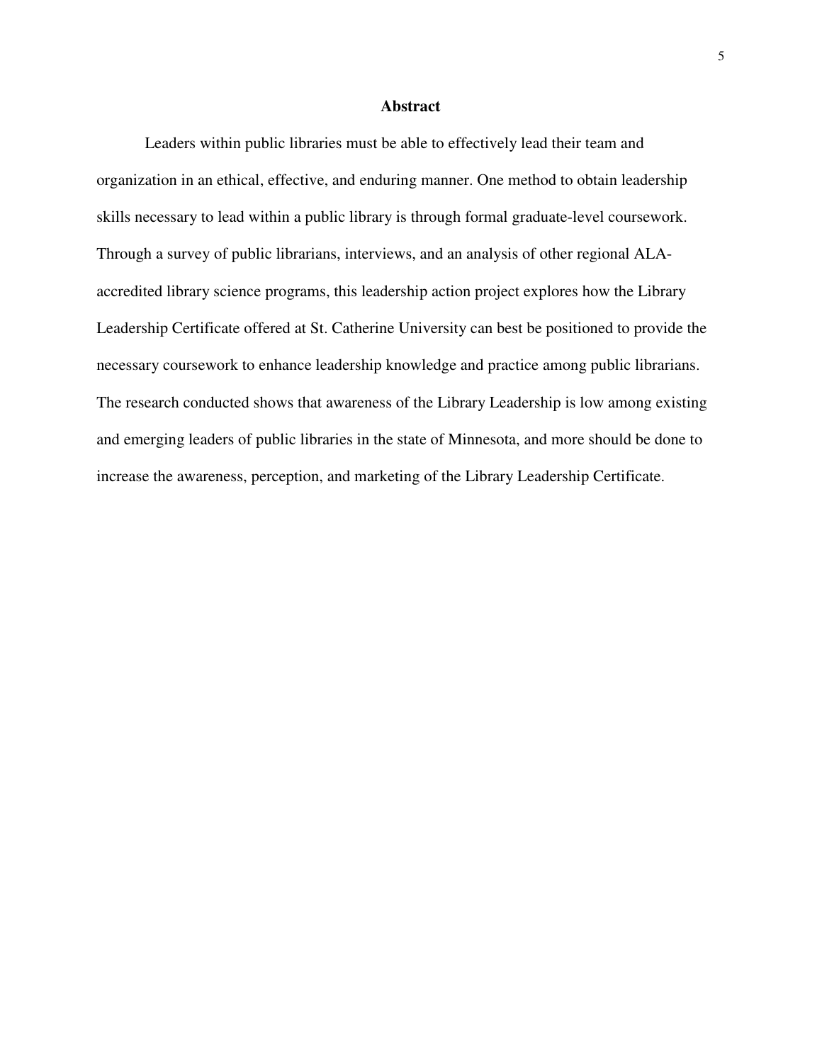## Abstract

Leaders within public libraries must be able to effectively lead their team and organization in an ethical, effective, and enduring manner. One method to obtain leadership skills necessary to lead within a public library is through formal graduate-level coursework. Through a survey of public librarians, interviews, and an analysis of other regional ALA-accredited library science programs, this leadership action project explores how the Library Leadership Certificate offered at St. Catherine University can best be positioned to provide the necessary coursework to enhance leadership knowledge and practice among public librarians. The research conducted shows that awareness of the Library Leadership is low among existing and emerging leaders of public libraries in the state of Minnesota, and more should be done to increase the awareness, perception, and marketing of the Library Leadership Certificate.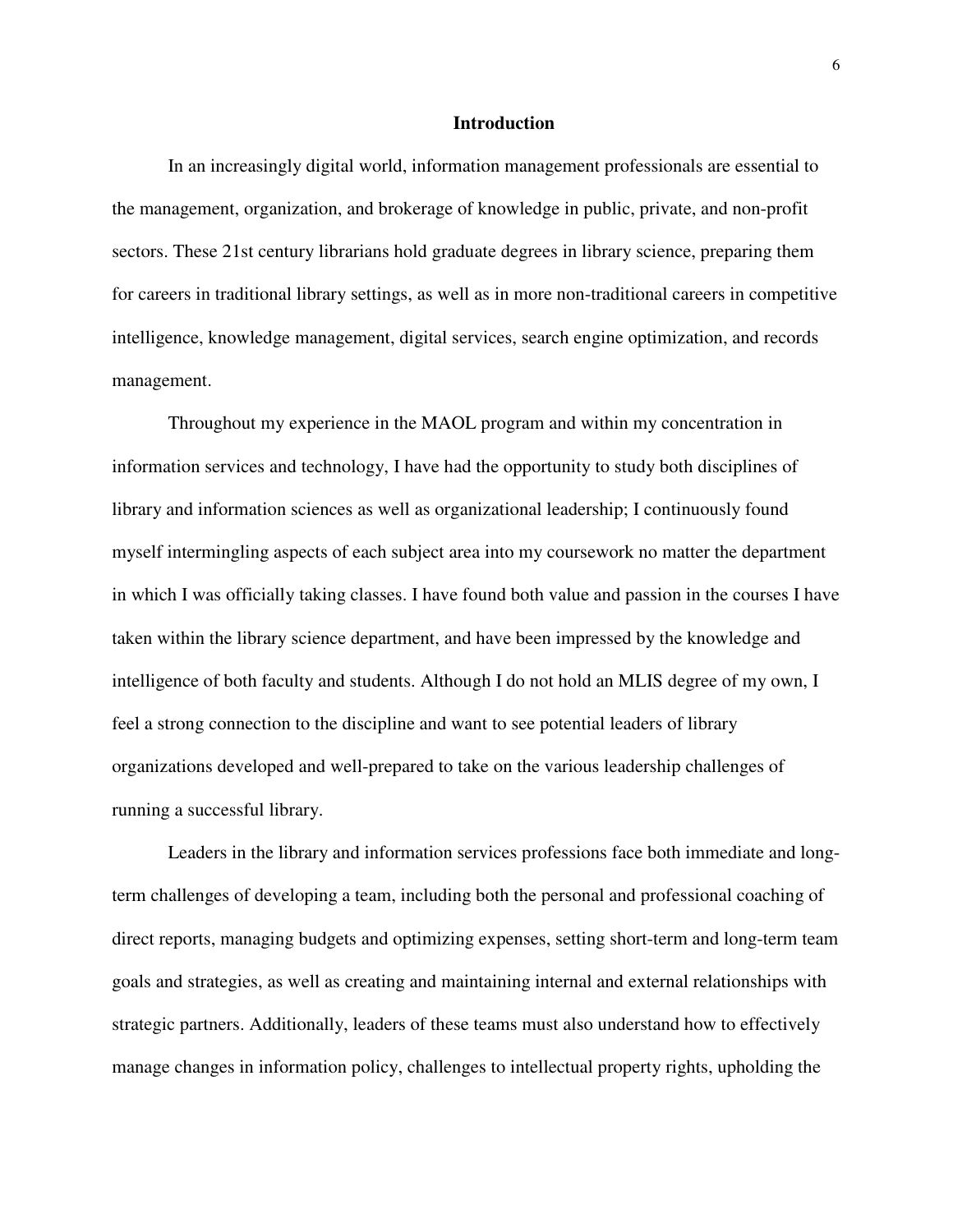## Introduction

In an increasingly digital world, information management professionals are essential to the management, organization, and brokerage of knowledge in public, private, and non-profit sectors. These 21st century librarians hold graduate degrees in library science, preparing them for careers in traditional library settings, as well as in more non-traditional careers in competitive intelligence, knowledge management, digital services, search engine optimization, and records management.

Throughout my experience in the MAOL program and within my concentration in information services and technology, I have had the opportunity to study both disciplines of library and information sciences as well as organizational leadership; I continuously found myself intermingling aspects of each subject area into my coursework no matter the department in which I was officially taking classes. I have found both value and passion in the courses I have taken within the library science department, and have been impressed by the knowledge and intelligence of both faculty and students. Although I do not hold an MLIS degree of my own, I feel a strong connection to the discipline and want to see potential leaders of library organizations developed and well-prepared to take on the various leadership challenges of running a successful library.

Leaders in the library and information services professions face both immediate and long-term challenges of developing a team, including both the personal and professional coaching of direct reports, managing budgets and optimizing expenses, setting short-term and long-term team goals and strategies, as well as creating and maintaining internal and external relationships with strategic partners. Additionally, leaders of these teams must also understand how to effectively manage changes in information policy, challenges to intellectual property rights, upholding the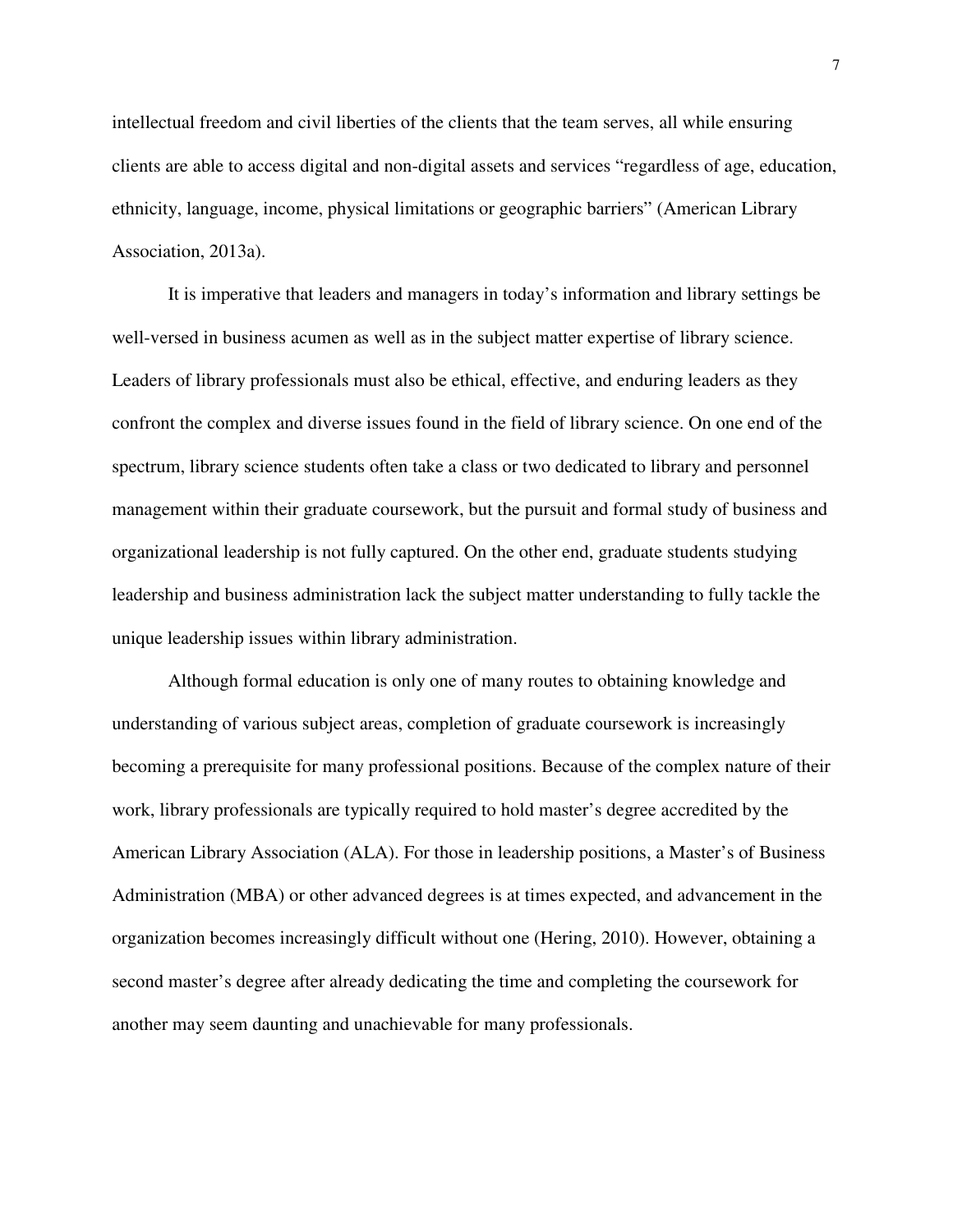intellectual freedom and civil liberties of the clients that the team serves, all while ensuring clients are able to access digital and non-digital assets and services "regardless of age, education, ethnicity, language, income, physical limitations or geographic barriers" (American Library Association, 2013a).

It is imperative that leaders and managers in today's information and library settings be well-versed in business acumen as well as in the subject matter expertise of library science. Leaders of library professionals must also be ethical, effective, and enduring leaders as they confront the complex and diverse issues found in the field of library science. On one end of the spectrum, library science students often take a class or two dedicated to library and personnel management within their graduate coursework, but the pursuit and formal study of business and organizational leadership is not fully captured. On the other end, graduate students studying leadership and business administration lack the subject matter understanding to fully tackle the unique leadership issues within library administration.

Although formal education is only one of many routes to obtaining knowledge and understanding of various subject areas, completion of graduate coursework is increasingly becoming a prerequisite for many professional positions. Because of the complex nature of their work, library professionals are typically required to hold master's degree accredited by the American Library Association (ALA). For those in leadership positions, a Master's of Business Administration (MBA) or other advanced degrees is at times expected, and advancement in the organization becomes increasingly difficult without one (Hering, 2010). However, obtaining a second master's degree after already dedicating the time and completing the coursework for another may seem daunting and unachievable for many professionals.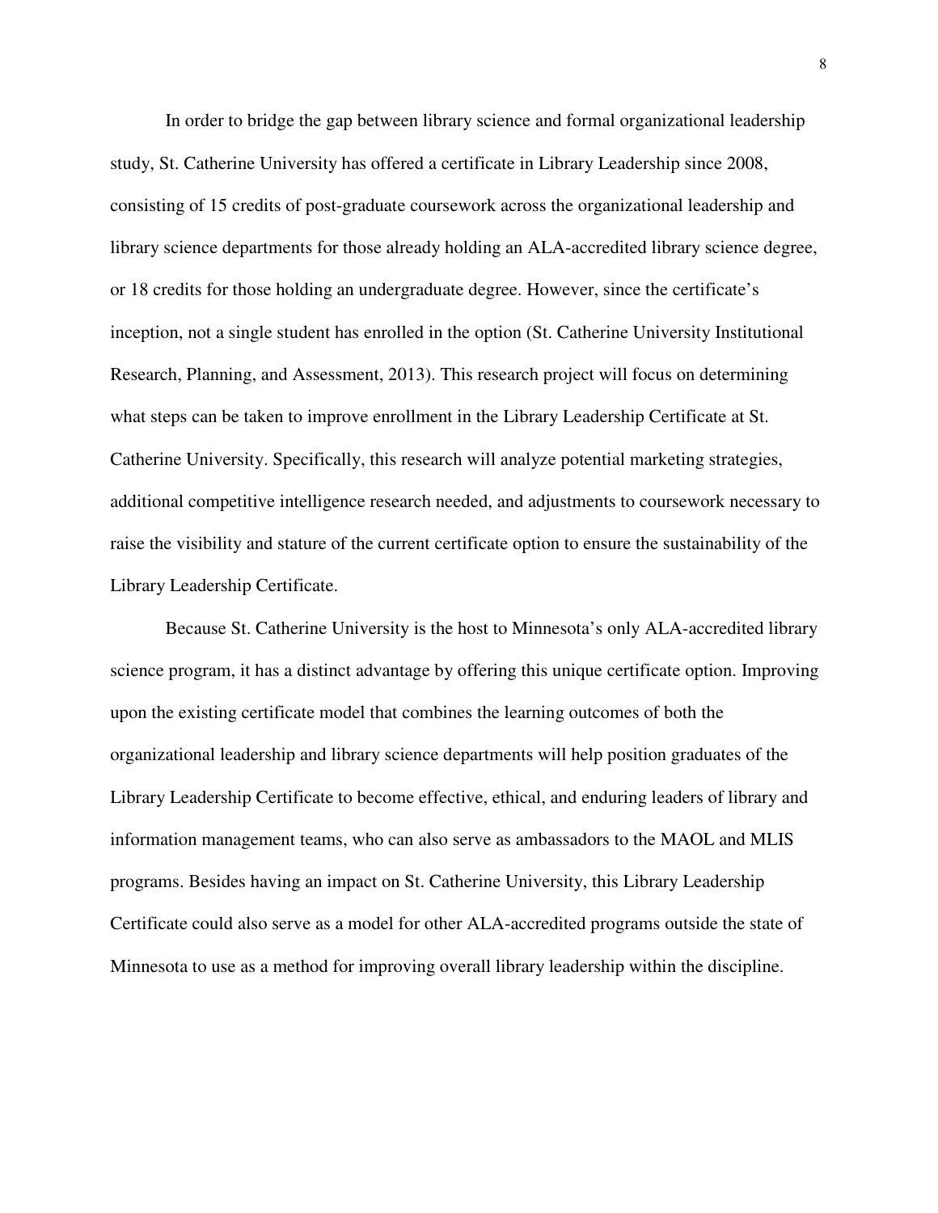In order to bridge the gap between library science and formal organizational leadership study, St. Catherine University has offered a certificate in Library Leadership since 2008, consisting of 15 credits of post-graduate coursework across the organizational leadership and library science departments for those already holding an ALA-accredited library science degree, or 18 credits for those holding an undergraduate degree. However, since the certificate's inception, not a single student has enrolled in the option (St. Catherine University Institutional Research, Planning, and Assessment, 2013). This research project will focus on determining what steps can be taken to improve enrollment in the Library Leadership Certificate at St. Catherine University. Specifically, this research will analyze potential marketing strategies, additional competitive intelligence research needed, and adjustments to coursework necessary to raise the visibility and stature of the current certificate option to ensure the sustainability of the Library Leadership Certificate.

Because St. Catherine University is the host to Minnesota's only ALA-accredited library science program, it has a distinct advantage by offering this unique certificate option. Improving upon the existing certificate model that combines the learning outcomes of both the organizational leadership and library science departments will help position graduates of the Library Leadership Certificate to become effective, ethical, and enduring leaders of library and information management teams, who can also serve as ambassadors to the MAOL and MLIS programs. Besides having an impact on St. Catherine University, this Library Leadership Certificate could also serve as a model for other ALA-accredited programs outside the state of Minnesota to use as a method for improving overall library leadership within the discipline.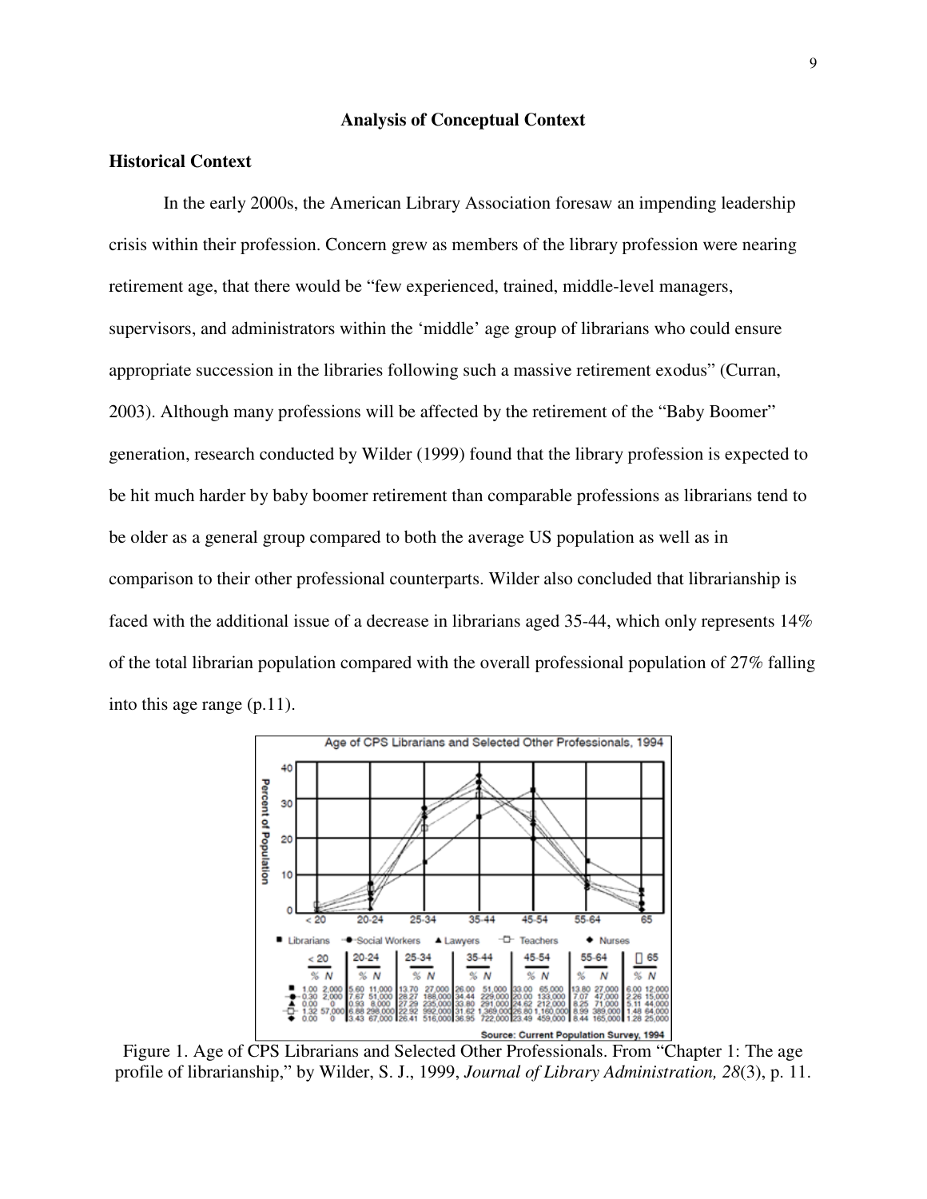## Analysis of Conceptual Context

### Historical Context

In the early 2000s, the American Library Association foresaw an impending leadership crisis within their profession. Concern grew as members of the library profession were nearing retirement age, that there would be “few experienced, trained, middle-level managers, supervisors, and administrators within the ‘middle’ age group of librarians who could ensure appropriate succession in the libraries following such a massive retirement exodus” (Curran, 2003). Although many professions will be affected by the retirement of the “Baby Boomer” generation, research conducted by Wilder (1999) found that the library profession is expected to be hit much harder by baby boomer retirement than comparable professions as librarians tend to be older as a general group compared to both the average US population as well as in comparison to their other professional counterparts. Wilder also concluded that librarianship is faced with the additional issue of a decrease in librarians aged 35-44, which only represents 14% of the total librarian population compared with the overall professional population of 27% falling into this age range (p.11).

Figure 1. Age of CPS Librarians and Selected Other Professionals. From “Chapter 1: The age profile of librarianship,” by Wilder, S. J., 1999, *Journal of Library Administration, 28*(3), p. 11.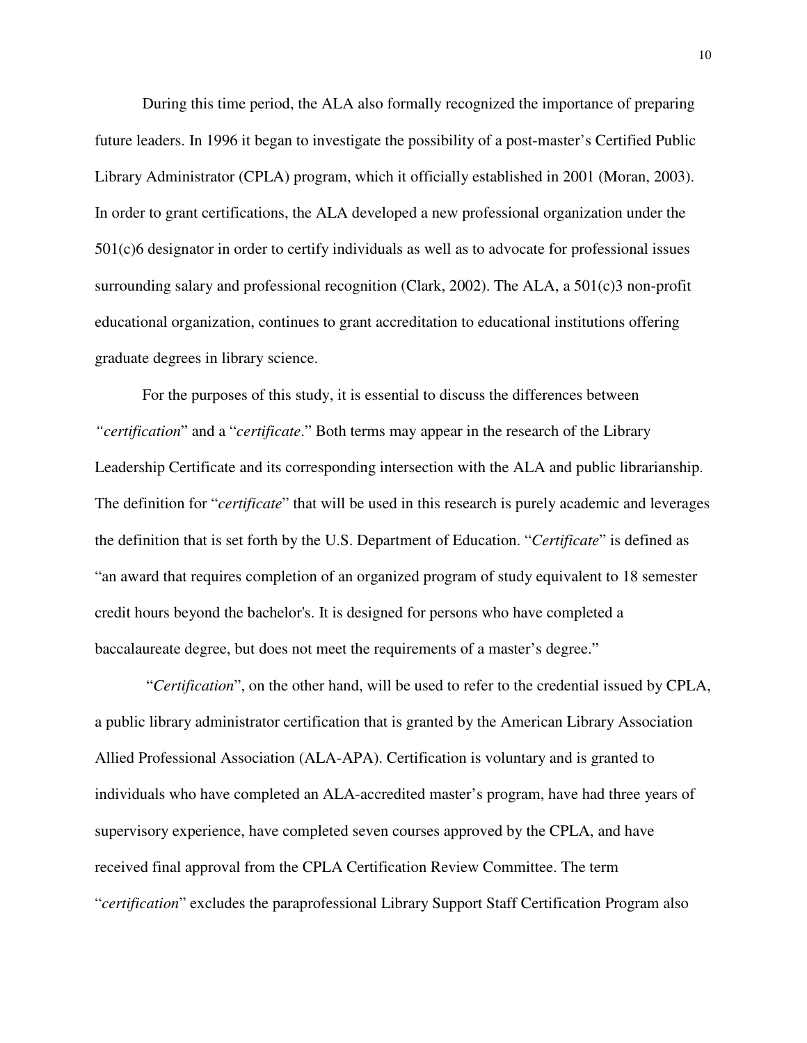During this time period, the ALA also formally recognized the importance of preparing future leaders. In 1996 it began to investigate the possibility of a post-master's Certified Public Library Administrator (CPLA) program, which it officially established in 2001 (Moran, 2003). In order to grant certifications, the ALA developed a new professional organization under the 501(c)6 designator in order to certify individuals as well as to advocate for professional issues surrounding salary and professional recognition (Clark, 2002). The ALA, a 501(c)3 non-profit educational organization, continues to grant accreditation to educational institutions offering graduate degrees in library science.

For the purposes of this study, it is essential to discuss the differences between *"certification*" and a "*certificate*." Both terms may appear in the research of the Library Leadership Certificate and its corresponding intersection with the ALA and public librarianship. The definition for "*certificate*" that will be used in this research is purely academic and leverages the definition that is set forth by the U.S. Department of Education. "*Certificate*" is defined as "an award that requires completion of an organized program of study equivalent to 18 semester credit hours beyond the bachelor's. It is designed for persons who have completed a baccalaureate degree, but does not meet the requirements of a master's degree."

"*Certification*", on the other hand, will be used to refer to the credential issued by CPLA, a public library administrator certification that is granted by the American Library Association Allied Professional Association (ALA-APA). Certification is voluntary and is granted to individuals who have completed an ALA-accredited master's program, have had three years of supervisory experience, have completed seven courses approved by the CPLA, and have received final approval from the CPLA Certification Review Committee. The term "*certification*" excludes the paraprofessional Library Support Staff Certification Program also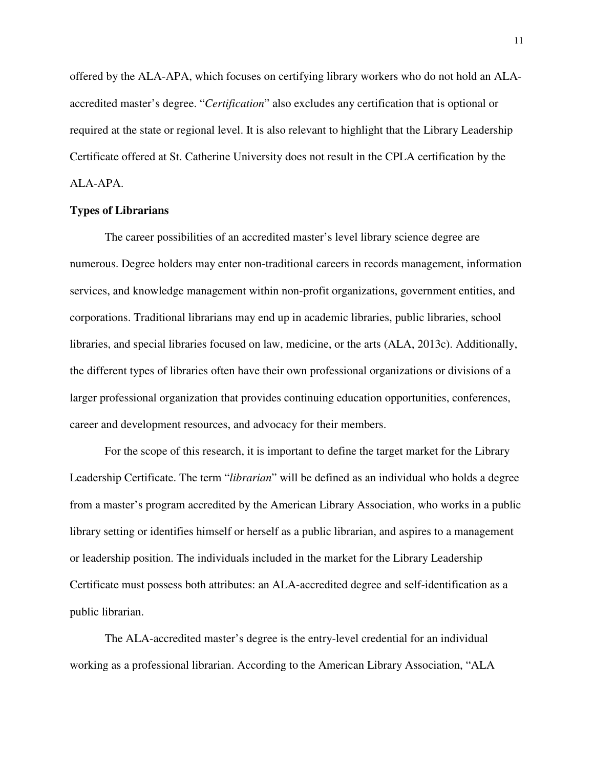offered by the ALA-APA, which focuses on certifying library workers who do not hold an ALA-accredited master's degree. "*Certification*" also excludes any certification that is optional or required at the state or regional level. It is also relevant to highlight that the Library Leadership Certificate offered at St. Catherine University does not result in the CPLA certification by the ALA-APA.

**Types of Librarians**

The career possibilities of an accredited master's level library science degree are numerous. Degree holders may enter non-traditional careers in records management, information services, and knowledge management within non-profit organizations, government entities, and corporations. Traditional librarians may end up in academic libraries, public libraries, school libraries, and special libraries focused on law, medicine, or the arts (ALA, 2013c). Additionally, the different types of libraries often have their own professional organizations or divisions of a larger professional organization that provides continuing education opportunities, conferences, career and development resources, and advocacy for their members.

For the scope of this research, it is important to define the target market for the Library Leadership Certificate. The term "*librarian*" will be defined as an individual who holds a degree from a master's program accredited by the American Library Association, who works in a public library setting or identifies himself or herself as a public librarian, and aspires to a management or leadership position. The individuals included in the market for the Library Leadership Certificate must possess both attributes: an ALA-accredited degree and self-identification as a public librarian.

The ALA-accredited master's degree is the entry-level credential for an individual working as a professional librarian. According to the American Library Association, "ALA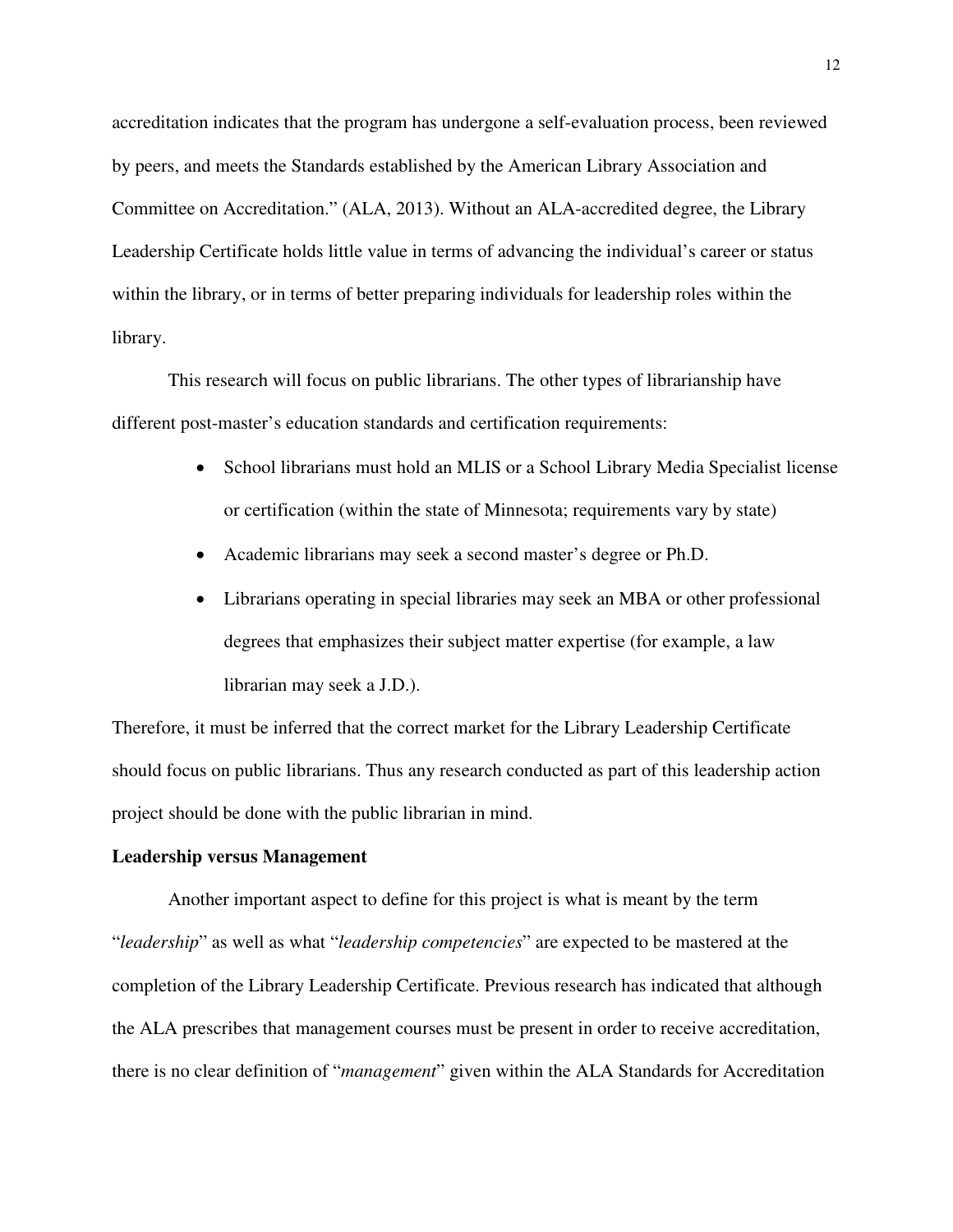accreditation indicates that the program has undergone a self-evaluation process, been reviewed by peers, and meets the Standards established by the American Library Association and Committee on Accreditation." (ALA, 2013). Without an ALA-accredited degree, the Library Leadership Certificate holds little value in terms of advancing the individual's career or status within the library, or in terms of better preparing individuals for leadership roles within the library.

This research will focus on public librarians. The other types of librarianship have different post-master's education standards and certification requirements:

- School librarians must hold an MLIS or a School Library Media Specialist license or certification (within the state of Minnesota; requirements vary by state)
- Academic librarians may seek a second master's degree or Ph.D.
- Librarians operating in special libraries may seek an MBA or other professional degrees that emphasizes their subject matter expertise (for example, a law librarian may seek a J.D.).

Therefore, it must be inferred that the correct market for the Library Leadership Certificate should focus on public librarians. Thus any research conducted as part of this leadership action project should be done with the public librarian in mind.

**Leadership versus Management**

Another important aspect to define for this project is what is meant by the term "*leadership*" as well as what "*leadership competencies*" are expected to be mastered at the completion of the Library Leadership Certificate. Previous research has indicated that although the ALA prescribes that management courses must be present in order to receive accreditation, there is no clear definition of "*management*" given within the ALA Standards for Accreditation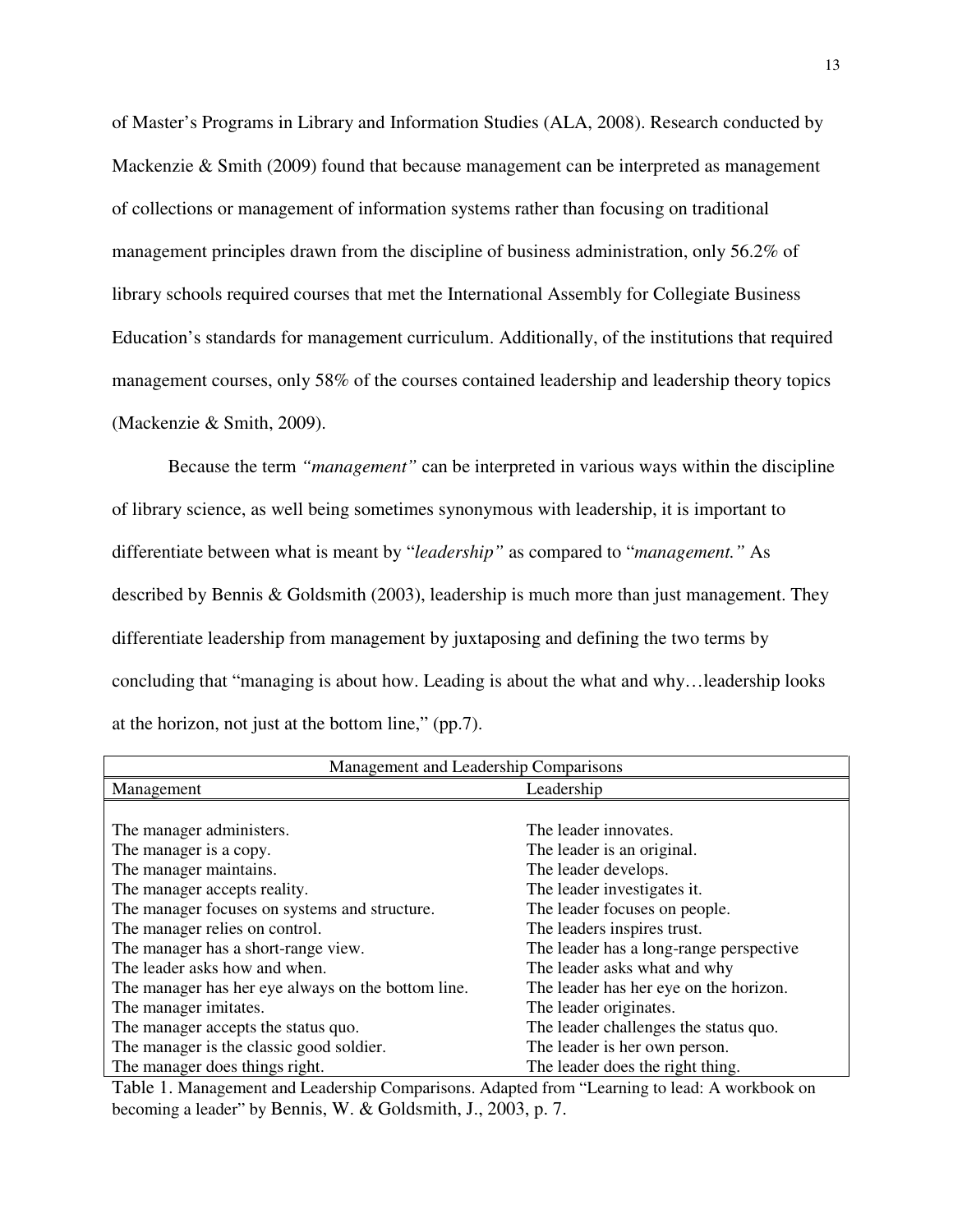of Master's Programs in Library and Information Studies (ALA, 2008). Research conducted by Mackenzie & Smith (2009) found that because management can be interpreted as management of collections or management of information systems rather than focusing on traditional management principles drawn from the discipline of business administration, only 56.2% of library schools required courses that met the International Assembly for Collegiate Business Education's standards for management curriculum. Additionally, of the institutions that required management courses, only 58% of the courses contained leadership and leadership theory topics (Mackenzie & Smith, 2009).

Because the term *"management"* can be interpreted in various ways within the discipline of library science, as well being sometimes synonymous with leadership, it is important to differentiate between what is meant by "*leadership"* as compared to "*management."* As described by Bennis & Goldsmith (2003), leadership is much more than just management. They differentiate leadership from management by juxtaposing and defining the two terms by concluding that "managing is about how. Leading is about the what and why…leadership looks at the horizon, not just at the bottom line," (pp.7).

| Management and Leadership Comparisons | |
|---|---|
| Management | Leadership |
| The manager administers. | The leader innovates. |
| The manager is a copy. | The leader is an original. |
| The manager maintains. | The leader develops. |
| The manager accepts reality. | The leader investigates it. |
| The manager focuses on systems and structure. | The leader focuses on people. |
| The manager relies on control. | The leaders inspires trust. |
| The manager has a short-range view. | The leader has a long-range perspective |
| The leader asks how and when. | The leader asks what and why |
| The manager has her eye always on the bottom line. | The leader has her eye on the horizon. |
| The manager imitates. | The leader originates. |
| The manager accepts the status quo. | The leader challenges the status quo. |
| The manager is the classic good soldier. | The leader is her own person. |
| The manager does things right. | The leader does the right thing. |

Table 1. Management and Leadership Comparisons. Adapted from "Learning to lead: A workbook on becoming a leader" by Bennis, W. & Goldsmith, J., 2003, p. 7.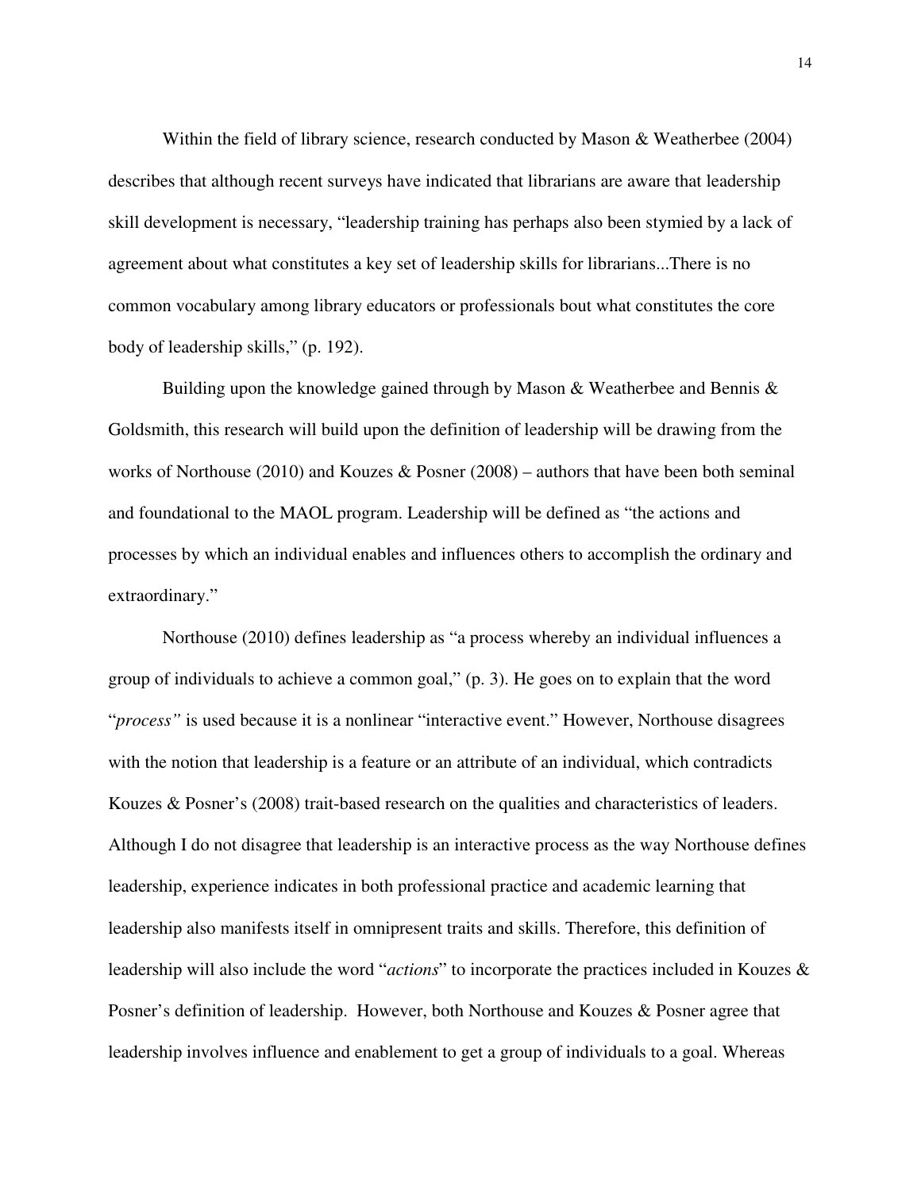Within the field of library science, research conducted by Mason & Weatherbee (2004) describes that although recent surveys have indicated that librarians are aware that leadership skill development is necessary, "leadership training has perhaps also been stymied by a lack of agreement about what constitutes a key set of leadership skills for librarians...There is no common vocabulary among library educators or professionals bout what constitutes the core body of leadership skills," (p. 192).

Building upon the knowledge gained through by Mason & Weatherbee and Bennis & Goldsmith, this research will build upon the definition of leadership will be drawing from the works of Northouse (2010) and Kouzes & Posner (2008) – authors that have been both seminal and foundational to the MAOL program. Leadership will be defined as "the actions and processes by which an individual enables and influences others to accomplish the ordinary and extraordinary."

Northouse (2010) defines leadership as "a process whereby an individual influences a group of individuals to achieve a common goal," (p. 3). He goes on to explain that the word "*process"* is used because it is a nonlinear "interactive event." However, Northouse disagrees with the notion that leadership is a feature or an attribute of an individual, which contradicts Kouzes & Posner's (2008) trait-based research on the qualities and characteristics of leaders. Although I do not disagree that leadership is an interactive process as the way Northouse defines leadership, experience indicates in both professional practice and academic learning that leadership also manifests itself in omnipresent traits and skills. Therefore, this definition of leadership will also include the word "*actions*" to incorporate the practices included in Kouzes & Posner's definition of leadership. However, both Northouse and Kouzes & Posner agree that leadership involves influence and enablement to get a group of individuals to a goal. Whereas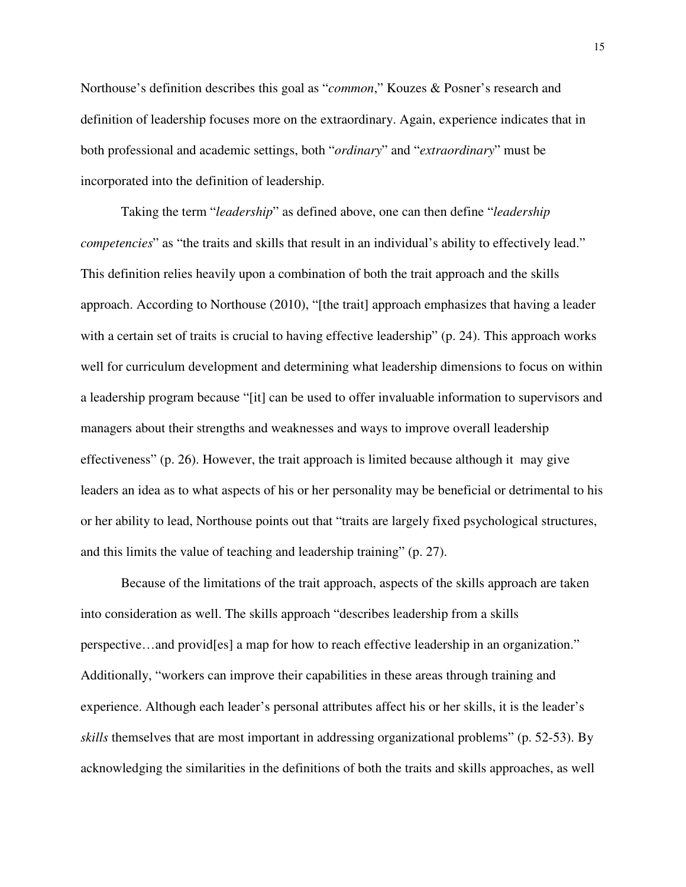Northouse's definition describes this goal as "*common*," Kouzes & Posner's research and definition of leadership focuses more on the extraordinary. Again, experience indicates that in both professional and academic settings, both "*ordinary*" and "*extraordinary*" must be incorporated into the definition of leadership.

Taking the term "*leadership*" as defined above, one can then define "*leadership competencies*" as "the traits and skills that result in an individual's ability to effectively lead." This definition relies heavily upon a combination of both the trait approach and the skills approach. According to Northouse (2010), "[the trait] approach emphasizes that having a leader with a certain set of traits is crucial to having effective leadership" (p. 24). This approach works well for curriculum development and determining what leadership dimensions to focus on within a leadership program because "[it] can be used to offer invaluable information to supervisors and managers about their strengths and weaknesses and ways to improve overall leadership effectiveness" (p. 26). However, the trait approach is limited because although it may give leaders an idea as to what aspects of his or her personality may be beneficial or detrimental to his or her ability to lead, Northouse points out that "traits are largely fixed psychological structures, and this limits the value of teaching and leadership training" (p. 27).

Because of the limitations of the trait approach, aspects of the skills approach are taken into consideration as well. The skills approach "describes leadership from a skills perspective…and provid[es] a map for how to reach effective leadership in an organization." Additionally, "workers can improve their capabilities in these areas through training and experience. Although each leader's personal attributes affect his or her skills, it is the leader's *skills* themselves that are most important in addressing organizational problems" (p. 52-53). By acknowledging the similarities in the definitions of both the traits and skills approaches, as well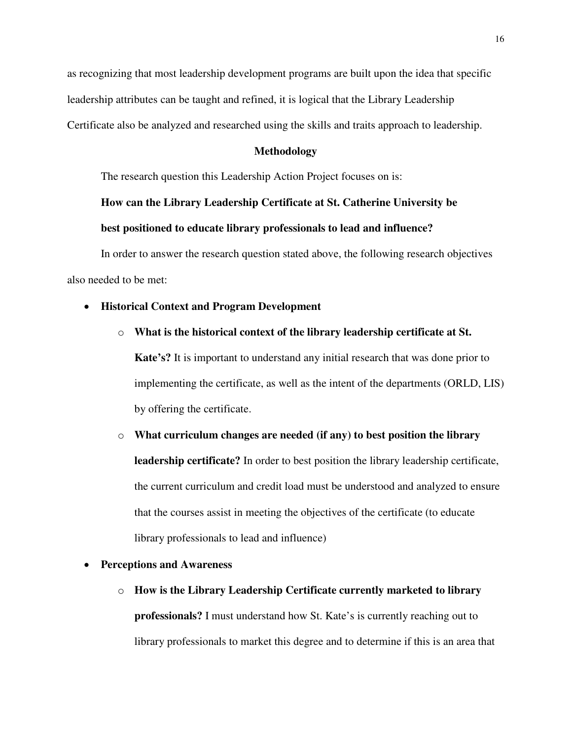as recognizing that most leadership development programs are built upon the idea that specific leadership attributes can be taught and refined, it is logical that the Library Leadership Certificate also be analyzed and researched using the skills and traits approach to leadership.

## Methodology

The research question this Leadership Action Project focuses on is:

**How can the Library Leadership Certificate at St. Catherine University be best positioned to educate library professionals to lead and influence?**

In order to answer the research question stated above, the following research objectives also needed to be met:

- **Historical Context and Program Development**
  - **What is the historical context of the library leadership certificate at St. Kate's?** It is important to understand any initial research that was done prior to implementing the certificate, as well as the intent of the departments (ORLD, LIS) by offering the certificate.
  - **What curriculum changes are needed (if any) to best position the library leadership certificate?** In order to best position the library leadership certificate, the current curriculum and credit load must be understood and analyzed to ensure that the courses assist in meeting the objectives of the certificate (to educate library professionals to lead and influence)
- **Perceptions and Awareness**
  - **How is the Library Leadership Certificate currently marketed to library professionals?** I must understand how St. Kate's is currently reaching out to library professionals to market this degree and to determine if this is an area that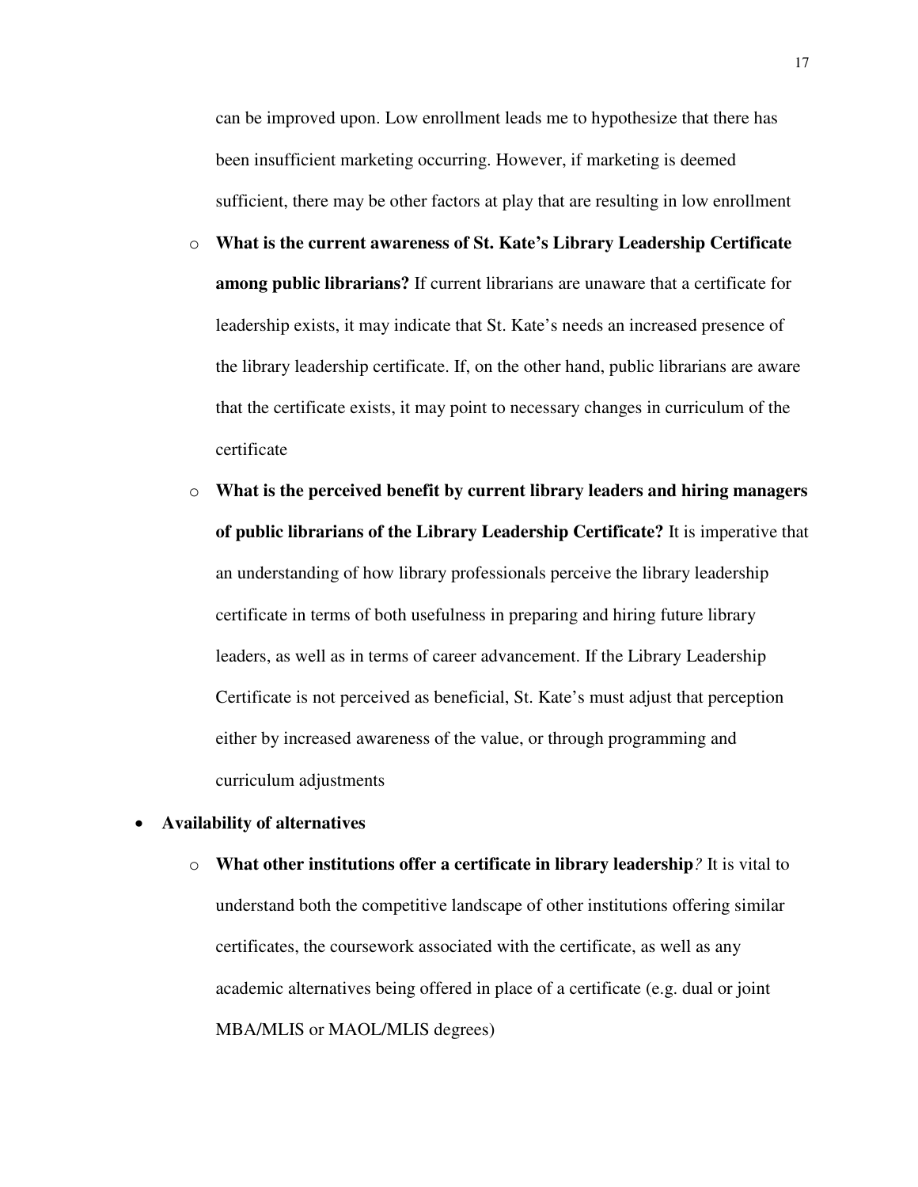can be improved upon. Low enrollment leads me to hypothesize that there has been insufficient marketing occurring. However, if marketing is deemed sufficient, there may be other factors at play that are resulting in low enrollment

  - **What is the current awareness of St. Kate's Library Leadership Certificate among public librarians?** If current librarians are unaware that a certificate for leadership exists, it may indicate that St. Kate's needs an increased presence of the library leadership certificate. If, on the other hand, public librarians are aware that the certificate exists, it may point to necessary changes in curriculum of the certificate
  - **What is the perceived benefit by current library leaders and hiring managers of public librarians of the Library Leadership Certificate?** It is imperative that an understanding of how library professionals perceive the library leadership certificate in terms of both usefulness in preparing and hiring future library leaders, as well as in terms of career advancement. If the Library Leadership Certificate is not perceived as beneficial, St. Kate's must adjust that perception either by increased awareness of the value, or through programming and curriculum adjustments

- **Availability of alternatives**
  - **What other institutions offer a certificate in library leadership***?* It is vital to understand both the competitive landscape of other institutions offering similar certificates, the coursework associated with the certificate, as well as any academic alternatives being offered in place of a certificate (e.g. dual or joint MBA/MLIS or MAOL/MLIS degrees)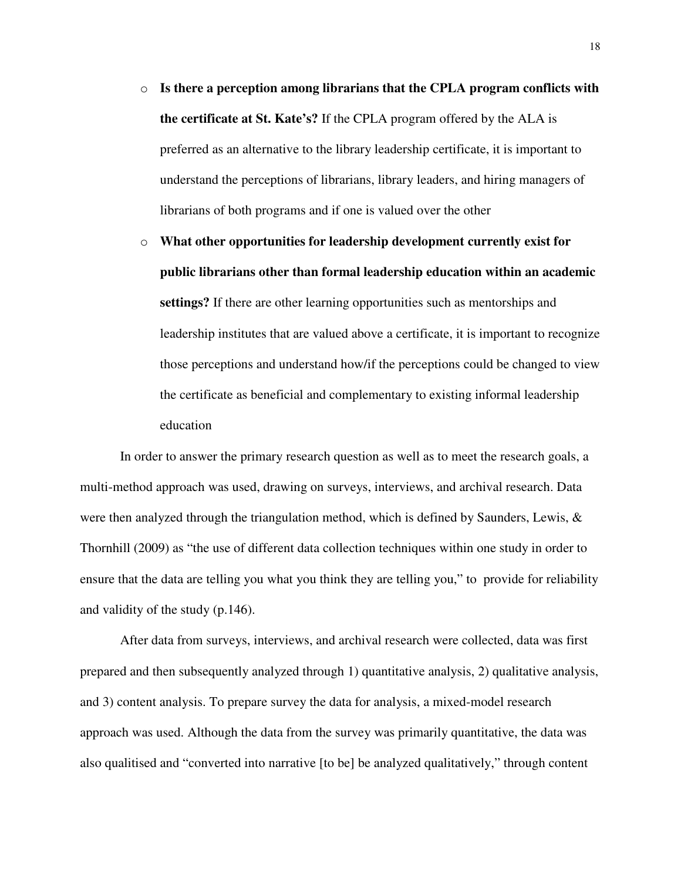- **Is there a perception among librarians that the CPLA program conflicts with the certificate at St. Kate's?** If the CPLA program offered by the ALA is preferred as an alternative to the library leadership certificate, it is important to understand the perceptions of librarians, library leaders, and hiring managers of librarians of both programs and if one is valued over the other
- **What other opportunities for leadership development currently exist for public librarians other than formal leadership education within an academic settings?** If there are other learning opportunities such as mentorships and leadership institutes that are valued above a certificate, it is important to recognize those perceptions and understand how/if the perceptions could be changed to view the certificate as beneficial and complementary to existing informal leadership education

In order to answer the primary research question as well as to meet the research goals, a multi-method approach was used, drawing on surveys, interviews, and archival research. Data were then analyzed through the triangulation method, which is defined by Saunders, Lewis, & Thornhill (2009) as "the use of different data collection techniques within one study in order to ensure that the data are telling you what you think they are telling you," to provide for reliability and validity of the study (p.146).

After data from surveys, interviews, and archival research were collected, data was first prepared and then subsequently analyzed through 1) quantitative analysis, 2) qualitative analysis, and 3) content analysis. To prepare survey the data for analysis, a mixed-model research approach was used. Although the data from the survey was primarily quantitative, the data was also qualitised and "converted into narrative [to be] be analyzed qualitatively," through content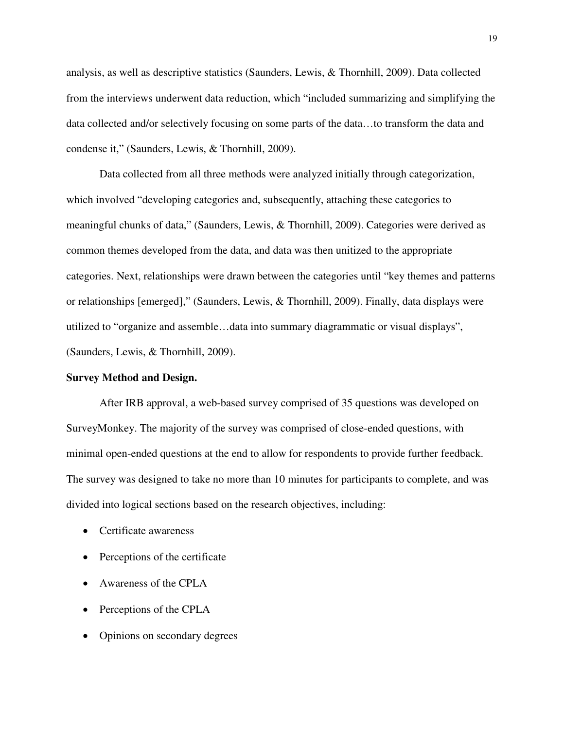analysis, as well as descriptive statistics (Saunders, Lewis, & Thornhill, 2009). Data collected from the interviews underwent data reduction, which "included summarizing and simplifying the data collected and/or selectively focusing on some parts of the data…to transform the data and condense it," (Saunders, Lewis, & Thornhill, 2009).

Data collected from all three methods were analyzed initially through categorization, which involved "developing categories and, subsequently, attaching these categories to meaningful chunks of data," (Saunders, Lewis, & Thornhill, 2009). Categories were derived as common themes developed from the data, and data was then unitized to the appropriate categories. Next, relationships were drawn between the categories until "key themes and patterns or relationships [emerged]," (Saunders, Lewis, & Thornhill, 2009). Finally, data displays were utilized to "organize and assemble…data into summary diagrammatic or visual displays", (Saunders, Lewis, & Thornhill, 2009).

**Survey Method and Design.**

After IRB approval, a web-based survey comprised of 35 questions was developed on SurveyMonkey. The majority of the survey was comprised of close-ended questions, with minimal open-ended questions at the end to allow for respondents to provide further feedback. The survey was designed to take no more than 10 minutes for participants to complete, and was divided into logical sections based on the research objectives, including:

- Certificate awareness
- Perceptions of the certificate
- Awareness of the CPLA
- Perceptions of the CPLA
- Opinions on secondary degrees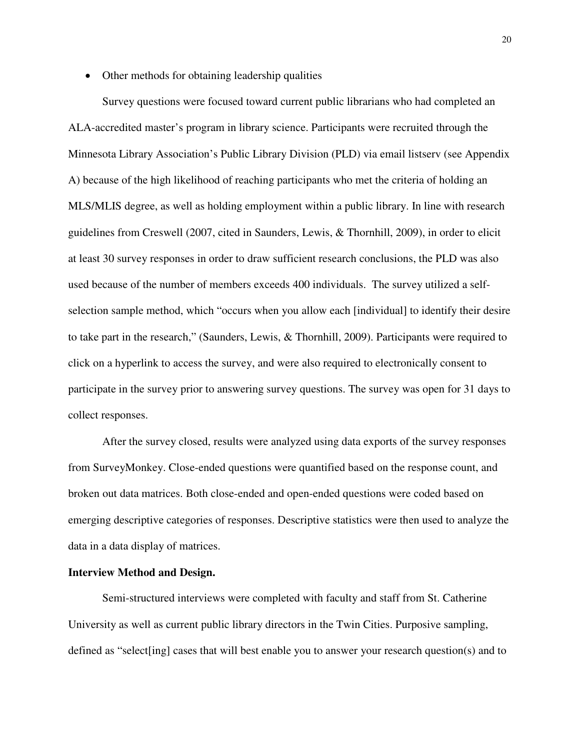- Other methods for obtaining leadership qualities

Survey questions were focused toward current public librarians who had completed an ALA-accredited master's program in library science. Participants were recruited through the Minnesota Library Association's Public Library Division (PLD) via email listserv (see Appendix A) because of the high likelihood of reaching participants who met the criteria of holding an MLS/MLIS degree, as well as holding employment within a public library. In line with research guidelines from Creswell (2007, cited in Saunders, Lewis, & Thornhill, 2009), in order to elicit at least 30 survey responses in order to draw sufficient research conclusions, the PLD was also used because of the number of members exceeds 400 individuals. The survey utilized a self-selection sample method, which "occurs when you allow each [individual] to identify their desire to take part in the research," (Saunders, Lewis, & Thornhill, 2009). Participants were required to click on a hyperlink to access the survey, and were also required to electronically consent to participate in the survey prior to answering survey questions. The survey was open for 31 days to collect responses.

After the survey closed, results were analyzed using data exports of the survey responses from SurveyMonkey. Close-ended questions were quantified based on the response count, and broken out data matrices. Both close-ended and open-ended questions were coded based on emerging descriptive categories of responses. Descriptive statistics were then used to analyze the data in a data display of matrices.

**Interview Method and Design.**

Semi-structured interviews were completed with faculty and staff from St. Catherine University as well as current public library directors in the Twin Cities. Purposive sampling, defined as "select[ing] cases that will best enable you to answer your research question(s) and to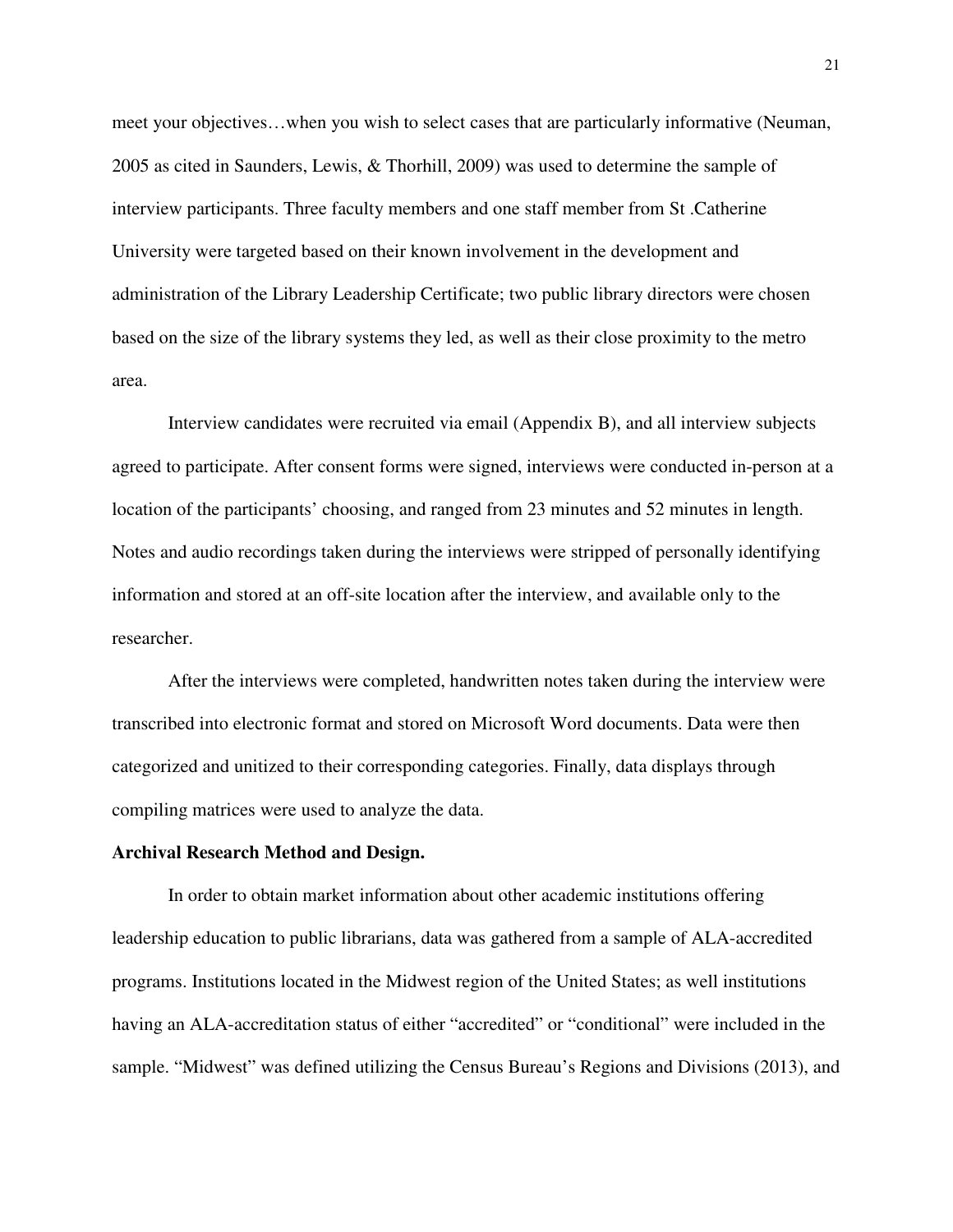meet your objectives…when you wish to select cases that are particularly informative (Neuman, 2005 as cited in Saunders, Lewis, & Thorhill, 2009) was used to determine the sample of interview participants. Three faculty members and one staff member from St .Catherine University were targeted based on their known involvement in the development and administration of the Library Leadership Certificate; two public library directors were chosen based on the size of the library systems they led, as well as their close proximity to the metro area.

Interview candidates were recruited via email (Appendix B), and all interview subjects agreed to participate. After consent forms were signed, interviews were conducted in-person at a location of the participants' choosing, and ranged from 23 minutes and 52 minutes in length. Notes and audio recordings taken during the interviews were stripped of personally identifying information and stored at an off-site location after the interview, and available only to the researcher.

After the interviews were completed, handwritten notes taken during the interview were transcribed into electronic format and stored on Microsoft Word documents. Data were then categorized and unitized to their corresponding categories. Finally, data displays through compiling matrices were used to analyze the data.

**Archival Research Method and Design.**

In order to obtain market information about other academic institutions offering leadership education to public librarians, data was gathered from a sample of ALA-accredited programs. Institutions located in the Midwest region of the United States; as well institutions having an ALA-accreditation status of either "accredited" or "conditional" were included in the sample. "Midwest" was defined utilizing the Census Bureau's Regions and Divisions (2013), and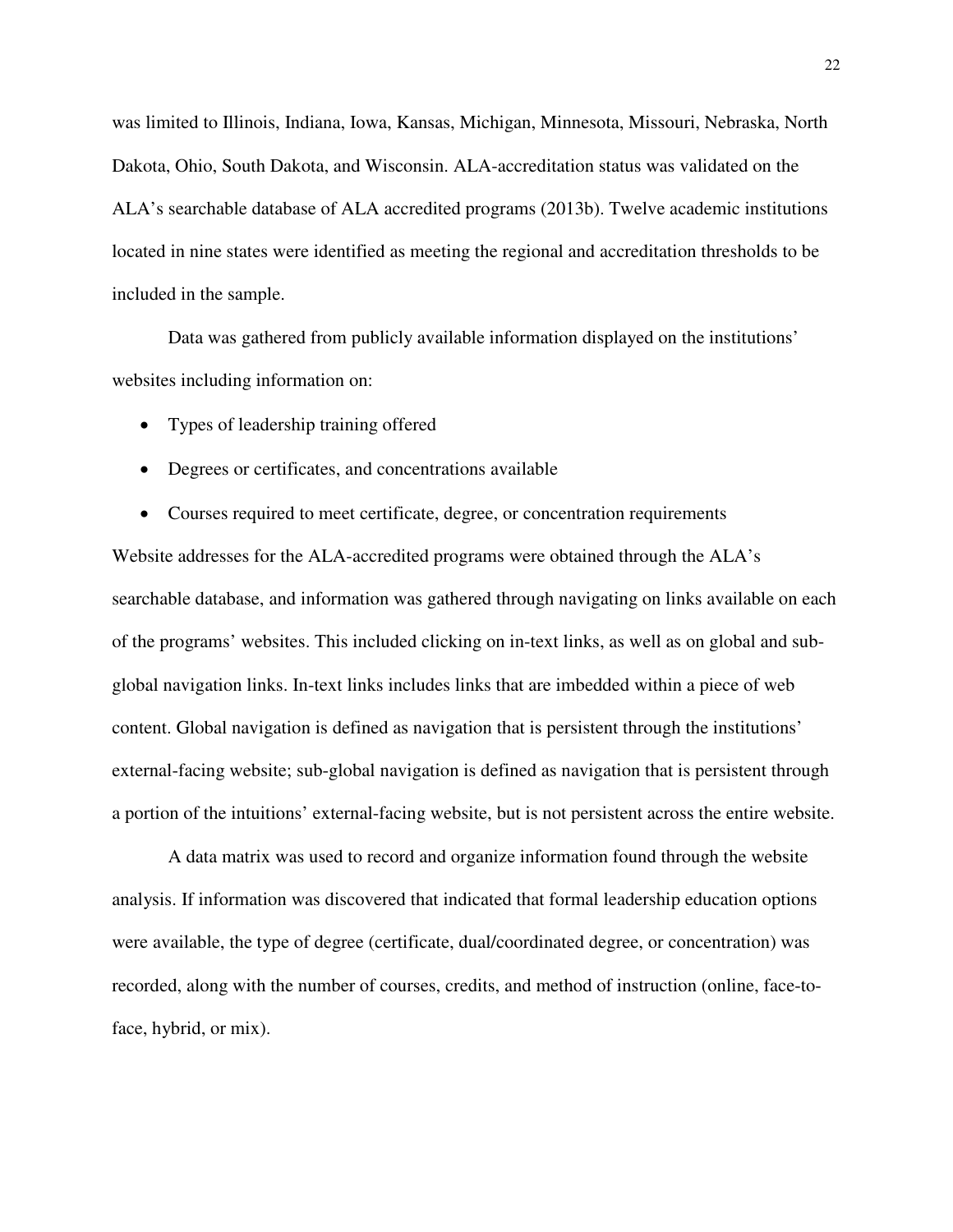was limited to Illinois, Indiana, Iowa, Kansas, Michigan, Minnesota, Missouri, Nebraska, North Dakota, Ohio, South Dakota, and Wisconsin. ALA-accreditation status was validated on the ALA's searchable database of ALA accredited programs (2013b). Twelve academic institutions located in nine states were identified as meeting the regional and accreditation thresholds to be included in the sample.

Data was gathered from publicly available information displayed on the institutions' websites including information on:

- Types of leadership training offered
- Degrees or certificates, and concentrations available
- Courses required to meet certificate, degree, or concentration requirements

Website addresses for the ALA-accredited programs were obtained through the ALA's searchable database, and information was gathered through navigating on links available on each of the programs' websites. This included clicking on in-text links, as well as on global and sub-global navigation links. In-text links includes links that are imbedded within a piece of web content. Global navigation is defined as navigation that is persistent through the institutions' external-facing website; sub-global navigation is defined as navigation that is persistent through a portion of the intuitions' external-facing website, but is not persistent across the entire website.

A data matrix was used to record and organize information found through the website analysis. If information was discovered that indicated that formal leadership education options were available, the type of degree (certificate, dual/coordinated degree, or concentration) was recorded, along with the number of courses, credits, and method of instruction (online, face-to-face, hybrid, or mix).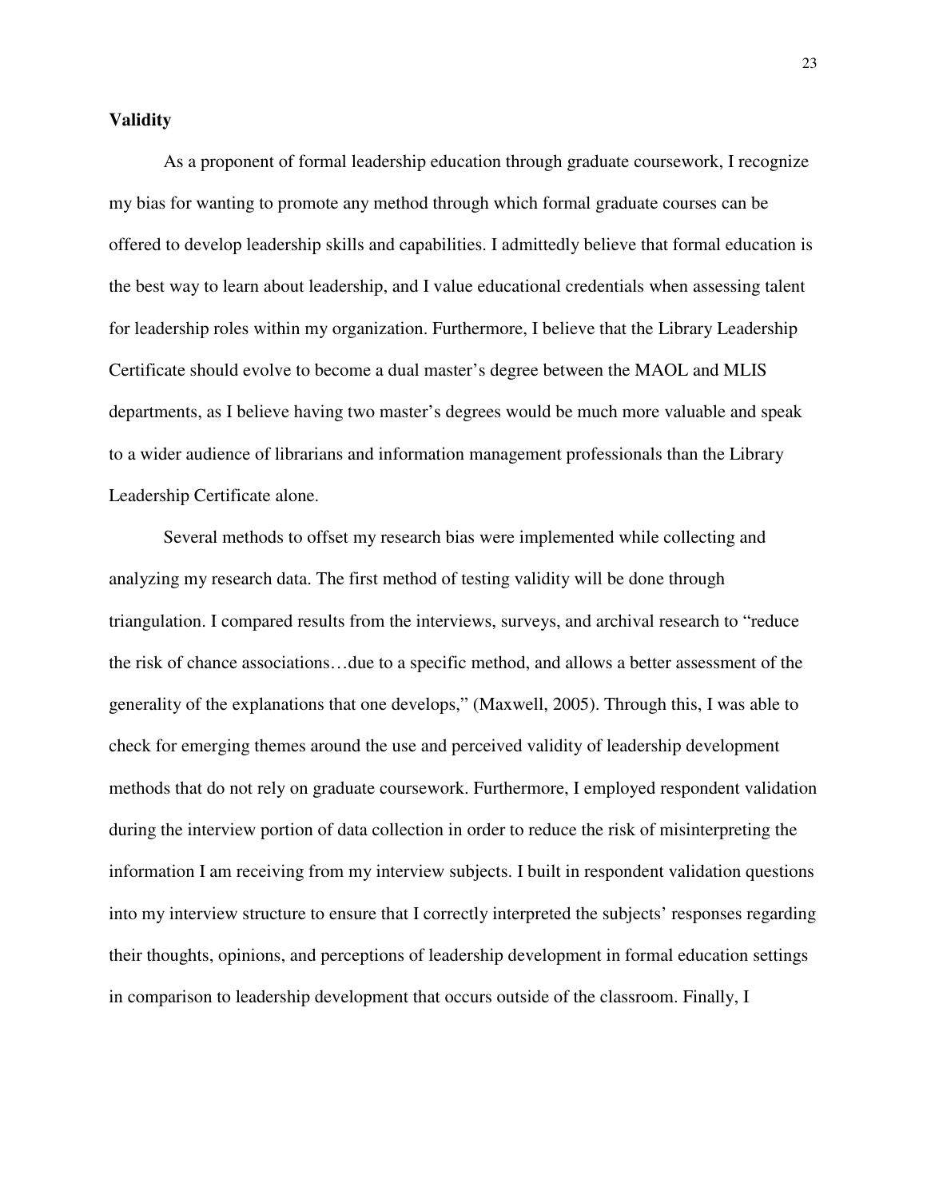**Validity**

As a proponent of formal leadership education through graduate coursework, I recognize my bias for wanting to promote any method through which formal graduate courses can be offered to develop leadership skills and capabilities. I admittedly believe that formal education is the best way to learn about leadership, and I value educational credentials when assessing talent for leadership roles within my organization. Furthermore, I believe that the Library Leadership Certificate should evolve to become a dual master's degree between the MAOL and MLIS departments, as I believe having two master's degrees would be much more valuable and speak to a wider audience of librarians and information management professionals than the Library Leadership Certificate alone.

Several methods to offset my research bias were implemented while collecting and analyzing my research data. The first method of testing validity will be done through triangulation. I compared results from the interviews, surveys, and archival research to "reduce the risk of chance associations…due to a specific method, and allows a better assessment of the generality of the explanations that one develops," (Maxwell, 2005). Through this, I was able to check for emerging themes around the use and perceived validity of leadership development methods that do not rely on graduate coursework. Furthermore, I employed respondent validation during the interview portion of data collection in order to reduce the risk of misinterpreting the information I am receiving from my interview subjects. I built in respondent validation questions into my interview structure to ensure that I correctly interpreted the subjects' responses regarding their thoughts, opinions, and perceptions of leadership development in formal education settings in comparison to leadership development that occurs outside of the classroom. Finally, I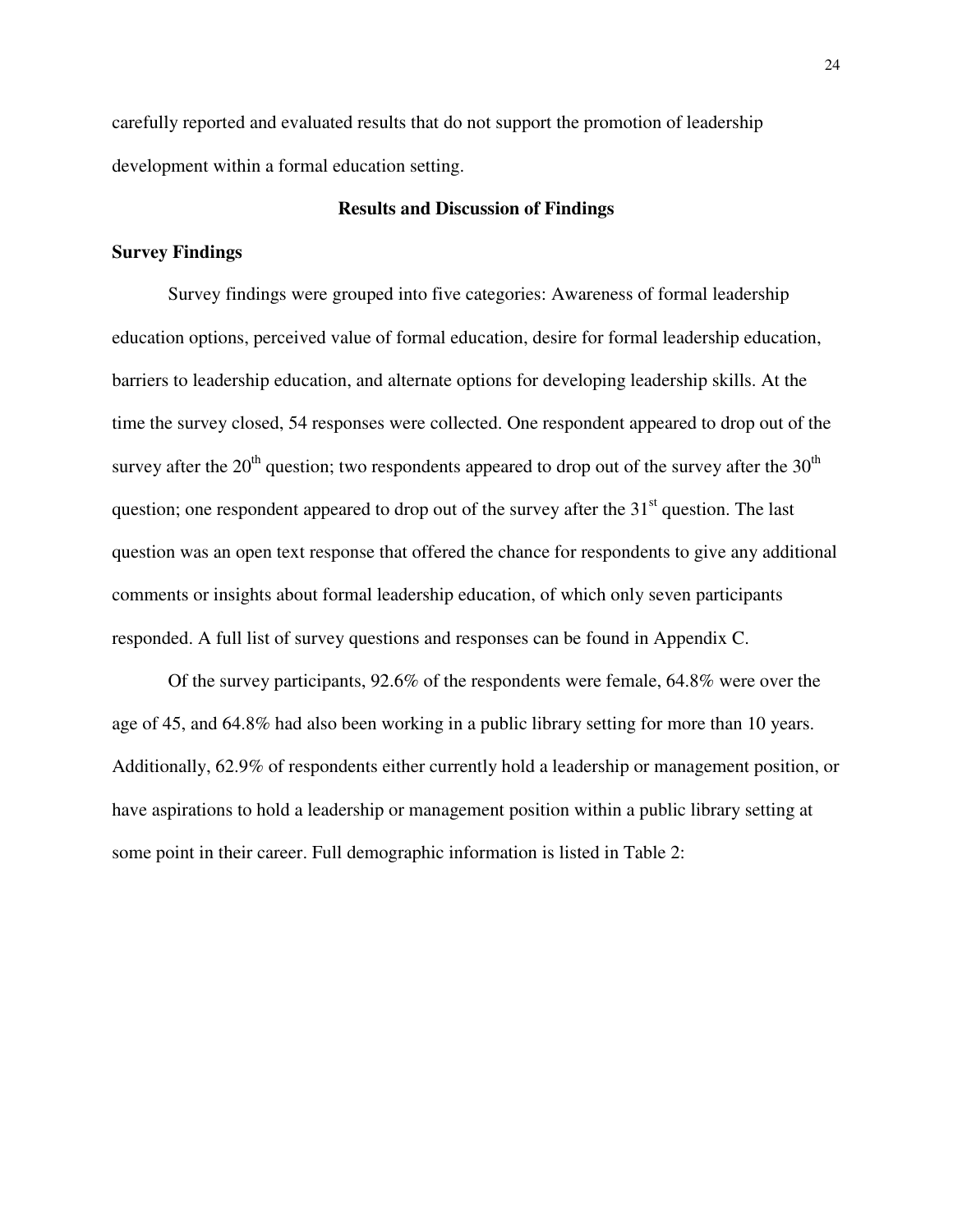carefully reported and evaluated results that do not support the promotion of leadership development within a formal education setting.

## Results and Discussion of Findings

### Survey Findings

Survey findings were grouped into five categories: Awareness of formal leadership education options, perceived value of formal education, desire for formal leadership education, barriers to leadership education, and alternate options for developing leadership skills. At the time the survey closed, 54 responses were collected. One respondent appeared to drop out of the survey after the 20th question; two respondents appeared to drop out of the survey after the 30th question; one respondent appeared to drop out of the survey after the 31st question. The last question was an open text response that offered the chance for respondents to give any additional comments or insights about formal leadership education, of which only seven participants responded. A full list of survey questions and responses can be found in Appendix C.

Of the survey participants, 92.6% of the respondents were female, 64.8% were over the age of 45, and 64.8% had also been working in a public library setting for more than 10 years. Additionally, 62.9% of respondents either currently hold a leadership or management position, or have aspirations to hold a leadership or management position within a public library setting at some point in their career. Full demographic information is listed in Table 2: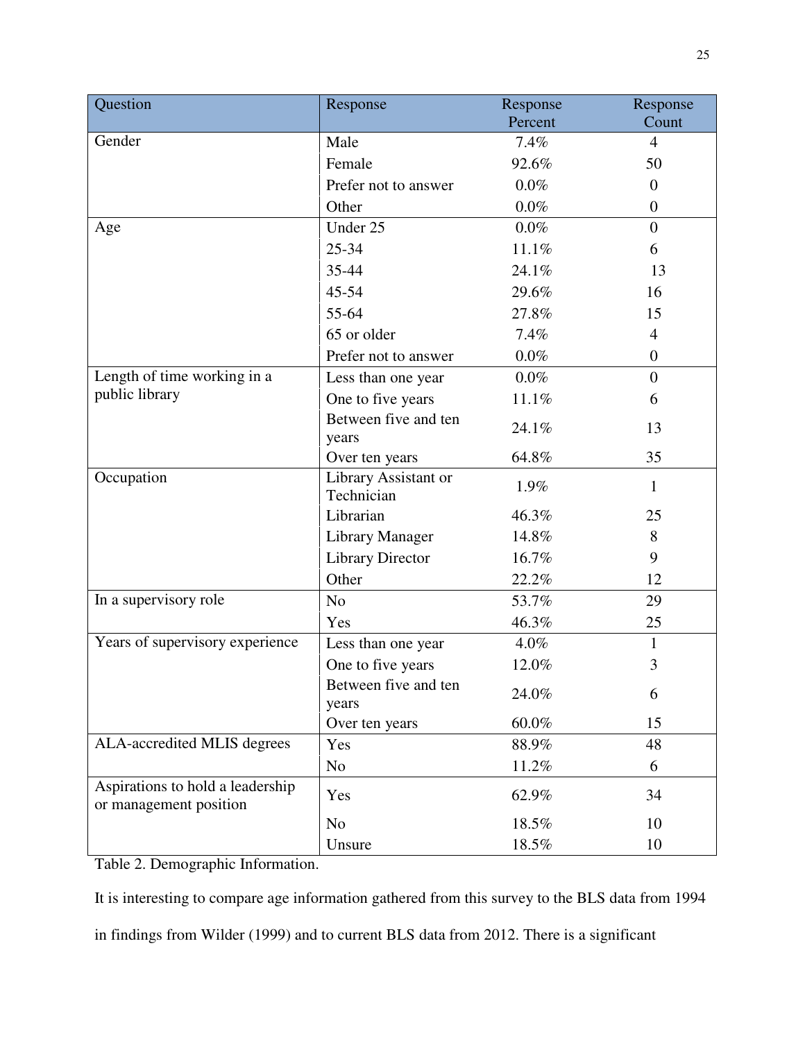| Question | Response | Response Percent | Response Count |
|---|---|---|---|
| Gender | Male | 7.4% | 4 |
| | Female | 92.6% | 50 |
| | Prefer not to answer | 0.0% | 0 |
| | Other | 0.0% | 0 |
| Age | Under 25 | 0.0% | 0 |
| | 25-34 | 11.1% | 6 |
| | 35-44 | 24.1% | 13 |
| | 45-54 | 29.6% | 16 |
| | 55-64 | 27.8% | 15 |
| | 65 or older | 7.4% | 4 |
| | Prefer not to answer | 0.0% | 0 |
| Length of time working in a public library | Less than one year | 0.0% | 0 |
| | One to five years | 11.1% | 6 |
| | Between five and ten years | 24.1% | 13 |
| | Over ten years | 64.8% | 35 |
| Occupation | Library Assistant or Technician | 1.9% | 1 |
| | Librarian | 46.3% | 25 |
| | Library Manager | 14.8% | 8 |
| | Library Director | 16.7% | 9 |
| | Other | 22.2% | 12 |
| In a supervisory role | No | 53.7% | 29 |
| | Yes | 46.3% | 25 |
| Years of supervisory experience | Less than one year | 4.0% | 1 |
| | One to five years | 12.0% | 3 |
| | Between five and ten years | 24.0% | 6 |
| | Over ten years | 60.0% | 15 |
| ALA-accredited MLIS degrees | Yes | 88.9% | 48 |
| | No | 11.2% | 6 |
| Aspirations to hold a leadership or management position | Yes | 62.9% | 34 |
| | No | 18.5% | 10 |
| | Unsure | 18.5% | 10 |

Table 2. Demographic Information.

It is interesting to compare age information gathered from this survey to the BLS data from 1994 in findings from Wilder (1999) and to current BLS data from 2012. There is a significant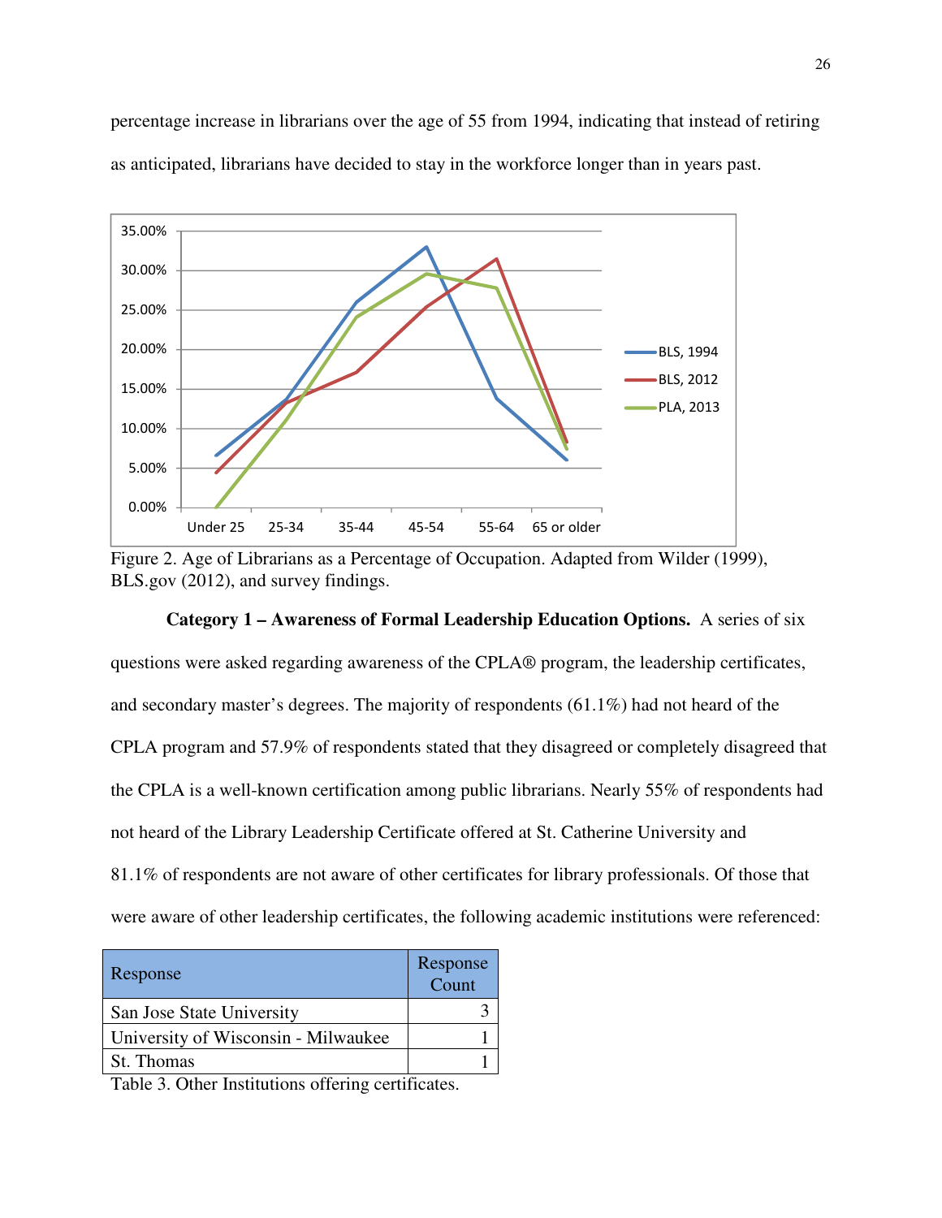percentage increase in librarians over the age of 55 from 1994, indicating that instead of retiring as anticipated, librarians have decided to stay in the workforce longer than in years past.

Figure 2. Age of Librarians as a Percentage of Occupation. Adapted from Wilder (1999), BLS.gov (2012), and survey findings.

**Category 1 – Awareness of Formal Leadership Education Options.** A series of six questions were asked regarding awareness of the CPLA® program, the leadership certificates, and secondary master's degrees. The majority of respondents (61.1%) had not heard of the CPLA program and 57.9% of respondents stated that they disagreed or completely disagreed that the CPLA is a well-known certification among public librarians. Nearly 55% of respondents had not heard of the Library Leadership Certificate offered at St. Catherine University and 81.1% of respondents are not aware of other certificates for library professionals. Of those that were aware of other leadership certificates, the following academic institutions were referenced:

| Response | Response Count |
|---|---|
| San Jose State University | 3 |
| University of Wisconsin - Milwaukee | 1 |
| St. Thomas | 1 |

Table 3. Other Institutions offering certificates.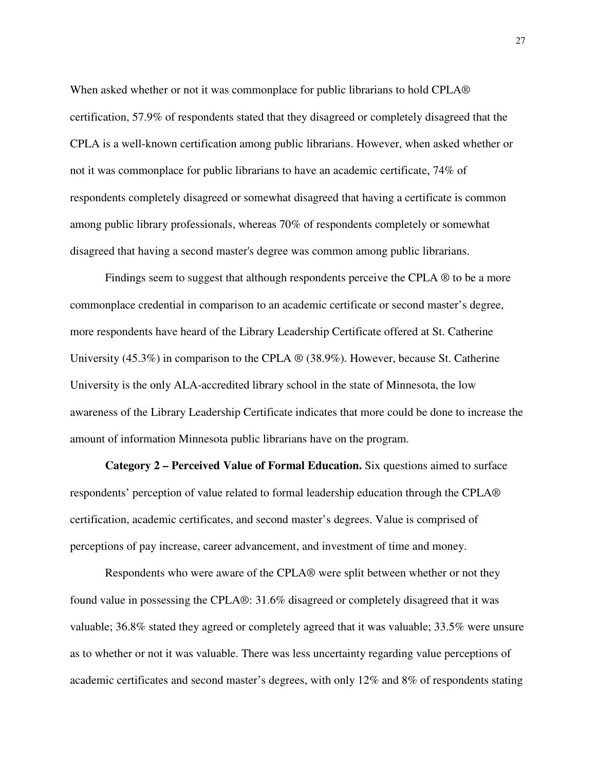When asked whether or not it was commonplace for public librarians to hold CPLA® certification, 57.9% of respondents stated that they disagreed or completely disagreed that the CPLA is a well-known certification among public librarians. However, when asked whether or not it was commonplace for public librarians to have an academic certificate, 74% of respondents completely disagreed or somewhat disagreed that having a certificate is common among public library professionals, whereas 70% of respondents completely or somewhat disagreed that having a second master's degree was common among public librarians.

Findings seem to suggest that although respondents perceive the CPLA ® to be a more commonplace credential in comparison to an academic certificate or second master's degree, more respondents have heard of the Library Leadership Certificate offered at St. Catherine University (45.3%) in comparison to the CPLA ® (38.9%). However, because St. Catherine University is the only ALA-accredited library school in the state of Minnesota, the low awareness of the Library Leadership Certificate indicates that more could be done to increase the amount of information Minnesota public librarians have on the program.

**Category 2 – Perceived Value of Formal Education.** Six questions aimed to surface respondents' perception of value related to formal leadership education through the CPLA® certification, academic certificates, and second master's degrees. Value is comprised of perceptions of pay increase, career advancement, and investment of time and money.

Respondents who were aware of the CPLA® were split between whether or not they found value in possessing the CPLA®: 31.6% disagreed or completely disagreed that it was valuable; 36.8% stated they agreed or completely agreed that it was valuable; 33.5% were unsure as to whether or not it was valuable. There was less uncertainty regarding value perceptions of academic certificates and second master's degrees, with only 12% and 8% of respondents stating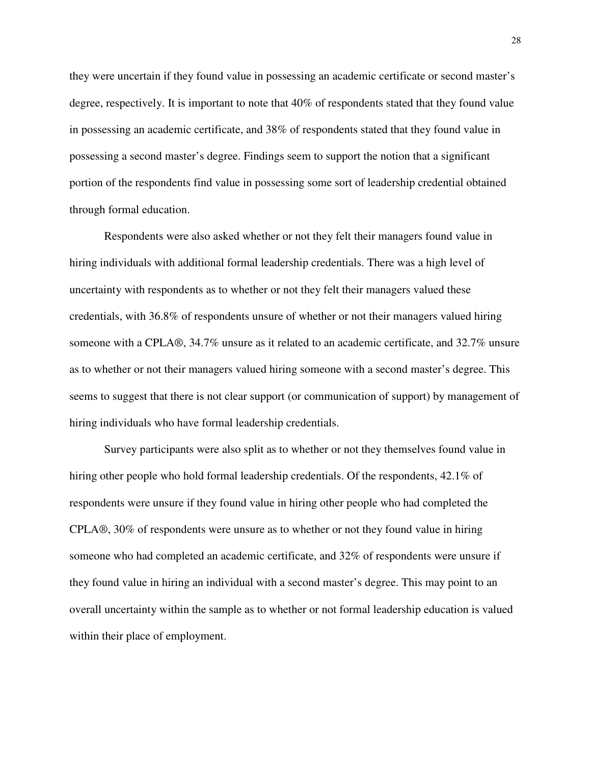they were uncertain if they found value in possessing an academic certificate or second master's degree, respectively. It is important to note that 40% of respondents stated that they found value in possessing an academic certificate, and 38% of respondents stated that they found value in possessing a second master's degree. Findings seem to support the notion that a significant portion of the respondents find value in possessing some sort of leadership credential obtained through formal education.

Respondents were also asked whether or not they felt their managers found value in hiring individuals with additional formal leadership credentials. There was a high level of uncertainty with respondents as to whether or not they felt their managers valued these credentials, with 36.8% of respondents unsure of whether or not their managers valued hiring someone with a CPLA®, 34.7% unsure as it related to an academic certificate, and 32.7% unsure as to whether or not their managers valued hiring someone with a second master's degree. This seems to suggest that there is not clear support (or communication of support) by management of hiring individuals who have formal leadership credentials.

Survey participants were also split as to whether or not they themselves found value in hiring other people who hold formal leadership credentials. Of the respondents, 42.1% of respondents were unsure if they found value in hiring other people who had completed the CPLA®, 30% of respondents were unsure as to whether or not they found value in hiring someone who had completed an academic certificate, and 32% of respondents were unsure if they found value in hiring an individual with a second master's degree. This may point to an overall uncertainty within the sample as to whether or not formal leadership education is valued within their place of employment.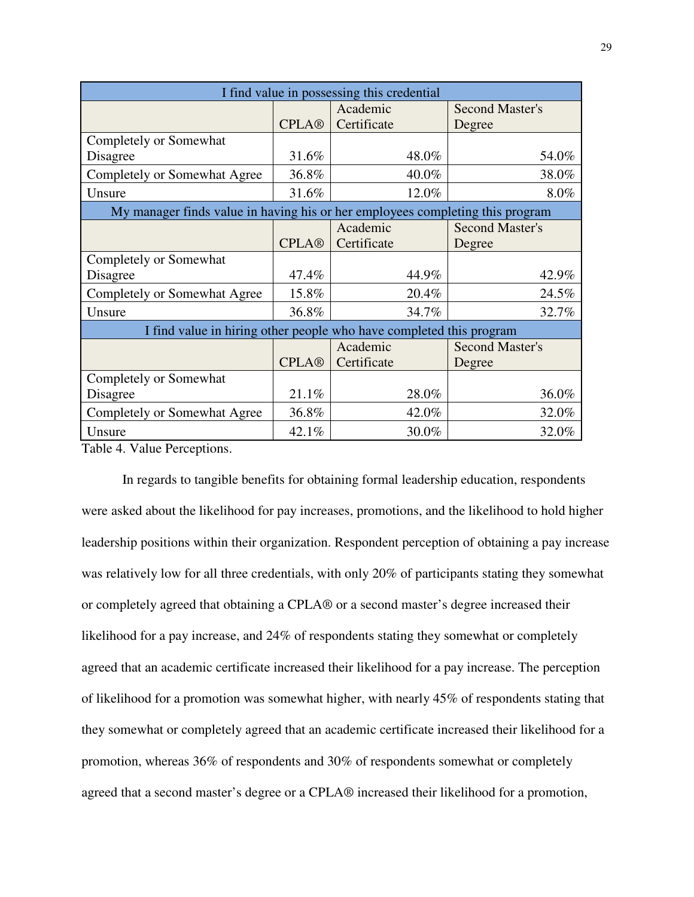| I find value in possessing this credential | | | |
|---|---|---|---|
| | CPLA® | Academic Certificate | Second Master's Degree |
| Completely or Somewhat Disagree | 31.6% | 48.0% | 54.0% |
| Completely or Somewhat Agree | 36.8% | 40.0% | 38.0% |
| Unsure | 31.6% | 12.0% | 8.0% |
| **My manager finds value in having his or her employees completing this program** | | | |
| | CPLA® | Academic Certificate | Second Master's Degree |
| Completely or Somewhat Disagree | 47.4% | 44.9% | 42.9% |
| Completely or Somewhat Agree | 15.8% | 20.4% | 24.5% |
| Unsure | 36.8% | 34.7% | 32.7% |
| **I find value in hiring other people who have completed this program** | | | |
| | CPLA® | Academic Certificate | Second Master's Degree |
| Completely or Somewhat Disagree | 21.1% | 28.0% | 36.0% |
| Completely or Somewhat Agree | 36.8% | 42.0% | 32.0% |
| Unsure | 42.1% | 30.0% | 32.0% |

Table 4. Value Perceptions.

In regards to tangible benefits for obtaining formal leadership education, respondents were asked about the likelihood for pay increases, promotions, and the likelihood to hold higher leadership positions within their organization. Respondent perception of obtaining a pay increase was relatively low for all three credentials, with only 20% of participants stating they somewhat or completely agreed that obtaining a CPLA® or a second master's degree increased their likelihood for a pay increase, and 24% of respondents stating they somewhat or completely agreed that an academic certificate increased their likelihood for a pay increase. The perception of likelihood for a promotion was somewhat higher, with nearly 45% of respondents stating that they somewhat or completely agreed that an academic certificate increased their likelihood for a promotion, whereas 36% of respondents and 30% of respondents somewhat or completely agreed that a second master's degree or a CPLA® increased their likelihood for a promotion,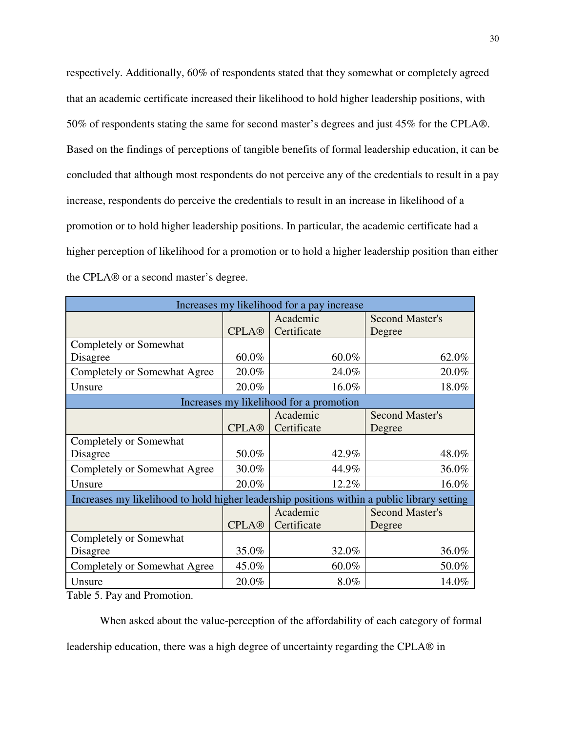respectively. Additionally, 60% of respondents stated that they somewhat or completely agreed that an academic certificate increased their likelihood to hold higher leadership positions, with 50% of respondents stating the same for second master's degrees and just 45% for the CPLA®. Based on the findings of perceptions of tangible benefits of formal leadership education, it can be concluded that although most respondents do not perceive any of the credentials to result in a pay increase, respondents do perceive the credentials to result in an increase in likelihood of a promotion or to hold higher leadership positions. In particular, the academic certificate had a higher perception of likelihood for a promotion or to hold a higher leadership position than either the CPLA® or a second master's degree.

| Increases my likelihood for a pay increase | | | |
|---|---|---|---|
| | CPLA® | Academic Certificate | Second Master's Degree |
| Completely or Somewhat Disagree | 60.0% | 60.0% | 62.0% |
| Completely or Somewhat Agree | 20.0% | 24.0% | 20.0% |
| Unsure | 20.0% | 16.0% | 18.0% |
| **Increases my likelihood for a promotion** | | | |
| | CPLA® | Academic Certificate | Second Master's Degree |
| Completely or Somewhat Disagree | 50.0% | 42.9% | 48.0% |
| Completely or Somewhat Agree | 30.0% | 44.9% | 36.0% |
| Unsure | 20.0% | 12.2% | 16.0% |
| **Increases my likelihood to hold higher leadership positions within a public library setting** | | | |
| | CPLA® | Academic Certificate | Second Master's Degree |
| Completely or Somewhat Disagree | 35.0% | 32.0% | 36.0% |
| Completely or Somewhat Agree | 45.0% | 60.0% | 50.0% |
| Unsure | 20.0% | 8.0% | 14.0% |

Table 5. Pay and Promotion.

When asked about the value-perception of the affordability of each category of formal leadership education, there was a high degree of uncertainty regarding the CPLA® in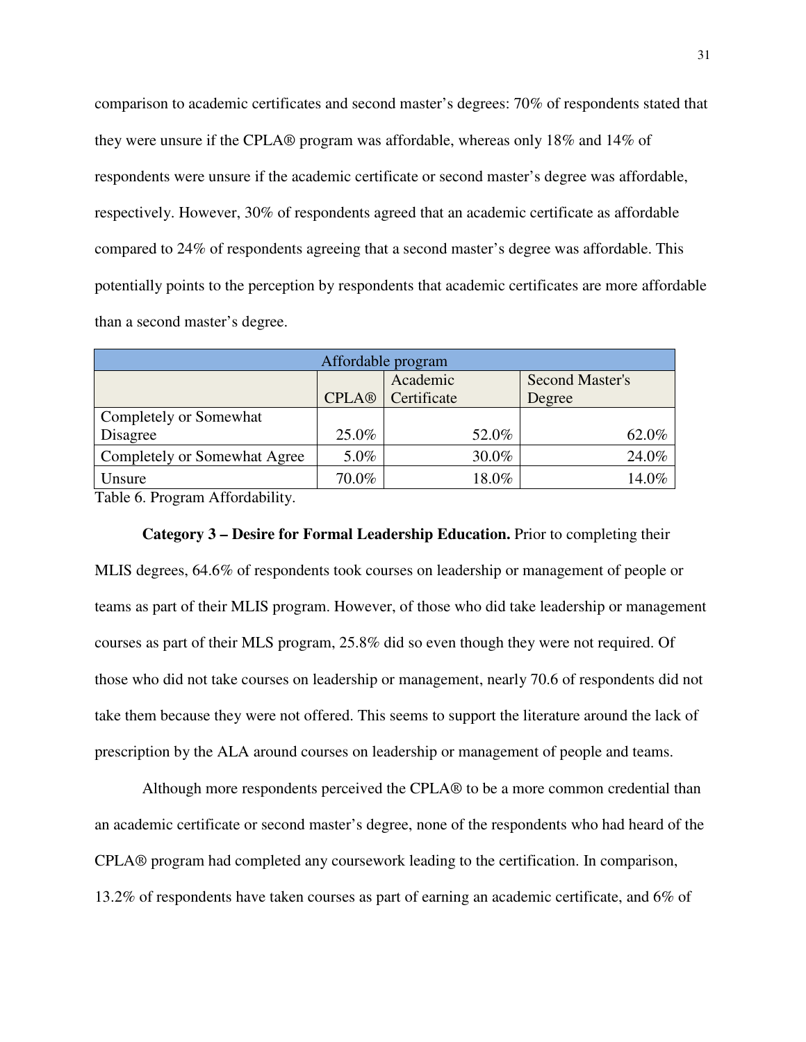comparison to academic certificates and second master's degrees: 70% of respondents stated that they were unsure if the CPLA® program was affordable, whereas only 18% and 14% of respondents were unsure if the academic certificate or second master's degree was affordable, respectively. However, 30% of respondents agreed that an academic certificate as affordable compared to 24% of respondents agreeing that a second master's degree was affordable. This potentially points to the perception by respondents that academic certificates are more affordable than a second master's degree.

| Affordable program | | | |
|---|---|---|---|
| | CPLA® | Academic Certificate | Second Master's Degree |
| Completely or Somewhat Disagree | 25.0% | 52.0% | 62.0% |
| Completely or Somewhat Agree | 5.0% | 30.0% | 24.0% |
| Unsure | 70.0% | 18.0% | 14.0% |

Table 6. Program Affordability.

**Category 3 – Desire for Formal Leadership Education.** Prior to completing their MLIS degrees, 64.6% of respondents took courses on leadership or management of people or teams as part of their MLIS program. However, of those who did take leadership or management courses as part of their MLS program, 25.8% did so even though they were not required. Of those who did not take courses on leadership or management, nearly 70.6 of respondents did not take them because they were not offered. This seems to support the literature around the lack of prescription by the ALA around courses on leadership or management of people and teams.

Although more respondents perceived the CPLA® to be a more common credential than an academic certificate or second master's degree, none of the respondents who had heard of the CPLA® program had completed any coursework leading to the certification. In comparison, 13.2% of respondents have taken courses as part of earning an academic certificate, and 6% of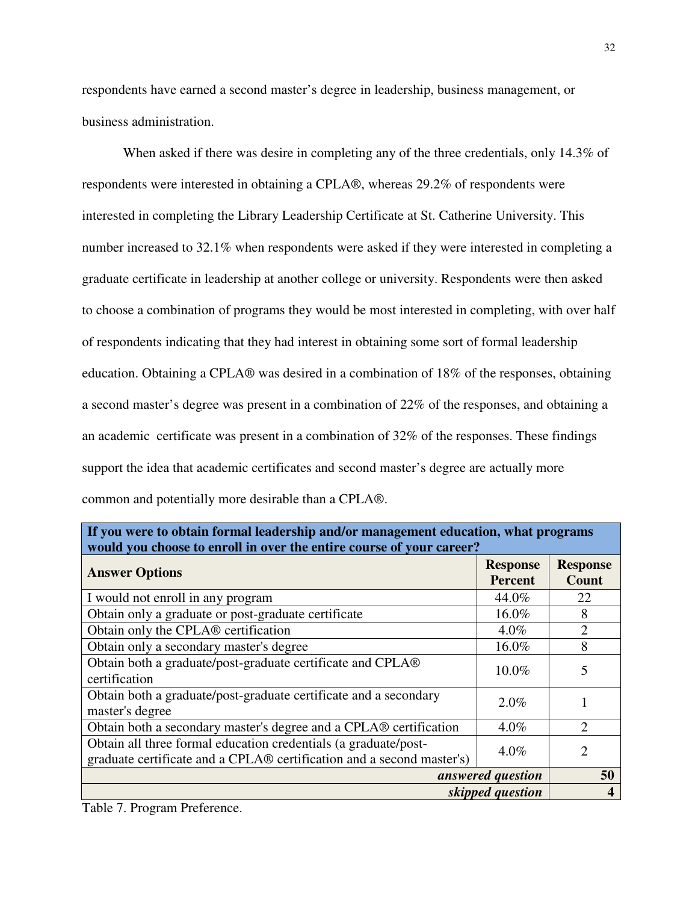respondents have earned a second master's degree in leadership, business management, or business administration.

When asked if there was desire in completing any of the three credentials, only 14.3% of respondents were interested in obtaining a CPLA®, whereas 29.2% of respondents were interested in completing the Library Leadership Certificate at St. Catherine University. This number increased to 32.1% when respondents were asked if they were interested in completing a graduate certificate in leadership at another college or university. Respondents were then asked to choose a combination of programs they would be most interested in completing, with over half of respondents indicating that they had interest in obtaining some sort of formal leadership education. Obtaining a CPLA® was desired in a combination of 18% of the responses, obtaining a second master's degree was present in a combination of 22% of the responses, and obtaining a an academic  certificate was present in a combination of 32% of the responses. These findings support the idea that academic certificates and second master's degree are actually more common and potentially more desirable than a CPLA®.

| **If you were to obtain formal leadership and/or management education, what programs would you choose to enroll in over the entire course of your career?** | | |
|---|---|---|
| **Answer Options** | **Response Percent** | **Response Count** |
| I would not enroll in any program | 44.0% | 22 |
| Obtain only a graduate or post-graduate certificate | 16.0% | 8 |
| Obtain only the CPLA® certification | 4.0% | 2 |
| Obtain only a secondary master's degree | 16.0% | 8 |
| Obtain both a graduate/post-graduate certificate and CPLA® certification | 10.0% | 5 |
| Obtain both a graduate/post-graduate certificate and a secondary master's degree | 2.0% | 1 |
| Obtain both a secondary master's degree and a CPLA® certification | 4.0% | 2 |
| Obtain all three formal education credentials (a graduate/post-graduate certificate and a CPLA® certification and a second master's) | 4.0% | 2 |
| | ***answered question*** | **50** |
| | ***skipped question*** | **4** |

Table 7. Program Preference.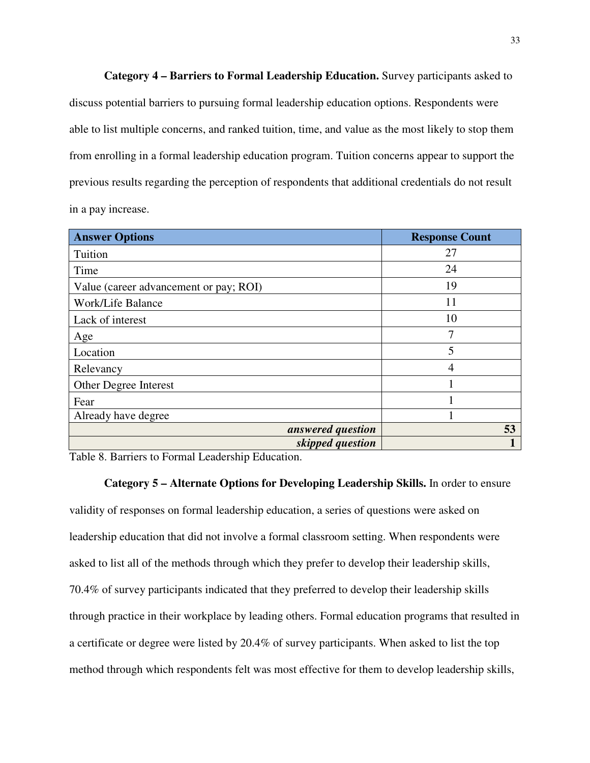**Category 4 – Barriers to Formal Leadership Education.** Survey participants asked to discuss potential barriers to pursuing formal leadership education options. Respondents were able to list multiple concerns, and ranked tuition, time, and value as the most likely to stop them from enrolling in a formal leadership education program. Tuition concerns appear to support the previous results regarding the perception of respondents that additional credentials do not result in a pay increase.

| Answer Options | Response Count |
|---|---|
| Tuition | 27 |
| Time | 24 |
| Value (career advancement or pay; ROI) | 19 |
| Work/Life Balance | 11 |
| Lack of interest | 10 |
| Age | 7 |
| Location | 5 |
| Relevancy | 4 |
| Other Degree Interest | 1 |
| Fear | 1 |
| Already have degree | 1 |
| ***answered question*** | **53** |
| ***skipped question*** | **1** |

Table 8. Barriers to Formal Leadership Education.

**Category 5 – Alternate Options for Developing Leadership Skills.** In order to ensure validity of responses on formal leadership education, a series of questions were asked on leadership education that did not involve a formal classroom setting. When respondents were asked to list all of the methods through which they prefer to develop their leadership skills, 70.4% of survey participants indicated that they preferred to develop their leadership skills through practice in their workplace by leading others. Formal education programs that resulted in a certificate or degree were listed by 20.4% of survey participants. When asked to list the top method through which respondents felt was most effective for them to develop leadership skills,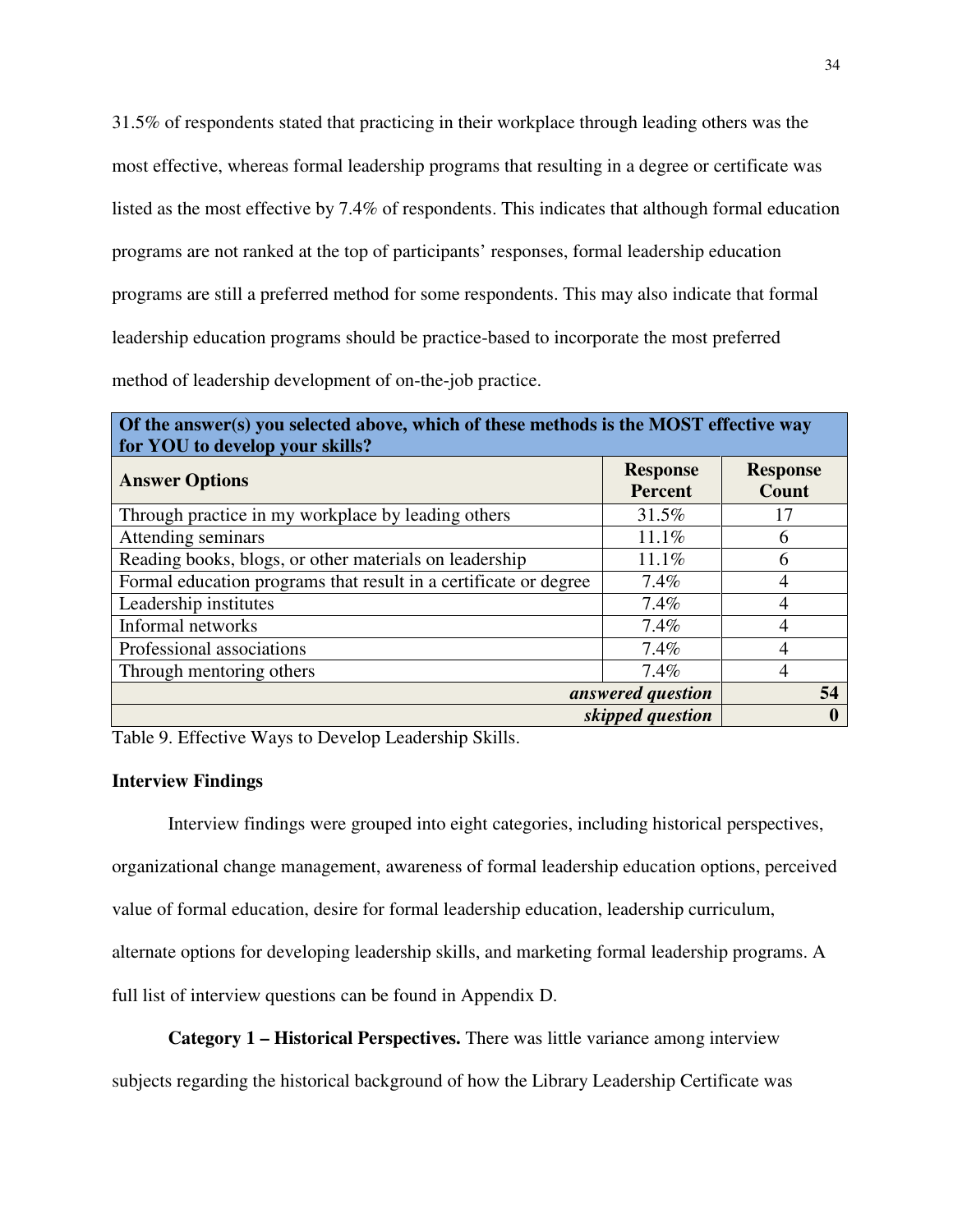31.5% of respondents stated that practicing in their workplace through leading others was the most effective, whereas formal leadership programs that resulting in a degree or certificate was listed as the most effective by 7.4% of respondents. This indicates that although formal education programs are not ranked at the top of participants' responses, formal leadership education programs are still a preferred method for some respondents. This may also indicate that formal leadership education programs should be practice-based to incorporate the most preferred method of leadership development of on-the-job practice.

| **Of the answer(s) you selected above, which of these methods is the MOST effective way for YOU to develop your skills?** | | |
|---|---|---|
| **Answer Options** | **Response Percent** | **Response Count** |
| Through practice in my workplace by leading others | 31.5% | 17 |
| Attending seminars | 11.1% | 6 |
| Reading books, blogs, or other materials on leadership | 11.1% | 6 |
| Formal education programs that result in a certificate or degree | 7.4% | 4 |
| Leadership institutes | 7.4% | 4 |
| Informal networks | 7.4% | 4 |
| Professional associations | 7.4% | 4 |
| Through mentoring others | 7.4% | 4 |
| | ***answered question*** | **54** |
| | ***skipped question*** | **0** |

Table 9. Effective Ways to Develop Leadership Skills.

**Interview Findings**

Interview findings were grouped into eight categories, including historical perspectives, organizational change management, awareness of formal leadership education options, perceived value of formal education, desire for formal leadership education, leadership curriculum, alternate options for developing leadership skills, and marketing formal leadership programs. A full list of interview questions can be found in Appendix D.

**Category 1 – Historical Perspectives.** There was little variance among interview subjects regarding the historical background of how the Library Leadership Certificate was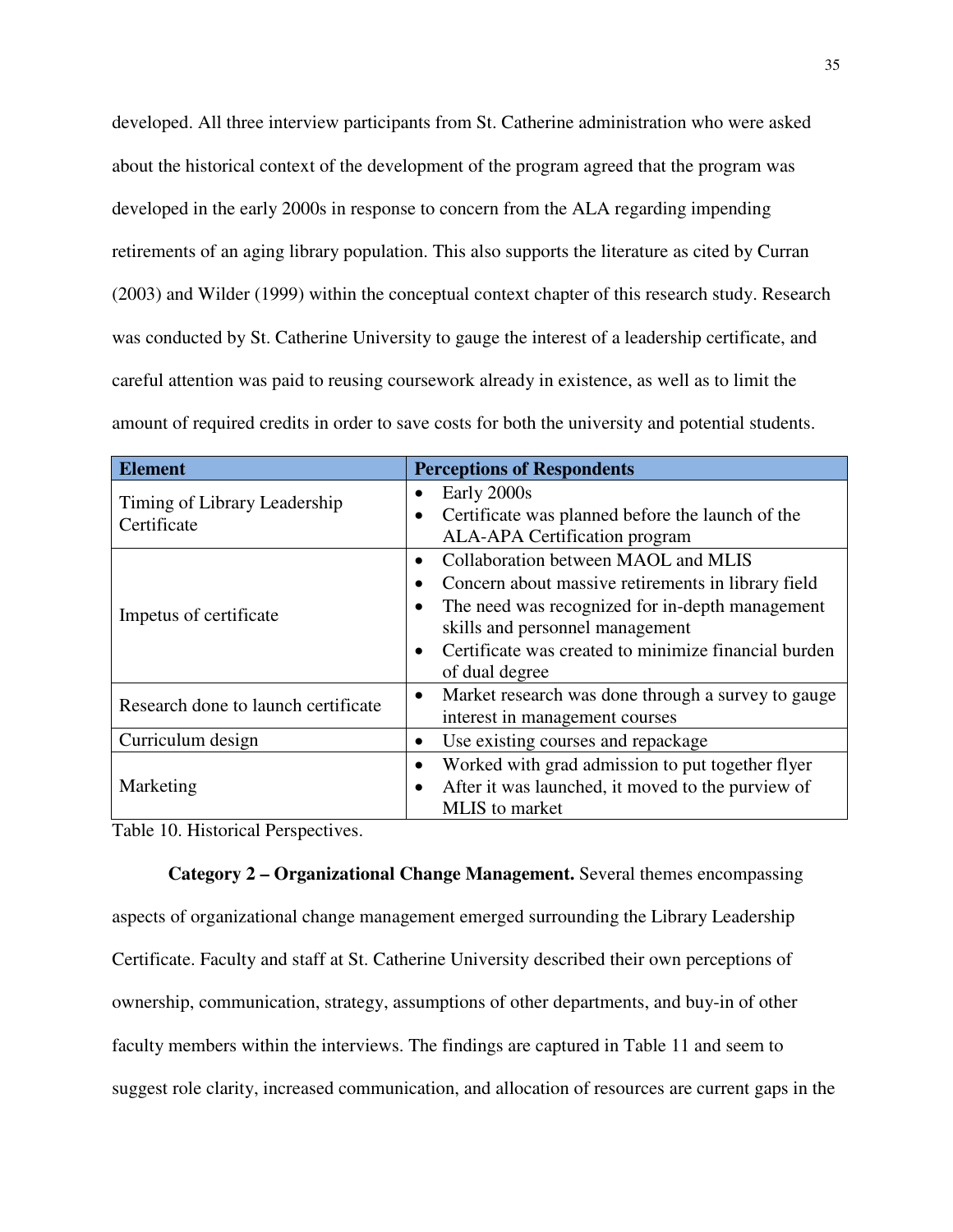developed. All three interview participants from St. Catherine administration who were asked about the historical context of the development of the program agreed that the program was developed in the early 2000s in response to concern from the ALA regarding impending retirements of an aging library population. This also supports the literature as cited by Curran (2003) and Wilder (1999) within the conceptual context chapter of this research study. Research was conducted by St. Catherine University to gauge the interest of a leadership certificate, and careful attention was paid to reusing coursework already in existence, as well as to limit the amount of required credits in order to save costs for both the university and potential students.

| Element | Perceptions of Respondents |
|---|---|
| Timing of Library Leadership Certificate | • Early 2000s<br>• Certificate was planned before the launch of the ALA-APA Certification program |
| Impetus of certificate | • Collaboration between MAOL and MLIS<br>• Concern about massive retirements in library field<br>• The need was recognized for in-depth management skills and personnel management<br>• Certificate was created to minimize financial burden of dual degree |
| Research done to launch certificate | • Market research was done through a survey to gauge interest in management courses |
| Curriculum design | • Use existing courses and repackage |
| Marketing | • Worked with grad admission to put together flyer<br>• After it was launched, it moved to the purview of MLIS to market |

Table 10. Historical Perspectives.

**Category 2 – Organizational Change Management.** Several themes encompassing aspects of organizational change management emerged surrounding the Library Leadership Certificate. Faculty and staff at St. Catherine University described their own perceptions of ownership, communication, strategy, assumptions of other departments, and buy-in of other faculty members within the interviews. The findings are captured in Table 11 and seem to suggest role clarity, increased communication, and allocation of resources are current gaps in the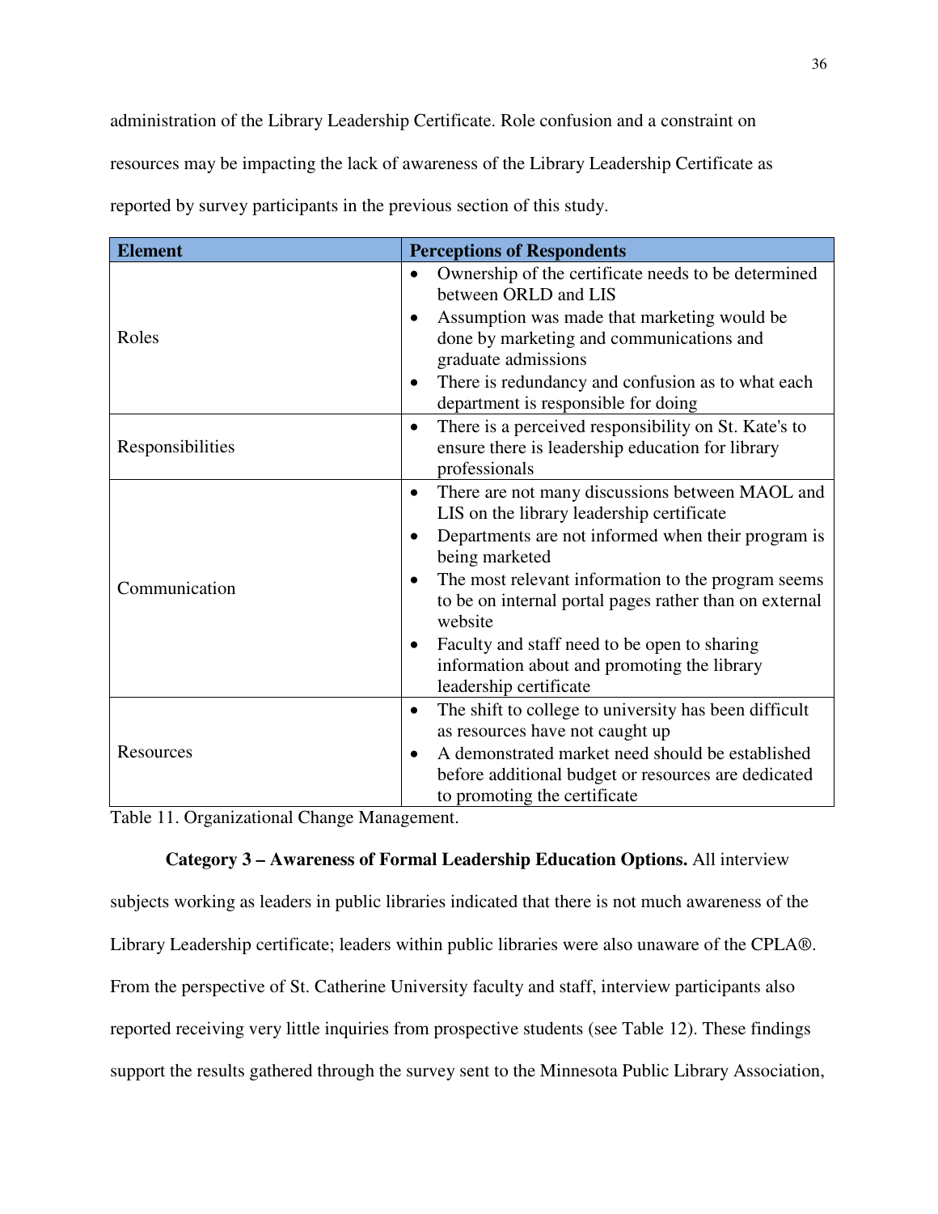administration of the Library Leadership Certificate. Role confusion and a constraint on resources may be impacting the lack of awareness of the Library Leadership Certificate as reported by survey participants in the previous section of this study.

| Element | Perceptions of Respondents |
|---|---|
| Roles | • Ownership of the certificate needs to be determined between ORLD and LIS<br>• Assumption was made that marketing would be done by marketing and communications and graduate admissions<br>• There is redundancy and confusion as to what each department is responsible for doing |
| Responsibilities | • There is a perceived responsibility on St. Kate's to ensure there is leadership education for library professionals |
| Communication | • There are not many discussions between MAOL and LIS on the library leadership certificate<br>• Departments are not informed when their program is being marketed<br>• The most relevant information to the program seems to be on internal portal pages rather than on external website<br>• Faculty and staff need to be open to sharing information about and promoting the library leadership certificate |
| Resources | • The shift to college to university has been difficult as resources have not caught up<br>• A demonstrated market need should be established before additional budget or resources are dedicated to promoting the certificate |

Table 11. Organizational Change Management.

**Category 3 – Awareness of Formal Leadership Education Options.** All interview subjects working as leaders in public libraries indicated that there is not much awareness of the Library Leadership certificate; leaders within public libraries were also unaware of the CPLA®. From the perspective of St. Catherine University faculty and staff, interview participants also reported receiving very little inquiries from prospective students (see Table 12). These findings support the results gathered through the survey sent to the Minnesota Public Library Association,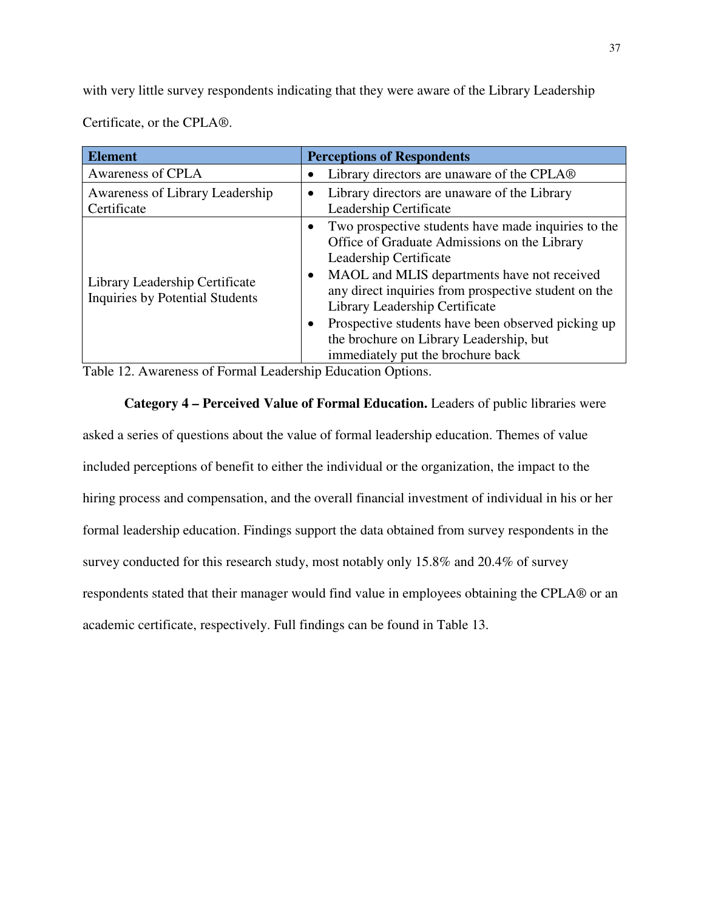with very little survey respondents indicating that they were aware of the Library Leadership Certificate, or the CPLA®.

| Element | Perceptions of Respondents |
|---|---|
| Awareness of CPLA | • Library directors are unaware of the CPLA® |
| Awareness of Library Leadership Certificate | • Library directors are unaware of the Library Leadership Certificate |
| Library Leadership Certificate Inquiries by Potential Students | • Two prospective students have made inquiries to the Office of Graduate Admissions on the Library Leadership Certificate<br>• MAOL and MLIS departments have not received any direct inquiries from prospective student on the Library Leadership Certificate<br>• Prospective students have been observed picking up the brochure on Library Leadership, but immediately put the brochure back |

Table 12. Awareness of Formal Leadership Education Options.

**Category 4 – Perceived Value of Formal Education.** Leaders of public libraries were asked a series of questions about the value of formal leadership education. Themes of value included perceptions of benefit to either the individual or the organization, the impact to the hiring process and compensation, and the overall financial investment of individual in his or her formal leadership education. Findings support the data obtained from survey respondents in the survey conducted for this research study, most notably only 15.8% and 20.4% of survey respondents stated that their manager would find value in employees obtaining the CPLA® or an academic certificate, respectively. Full findings can be found in Table 13.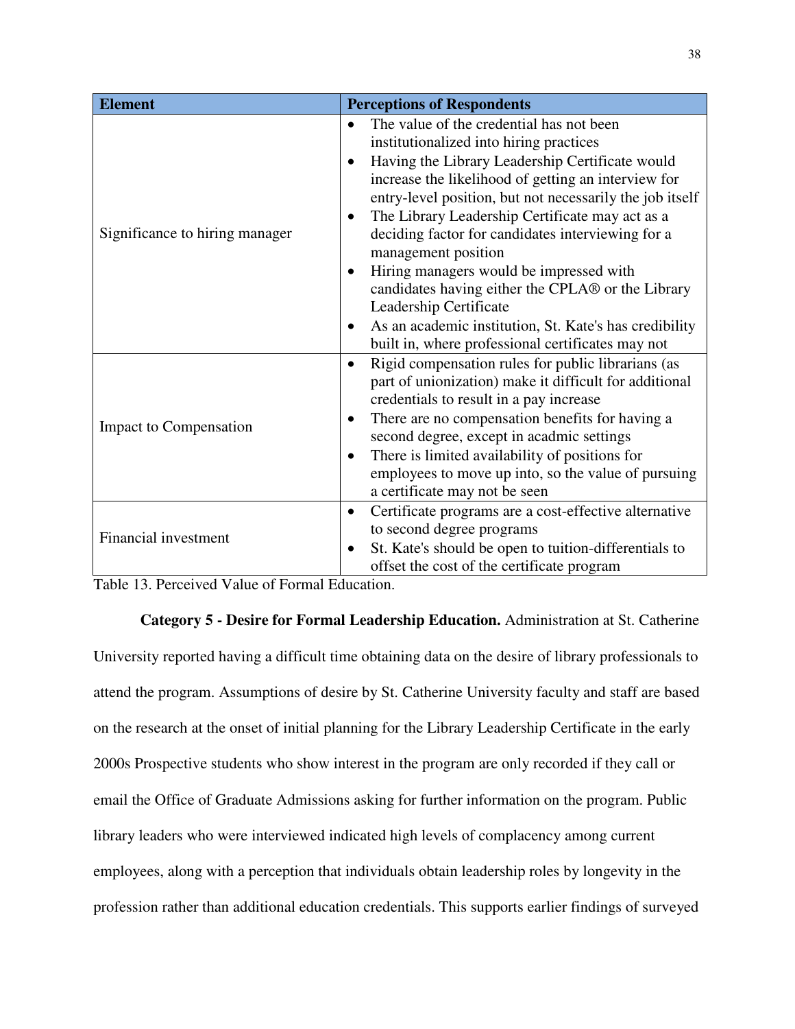| Element | Perceptions of Respondents |
|---|---|
| Significance to hiring manager | • The value of the credential has not been institutionalized into hiring practices<br>• Having the Library Leadership Certificate would increase the likelihood of getting an interview for entry-level position, but not necessarily the job itself<br>• The Library Leadership Certificate may act as a deciding factor for candidates interviewing for a management position<br>• Hiring managers would be impressed with candidates having either the CPLA® or the Library Leadership Certificate<br>• As an academic institution, St. Kate's has credibility built in, where professional certificates may not |
| Impact to Compensation | • Rigid compensation rules for public librarians (as part of unionization) make it difficult for additional credentials to result in a pay increase<br>• There are no compensation benefits for having a second degree, except in acadmic settings<br>• There is limited availability of positions for employees to move up into, so the value of pursuing a certificate may not be seen |
| Financial investment | • Certificate programs are a cost-effective alternative to second degree programs<br>• St. Kate's should be open to tuition-differentials to offset the cost of the certificate program |

Table 13. Perceived Value of Formal Education.

**Category 5 - Desire for Formal Leadership Education.** Administration at St. Catherine University reported having a difficult time obtaining data on the desire of library professionals to attend the program. Assumptions of desire by St. Catherine University faculty and staff are based on the research at the onset of initial planning for the Library Leadership Certificate in the early 2000s Prospective students who show interest in the program are only recorded if they call or email the Office of Graduate Admissions asking for further information on the program. Public library leaders who were interviewed indicated high levels of complacency among current employees, along with a perception that individuals obtain leadership roles by longevity in the profession rather than additional education credentials. This supports earlier findings of surveyed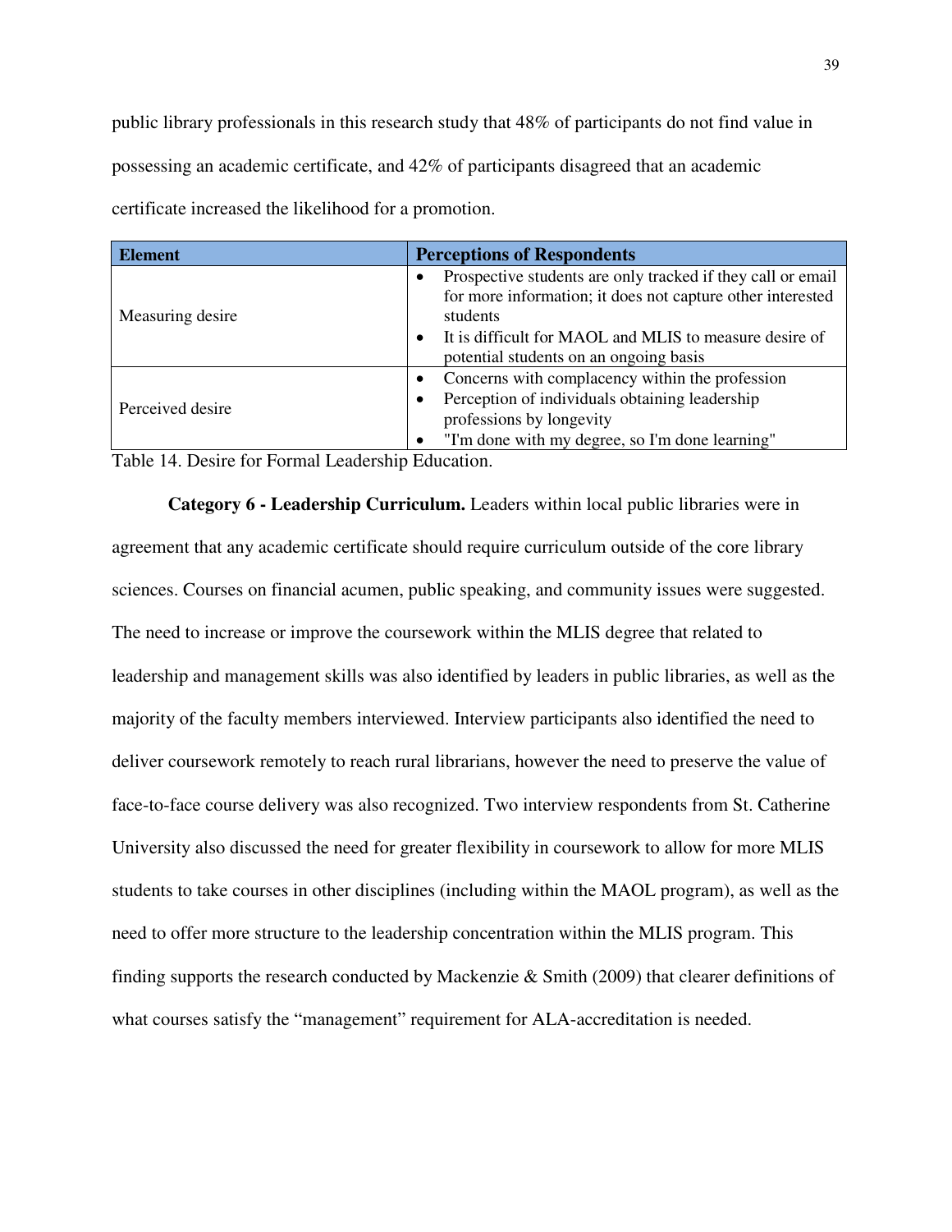public library professionals in this research study that 48% of participants do not find value in possessing an academic certificate, and 42% of participants disagreed that an academic certificate increased the likelihood for a promotion.

| Element | Perceptions of Respondents |
|---|---|
| Measuring desire | • Prospective students are only tracked if they call or email for more information; it does not capture other interested students<br>• It is difficult for MAOL and MLIS to measure desire of potential students on an ongoing basis |
| Perceived desire | • Concerns with complacency within the profession<br>• Perception of individuals obtaining leadership professions by longevity<br>• "I'm done with my degree, so I'm done learning" |

Table 14. Desire for Formal Leadership Education.

**Category 6 - Leadership Curriculum.** Leaders within local public libraries were in agreement that any academic certificate should require curriculum outside of the core library sciences. Courses on financial acumen, public speaking, and community issues were suggested. The need to increase or improve the coursework within the MLIS degree that related to leadership and management skills was also identified by leaders in public libraries, as well as the majority of the faculty members interviewed. Interview participants also identified the need to deliver coursework remotely to reach rural librarians, however the need to preserve the value of face-to-face course delivery was also recognized. Two interview respondents from St. Catherine University also discussed the need for greater flexibility in coursework to allow for more MLIS students to take courses in other disciplines (including within the MAOL program), as well as the need to offer more structure to the leadership concentration within the MLIS program. This finding supports the research conducted by Mackenzie & Smith (2009) that clearer definitions of what courses satisfy the "management" requirement for ALA-accreditation is needed.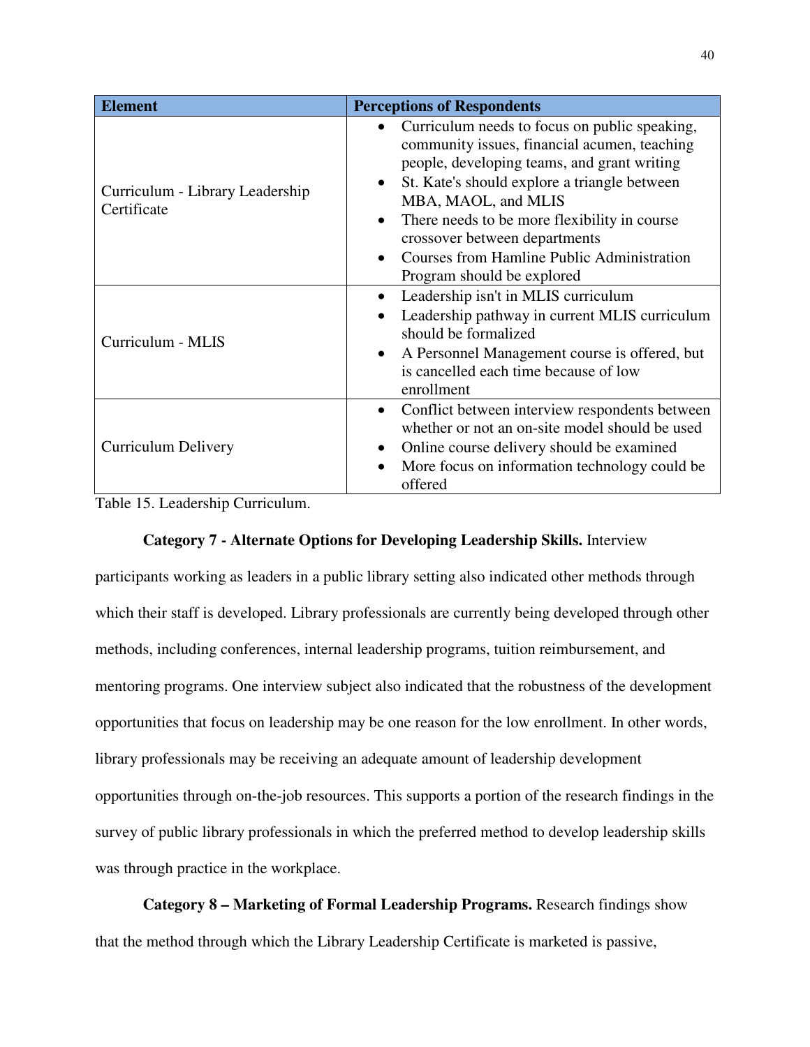| Element | Perceptions of Respondents |
|---|---|
| Curriculum - Library Leadership Certificate | • Curriculum needs to focus on public speaking, community issues, financial acumen, teaching people, developing teams, and grant writing<br>• St. Kate's should explore a triangle between MBA, MAOL, and MLIS<br>• There needs to be more flexibility in course crossover between departments<br>• Courses from Hamline Public Administration Program should be explored |
| Curriculum - MLIS | • Leadership isn't in MLIS curriculum<br>• Leadership pathway in current MLIS curriculum should be formalized<br>• A Personnel Management course is offered, but is cancelled each time because of low enrollment |
| Curriculum Delivery | • Conflict between interview respondents between whether or not an on-site model should be used<br>• Online course delivery should be examined<br>• More focus on information technology could be offered |

Table 15. Leadership Curriculum.

**Category 7 - Alternate Options for Developing Leadership Skills.** Interview participants working as leaders in a public library setting also indicated other methods through which their staff is developed. Library professionals are currently being developed through other methods, including conferences, internal leadership programs, tuition reimbursement, and mentoring programs. One interview subject also indicated that the robustness of the development opportunities that focus on leadership may be one reason for the low enrollment. In other words, library professionals may be receiving an adequate amount of leadership development opportunities through on-the-job resources. This supports a portion of the research findings in the survey of public library professionals in which the preferred method to develop leadership skills was through practice in the workplace.

**Category 8 – Marketing of Formal Leadership Programs.** Research findings show that the method through which the Library Leadership Certificate is marketed is passive,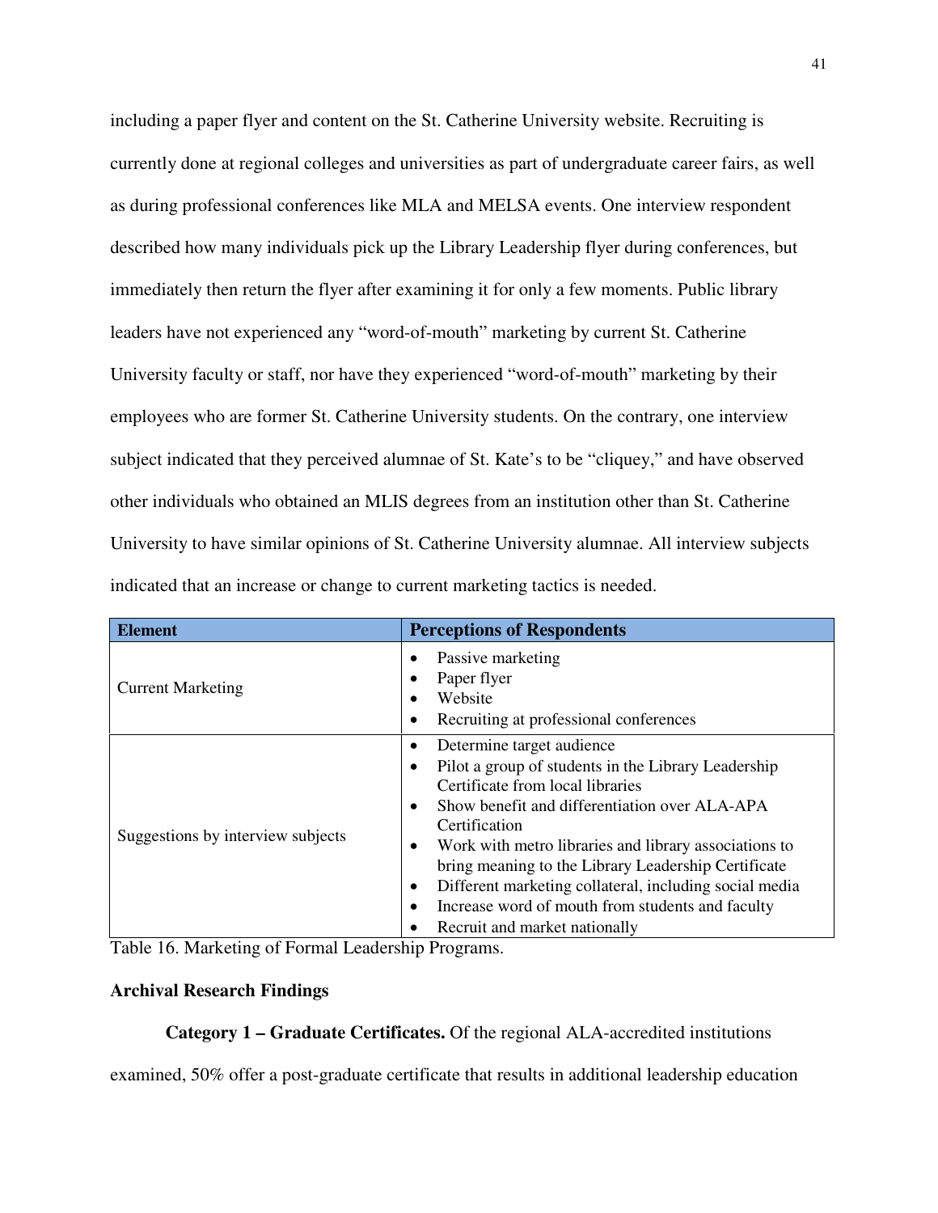including a paper flyer and content on the St. Catherine University website. Recruiting is currently done at regional colleges and universities as part of undergraduate career fairs, as well as during professional conferences like MLA and MELSA events. One interview respondent described how many individuals pick up the Library Leadership flyer during conferences, but immediately then return the flyer after examining it for only a few moments. Public library leaders have not experienced any "word-of-mouth" marketing by current St. Catherine University faculty or staff, nor have they experienced "word-of-mouth" marketing by their employees who are former St. Catherine University students. On the contrary, one interview subject indicated that they perceived alumnae of St. Kate's to be "cliquey," and have observed other individuals who obtained an MLIS degrees from an institution other than St. Catherine University to have similar opinions of St. Catherine University alumnae. All interview subjects indicated that an increase or change to current marketing tactics is needed.

| Element | Perceptions of Respondents |
|---|---|
| Current Marketing | • Passive marketing<br>• Paper flyer<br>• Website<br>• Recruiting at professional conferences |
| Suggestions by interview subjects | • Determine target audience<br>• Pilot a group of students in the Library Leadership Certificate from local libraries<br>• Show benefit and differentiation over ALA-APA Certification<br>• Work with metro libraries and library associations to bring meaning to the Library Leadership Certificate<br>• Different marketing collateral, including social media<br>• Increase word of mouth from students and faculty<br>• Recruit and market nationally |

Table 16. Marketing of Formal Leadership Programs.

**Archival Research Findings**

**Category 1 – Graduate Certificates.** Of the regional ALA-accredited institutions examined, 50% offer a post-graduate certificate that results in additional leadership education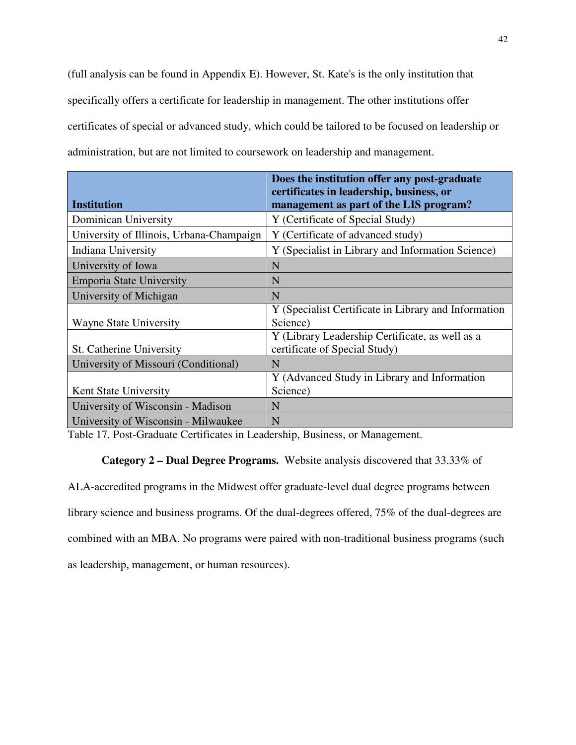(full analysis can be found in Appendix E). However, St. Kate's is the only institution that specifically offers a certificate for leadership in management. The other institutions offer certificates of special or advanced study, which could be tailored to be focused on leadership or administration, but are not limited to coursework on leadership and management.

| Institution | Does the institution offer any post-graduate certificates in leadership, business, or management as part of the LIS program? |
|---|---|
| Dominican University | Y (Certificate of Special Study) |
| University of Illinois, Urbana-Champaign | Y (Certificate of advanced study) |
| Indiana University | Y (Specialist in Library and Information Science) |
| University of Iowa | N |
| Emporia State University | N |
| University of Michigan | N |
| Wayne State University | Y (Specialist Certificate in Library and Information Science) |
| St. Catherine University | Y (Library Leadership Certificate, as well as a certificate of Special Study) |
| University of Missouri (Conditional) | N |
| Kent State University | Y (Advanced Study in Library and Information Science) |
| University of Wisconsin - Madison | N |
| University of Wisconsin - Milwaukee | N |

Table 17. Post-Graduate Certificates in Leadership, Business, or Management.

**Category 2 – Dual Degree Programs.** Website analysis discovered that 33.33% of ALA-accredited programs in the Midwest offer graduate-level dual degree programs between library science and business programs. Of the dual-degrees offered, 75% of the dual-degrees are combined with an MBA. No programs were paired with non-traditional business programs (such as leadership, management, or human resources).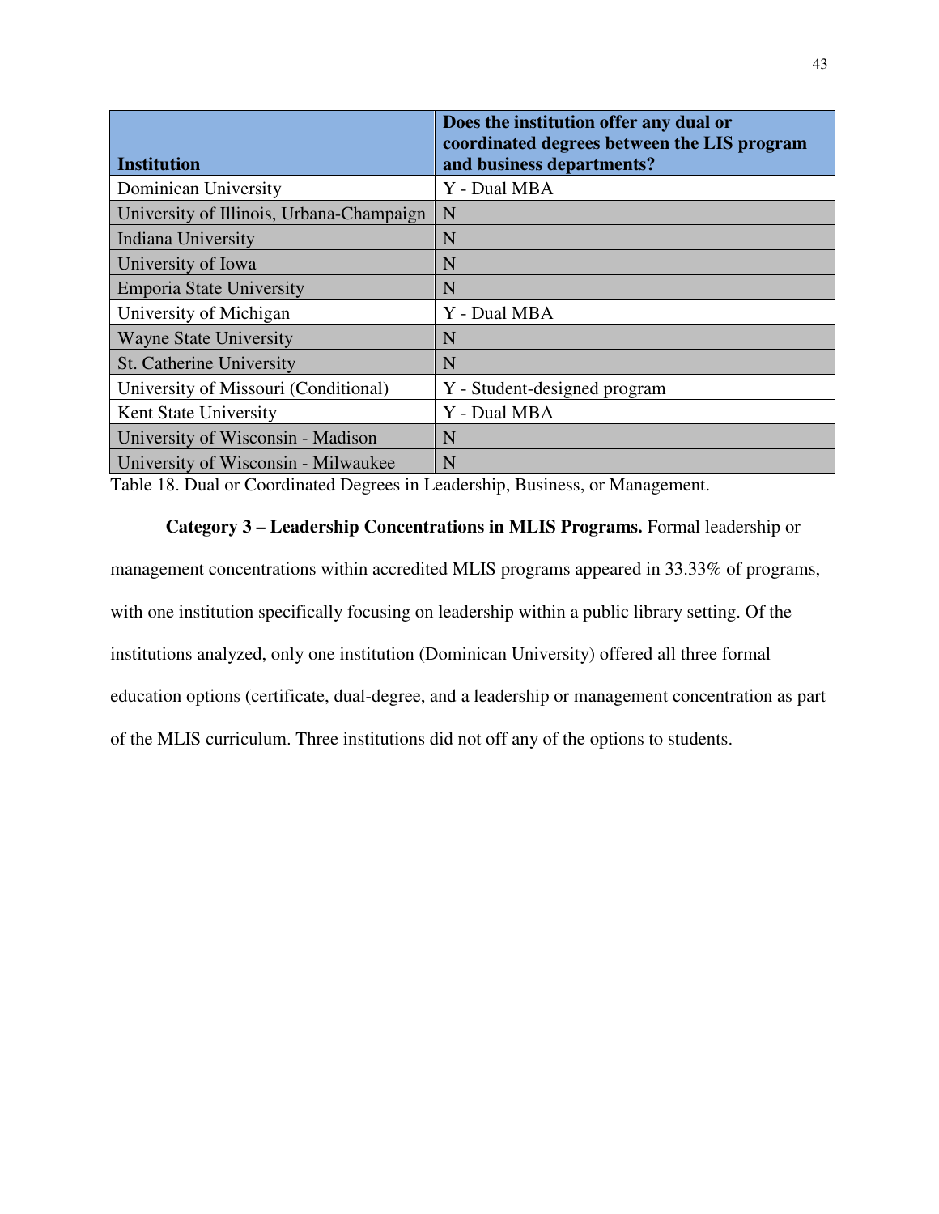| Institution | Does the institution offer any dual or coordinated degrees between the LIS program and business departments? |
|---|---|
| Dominican University | Y - Dual MBA |
| University of Illinois, Urbana-Champaign | N |
| Indiana University | N |
| University of Iowa | N |
| Emporia State University | N |
| University of Michigan | Y - Dual MBA |
| Wayne State University | N |
| St. Catherine University | N |
| University of Missouri (Conditional) | Y - Student-designed program |
| Kent State University | Y - Dual MBA |
| University of Wisconsin - Madison | N |
| University of Wisconsin - Milwaukee | N |

Table 18. Dual or Coordinated Degrees in Leadership, Business, or Management.

**Category 3 – Leadership Concentrations in MLIS Programs.** Formal leadership or management concentrations within accredited MLIS programs appeared in 33.33% of programs, with one institution specifically focusing on leadership within a public library setting. Of the institutions analyzed, only one institution (Dominican University) offered all three formal education options (certificate, dual-degree, and a leadership or management concentration as part of the MLIS curriculum. Three institutions did not off any of the options to students.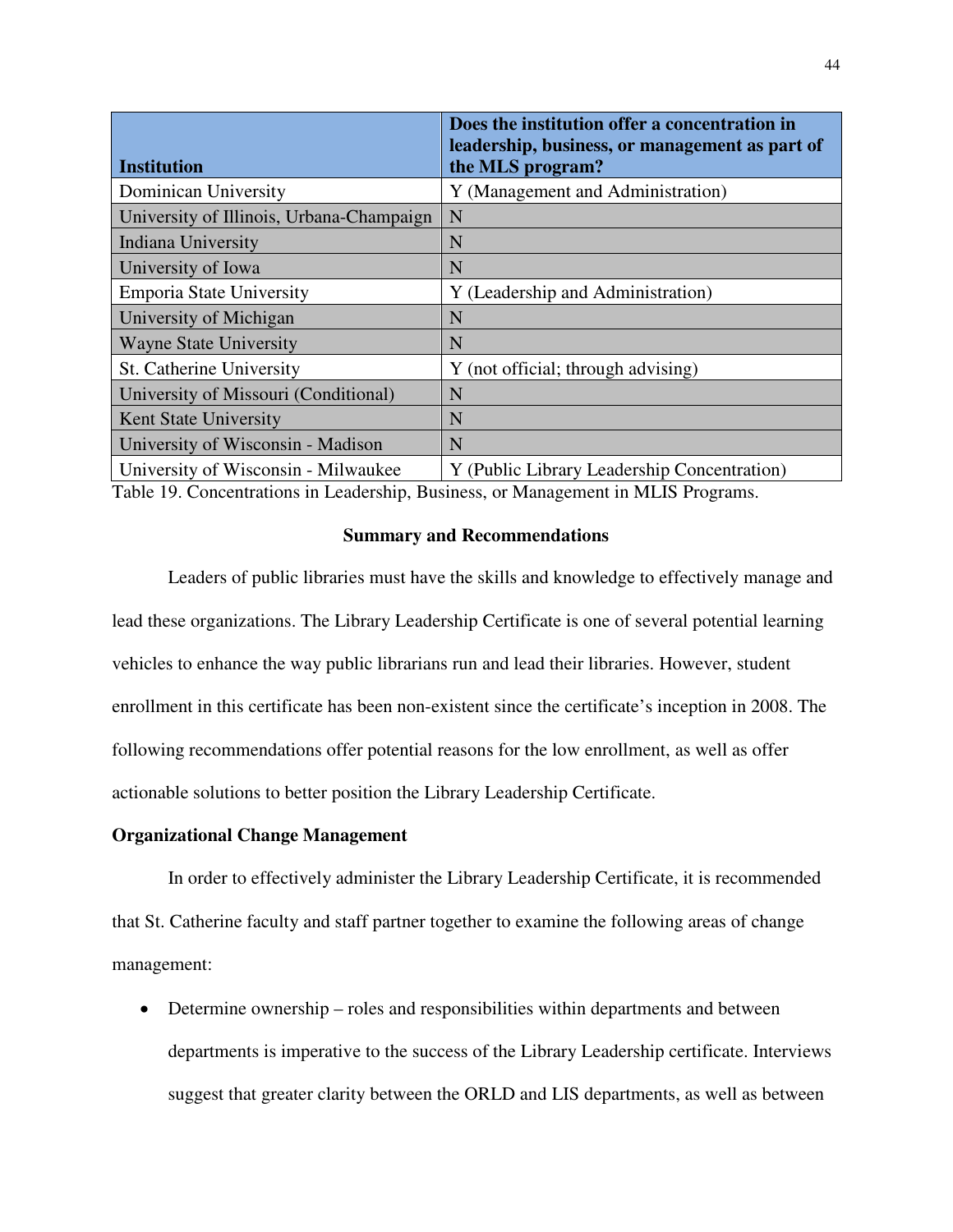| Institution | Does the institution offer a concentration in leadership, business, or management as part of the MLS program? |
| --- | --- |
| Dominican University | Y (Management and Administration) |
| University of Illinois, Urbana-Champaign | N |
| Indiana University | N |
| University of Iowa | N |
| Emporia State University | Y (Leadership and Administration) |
| University of Michigan | N |
| Wayne State University | N |
| St. Catherine University | Y (not official; through advising) |
| University of Missouri (Conditional) | N |
| Kent State University | N |
| University of Wisconsin - Madison | N |
| University of Wisconsin - Milwaukee | Y (Public Library Leadership Concentration) |

Table 19. Concentrations in Leadership, Business, or Management in MLIS Programs.

## Summary and Recommendations

Leaders of public libraries must have the skills and knowledge to effectively manage and lead these organizations. The Library Leadership Certificate is one of several potential learning vehicles to enhance the way public librarians run and lead their libraries. However, student enrollment in this certificate has been non-existent since the certificate's inception in 2008. The following recommendations offer potential reasons for the low enrollment, as well as offer actionable solutions to better position the Library Leadership Certificate.

### Organizational Change Management

In order to effectively administer the Library Leadership Certificate, it is recommended that St. Catherine faculty and staff partner together to examine the following areas of change management:

- Determine ownership – roles and responsibilities within departments and between departments is imperative to the success of the Library Leadership certificate. Interviews suggest that greater clarity between the ORLD and LIS departments, as well as between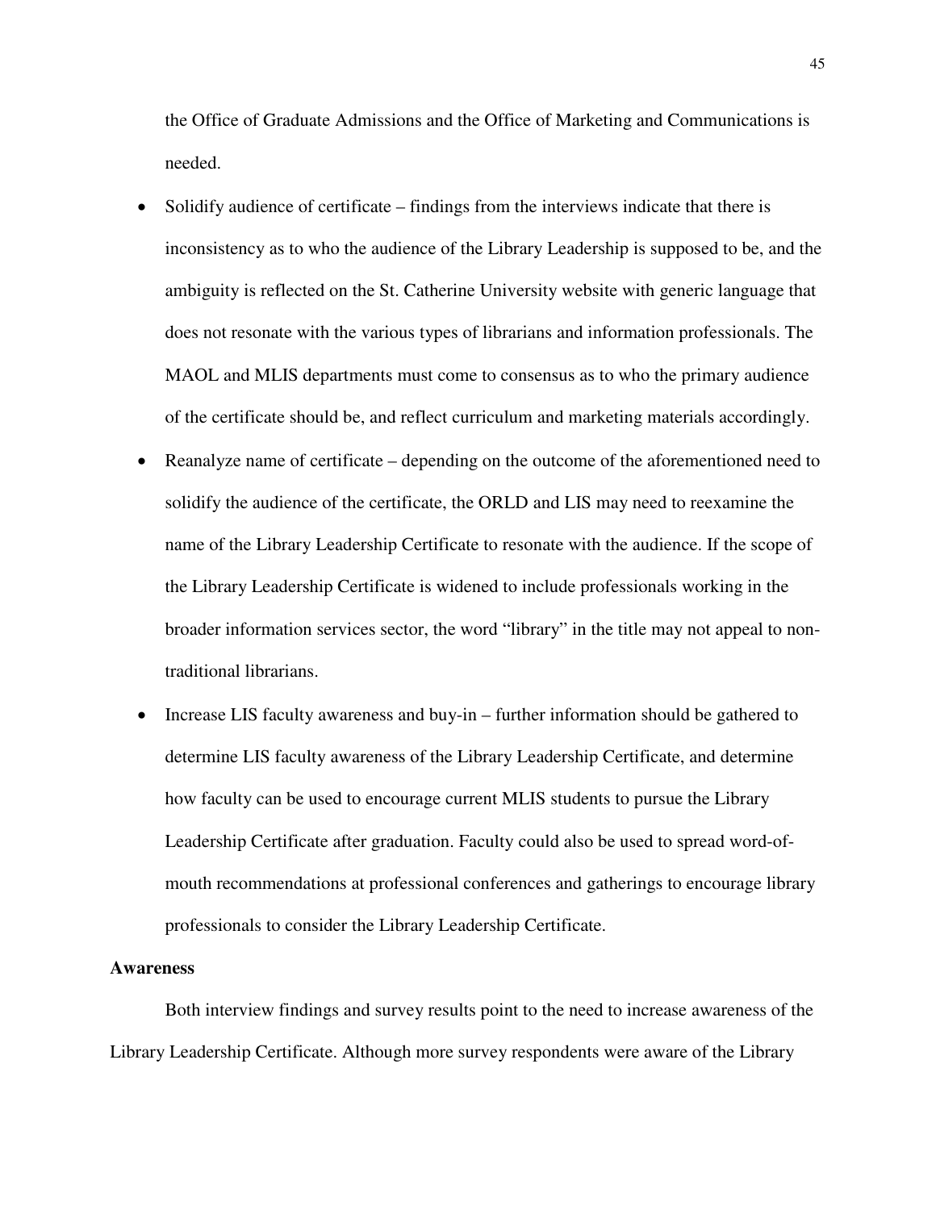the Office of Graduate Admissions and the Office of Marketing and Communications is needed.

- Solidify audience of certificate – findings from the interviews indicate that there is inconsistency as to who the audience of the Library Leadership is supposed to be, and the ambiguity is reflected on the St. Catherine University website with generic language that does not resonate with the various types of librarians and information professionals. The MAOL and MLIS departments must come to consensus as to who the primary audience of the certificate should be, and reflect curriculum and marketing materials accordingly.
- Reanalyze name of certificate – depending on the outcome of the aforementioned need to solidify the audience of the certificate, the ORLD and LIS may need to reexamine the name of the Library Leadership Certificate to resonate with the audience. If the scope of the Library Leadership Certificate is widened to include professionals working in the broader information services sector, the word "library" in the title may not appeal to non-traditional librarians.
- Increase LIS faculty awareness and buy-in – further information should be gathered to determine LIS faculty awareness of the Library Leadership Certificate, and determine how faculty can be used to encourage current MLIS students to pursue the Library Leadership Certificate after graduation. Faculty could also be used to spread word-of-mouth recommendations at professional conferences and gatherings to encourage library professionals to consider the Library Leadership Certificate.

**Awareness**

Both interview findings and survey results point to the need to increase awareness of the Library Leadership Certificate. Although more survey respondents were aware of the Library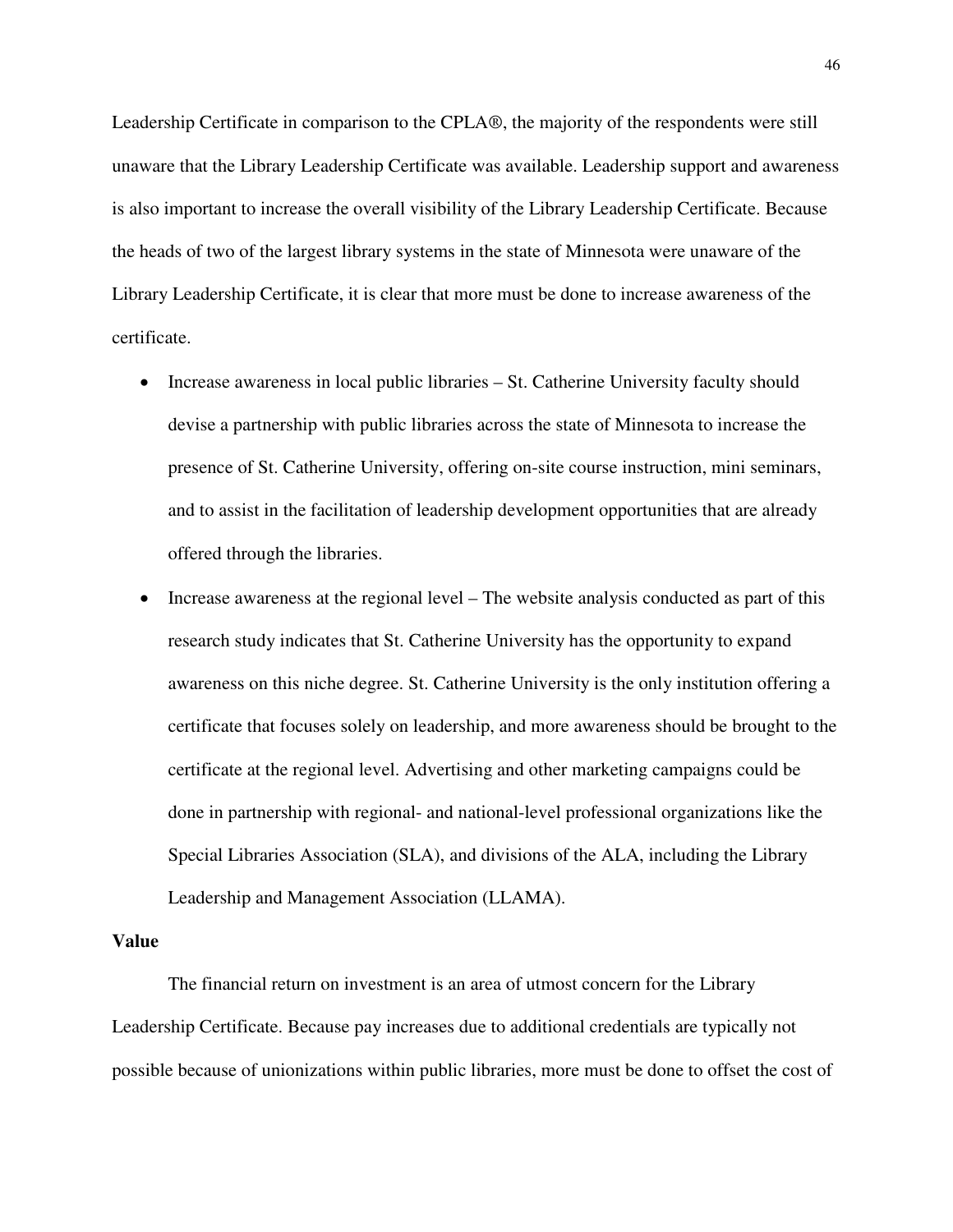Leadership Certificate in comparison to the CPLA®, the majority of the respondents were still unaware that the Library Leadership Certificate was available. Leadership support and awareness is also important to increase the overall visibility of the Library Leadership Certificate. Because the heads of two of the largest library systems in the state of Minnesota were unaware of the Library Leadership Certificate, it is clear that more must be done to increase awareness of the certificate.

- Increase awareness in local public libraries – St. Catherine University faculty should devise a partnership with public libraries across the state of Minnesota to increase the presence of St. Catherine University, offering on-site course instruction, mini seminars, and to assist in the facilitation of leadership development opportunities that are already offered through the libraries.
- Increase awareness at the regional level – The website analysis conducted as part of this research study indicates that St. Catherine University has the opportunity to expand awareness on this niche degree. St. Catherine University is the only institution offering a certificate that focuses solely on leadership, and more awareness should be brought to the certificate at the regional level. Advertising and other marketing campaigns could be done in partnership with regional- and national-level professional organizations like the Special Libraries Association (SLA), and divisions of the ALA, including the Library Leadership and Management Association (LLAMA).

**Value**

The financial return on investment is an area of utmost concern for the Library Leadership Certificate. Because pay increases due to additional credentials are typically not possible because of unionizations within public libraries, more must be done to offset the cost of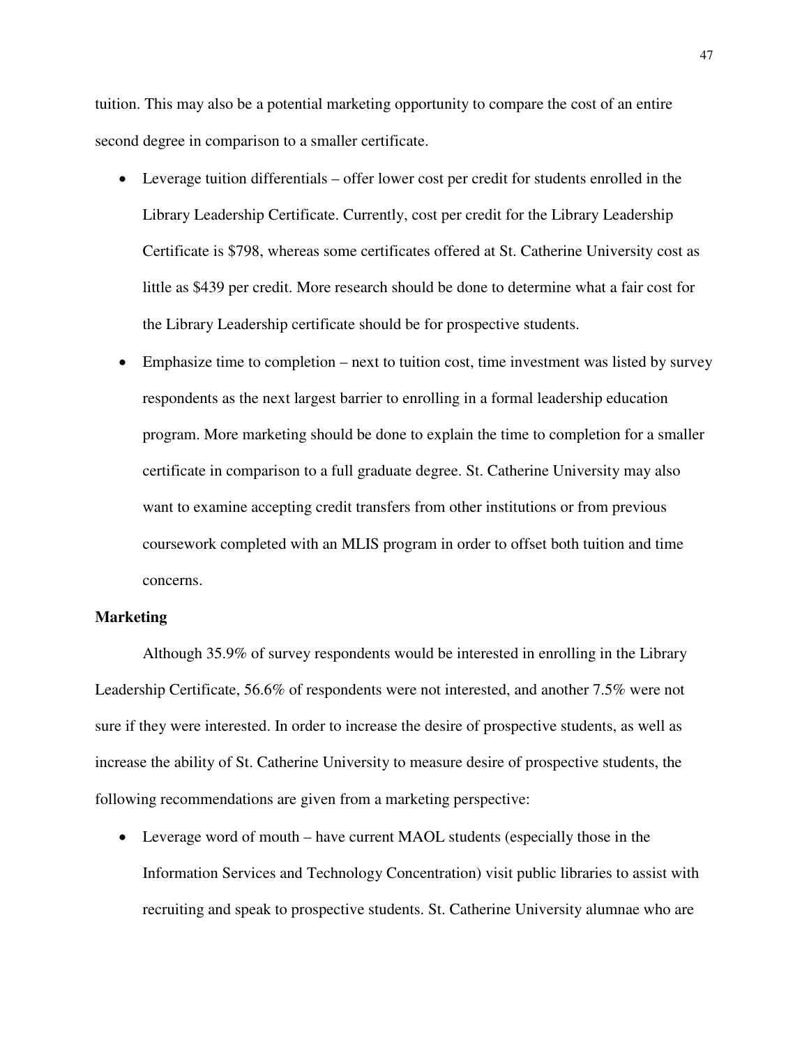tuition. This may also be a potential marketing opportunity to compare the cost of an entire second degree in comparison to a smaller certificate.

- Leverage tuition differentials – offer lower cost per credit for students enrolled in the Library Leadership Certificate. Currently, cost per credit for the Library Leadership Certificate is $798, whereas some certificates offered at St. Catherine University cost as little as $439 per credit. More research should be done to determine what a fair cost for the Library Leadership certificate should be for prospective students.
- Emphasize time to completion – next to tuition cost, time investment was listed by survey respondents as the next largest barrier to enrolling in a formal leadership education program. More marketing should be done to explain the time to completion for a smaller certificate in comparison to a full graduate degree. St. Catherine University may also want to examine accepting credit transfers from other institutions or from previous coursework completed with an MLIS program in order to offset both tuition and time concerns.

**Marketing**

Although 35.9% of survey respondents would be interested in enrolling in the Library Leadership Certificate, 56.6% of respondents were not interested, and another 7.5% were not sure if they were interested. In order to increase the desire of prospective students, as well as increase the ability of St. Catherine University to measure desire of prospective students, the following recommendations are given from a marketing perspective:

- Leverage word of mouth – have current MAOL students (especially those in the Information Services and Technology Concentration) visit public libraries to assist with recruiting and speak to prospective students. St. Catherine University alumnae who are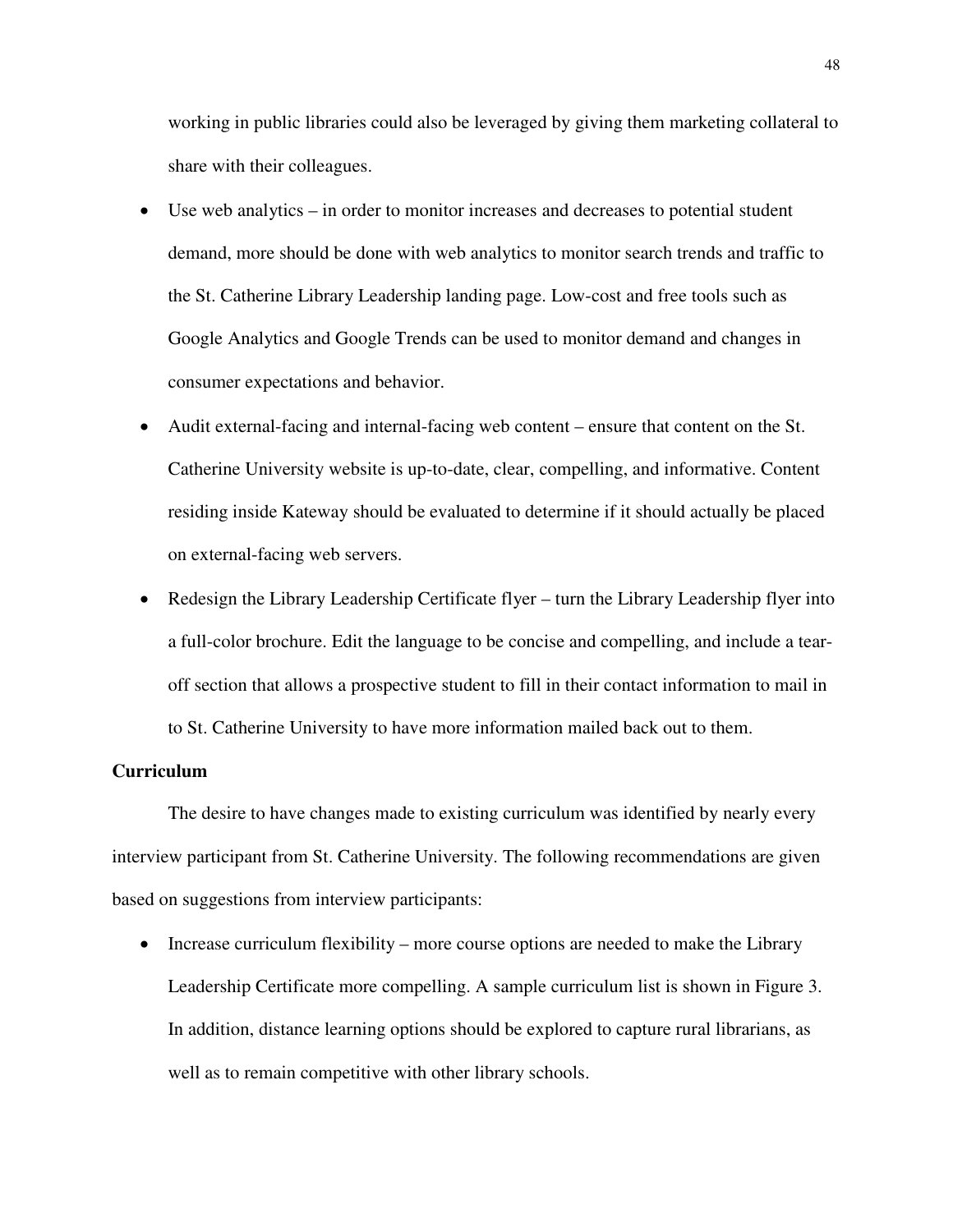working in public libraries could also be leveraged by giving them marketing collateral to share with their colleagues.

- Use web analytics – in order to monitor increases and decreases to potential student demand, more should be done with web analytics to monitor search trends and traffic to the St. Catherine Library Leadership landing page. Low-cost and free tools such as Google Analytics and Google Trends can be used to monitor demand and changes in consumer expectations and behavior.
- Audit external-facing and internal-facing web content – ensure that content on the St. Catherine University website is up-to-date, clear, compelling, and informative. Content residing inside Kateway should be evaluated to determine if it should actually be placed on external-facing web servers.
- Redesign the Library Leadership Certificate flyer – turn the Library Leadership flyer into a full-color brochure. Edit the language to be concise and compelling, and include a tear-off section that allows a prospective student to fill in their contact information to mail in to St. Catherine University to have more information mailed back out to them.

**Curriculum**

The desire to have changes made to existing curriculum was identified by nearly every interview participant from St. Catherine University. The following recommendations are given based on suggestions from interview participants:

- Increase curriculum flexibility – more course options are needed to make the Library Leadership Certificate more compelling. A sample curriculum list is shown in Figure 3. In addition, distance learning options should be explored to capture rural librarians, as well as to remain competitive with other library schools.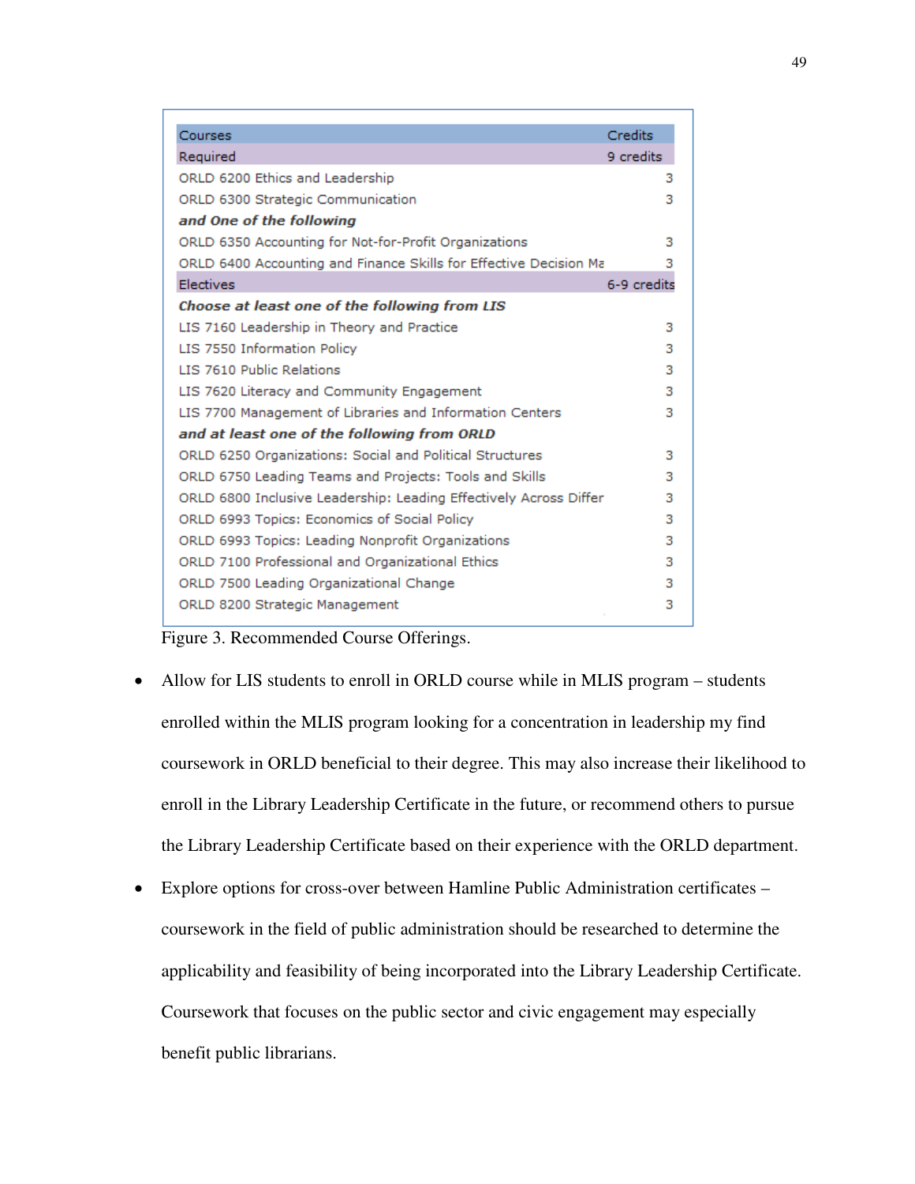| Courses | Credits |
| --- | --- |
| Required | 9 credits |
| ORLD 6200 Ethics and Leadership | 3 |
| ORLD 6300 Strategic Communication | 3 |
| ***and One of the following*** | |
| ORLD 6350 Accounting for Not-for-Profit Organizations | 3 |
| ORLD 6400 Accounting and Finance Skills for Effective Decision Ma | 3 |
| Electives | 6-9 credits |
| ***Choose at least one of the following from LIS*** | |
| LIS 7160 Leadership in Theory and Practice | 3 |
| LIS 7550 Information Policy | 3 |
| LIS 7610 Public Relations | 3 |
| LIS 7620 Literacy and Community Engagement | 3 |
| LIS 7700 Management of Libraries and Information Centers | 3 |
| ***and at least one of the following from ORLD*** | |
| ORLD 6250 Organizations: Social and Political Structures | 3 |
| ORLD 6750 Leading Teams and Projects: Tools and Skills | 3 |
| ORLD 6800 Inclusive Leadership: Leading Effectively Across Differ | 3 |
| ORLD 6993 Topics: Economics of Social Policy | 3 |
| ORLD 6993 Topics: Leading Nonprofit Organizations | 3 |
| ORLD 7100 Professional and Organizational Ethics | 3 |
| ORLD 7500 Leading Organizational Change | 3 |
| ORLD 8200 Strategic Management | 3 |

Figure 3. Recommended Course Offerings.

- Allow for LIS students to enroll in ORLD course while in MLIS program – students enrolled within the MLIS program looking for a concentration in leadership my find coursework in ORLD beneficial to their degree. This may also increase their likelihood to enroll in the Library Leadership Certificate in the future, or recommend others to pursue the Library Leadership Certificate based on their experience with the ORLD department.
- Explore options for cross-over between Hamline Public Administration certificates – coursework in the field of public administration should be researched to determine the applicability and feasibility of being incorporated into the Library Leadership Certificate. Coursework that focuses on the public sector and civic engagement may especially benefit public librarians.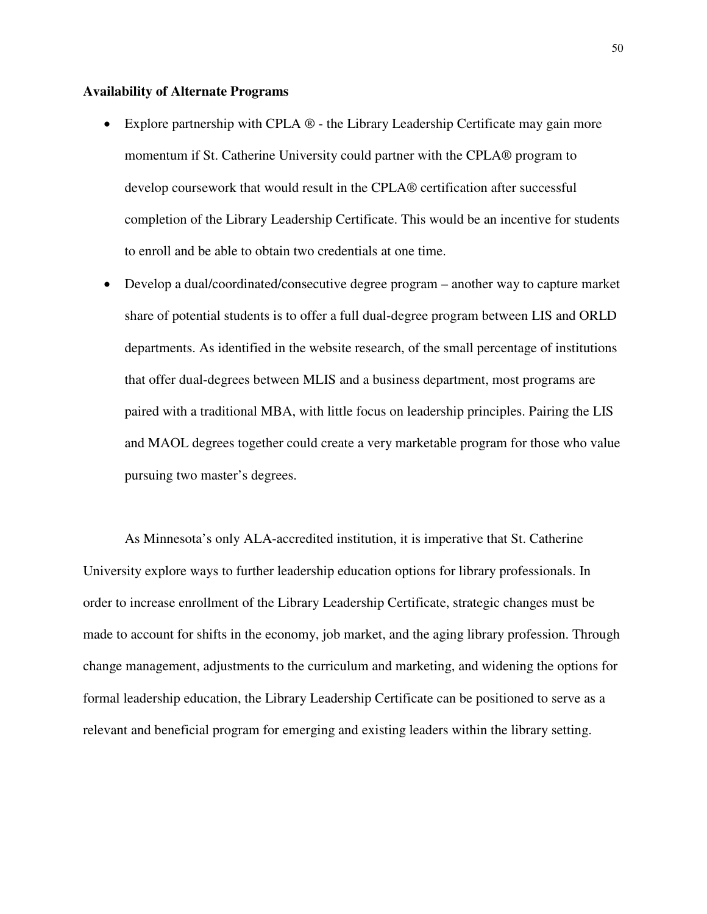**Availability of Alternate Programs**

- Explore partnership with CPLA ® - the Library Leadership Certificate may gain more momentum if St. Catherine University could partner with the CPLA® program to develop coursework that would result in the CPLA® certification after successful completion of the Library Leadership Certificate. This would be an incentive for students to enroll and be able to obtain two credentials at one time.
- Develop a dual/coordinated/consecutive degree program – another way to capture market share of potential students is to offer a full dual-degree program between LIS and ORLD departments. As identified in the website research, of the small percentage of institutions that offer dual-degrees between MLIS and a business department, most programs are paired with a traditional MBA, with little focus on leadership principles. Pairing the LIS and MAOL degrees together could create a very marketable program for those who value pursuing two master's degrees.

As Minnesota's only ALA-accredited institution, it is imperative that St. Catherine University explore ways to further leadership education options for library professionals. In order to increase enrollment of the Library Leadership Certificate, strategic changes must be made to account for shifts in the economy, job market, and the aging library profession. Through change management, adjustments to the curriculum and marketing, and widening the options for formal leadership education, the Library Leadership Certificate can be positioned to serve as a relevant and beneficial program for emerging and existing leaders within the library setting.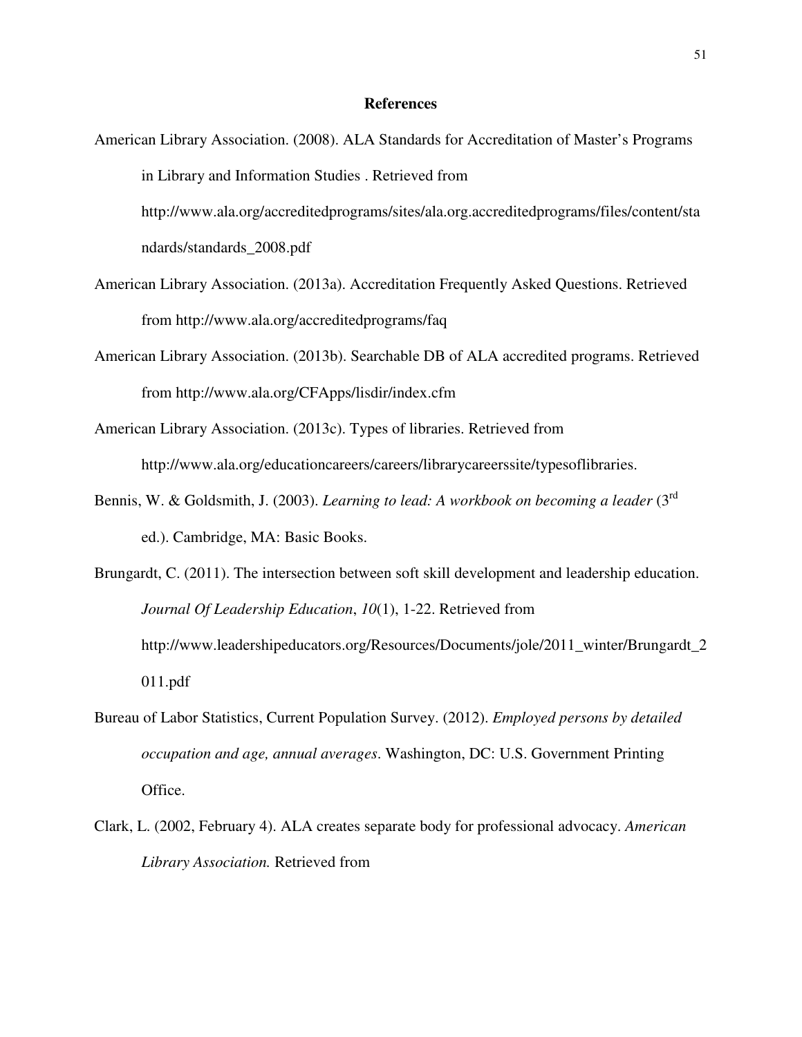## References

American Library Association. (2008). ALA Standards for Accreditation of Master's Programs in Library and Information Studies . Retrieved from http://www.ala.org/accreditedprograms/sites/ala.org.accreditedprograms/files/content/standards/standards_2008.pdf

American Library Association. (2013a). Accreditation Frequently Asked Questions. Retrieved from http://www.ala.org/accreditedprograms/faq

American Library Association. (2013b). Searchable DB of ALA accredited programs. Retrieved from http://www.ala.org/CFApps/lisdir/index.cfm

American Library Association. (2013c). Types of libraries. Retrieved from http://www.ala.org/educationcareers/careers/librarycareerssite/typesoflibraries.

Bennis, W. & Goldsmith, J. (2003). *Learning to lead: A workbook on becoming a leader* (3rd ed.). Cambridge, MA: Basic Books.

Brungardt, C. (2011). The intersection between soft skill development and leadership education. *Journal Of Leadership Education*, *10*(1), 1-22. Retrieved from http://www.leadershipeducators.org/Resources/Documents/jole/2011_winter/Brungardt_2011.pdf

Bureau of Labor Statistics, Current Population Survey. (2012). *Employed persons by detailed occupation and age, annual averages*. Washington, DC: U.S. Government Printing Office.

Clark, L. (2002, February 4). ALA creates separate body for professional advocacy. *American Library Association.* Retrieved from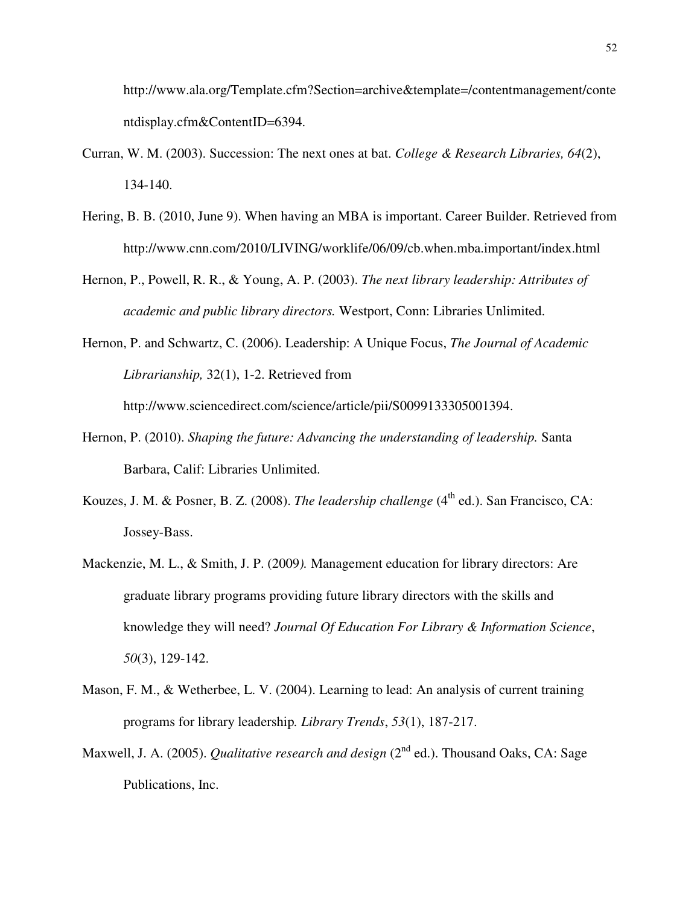http://www.ala.org/Template.cfm?Section=archive&template=/contentmanagement/contentdisplay.cfm&ContentID=6394.

Curran, W. M. (2003). Succession: The next ones at bat. *College & Research Libraries, 64*(2), 134-140.

Hering, B. B. (2010, June 9). When having an MBA is important. Career Builder. Retrieved from http://www.cnn.com/2010/LIVING/worklife/06/09/cb.when.mba.important/index.html

Hernon, P., Powell, R. R., & Young, A. P. (2003). *The next library leadership: Attributes of academic and public library directors.* Westport, Conn: Libraries Unlimited.

Hernon, P. and Schwartz, C. (2006). Leadership: A Unique Focus, *The Journal of Academic Librarianship,* 32(1), 1-2. Retrieved from http://www.sciencedirect.com/science/article/pii/S0099133305001394.

Hernon, P. (2010). *Shaping the future: Advancing the understanding of leadership.* Santa Barbara, Calif: Libraries Unlimited.

Kouzes, J. M. & Posner, B. Z. (2008). *The leadership challenge* (4th ed.). San Francisco, CA: Jossey-Bass.

Mackenzie, M. L., & Smith, J. P. (2009*).* Management education for library directors: Are graduate library programs providing future library directors with the skills and knowledge they will need? *Journal Of Education For Library & Information Science*, *50*(3), 129-142.

Mason, F. M., & Wetherbee, L. V. (2004). Learning to lead: An analysis of current training programs for library leadership*. Library Trends*, *53*(1), 187-217.

Maxwell, J. A. (2005). *Qualitative research and design* (2nd ed.). Thousand Oaks, CA: Sage Publications, Inc.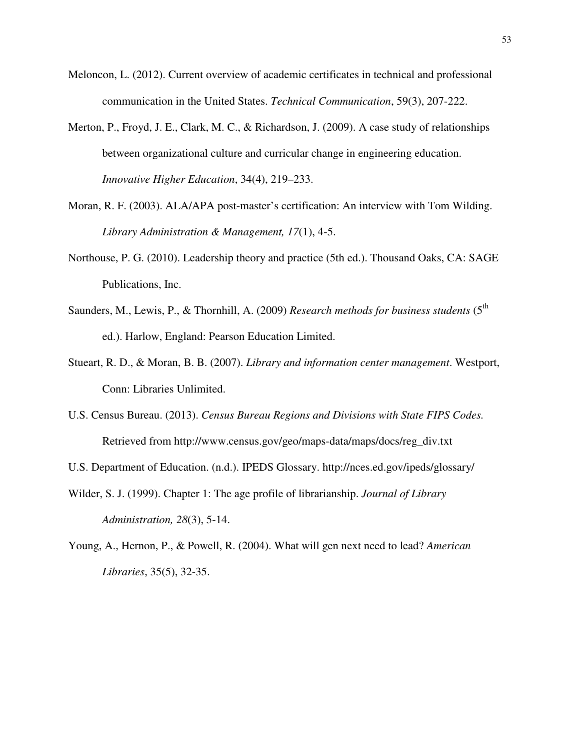Meloncon, L. (2012). Current overview of academic certificates in technical and professional communication in the United States. *Technical Communication*, 59(3), 207-222.

Merton, P., Froyd, J. E., Clark, M. C., & Richardson, J. (2009). A case study of relationships between organizational culture and curricular change in engineering education. *Innovative Higher Education*, 34(4), 219–233.

Moran, R. F. (2003). ALA/APA post-master's certification: An interview with Tom Wilding. *Library Administration & Management, 17*(1), 4-5.

Northouse, P. G. (2010). Leadership theory and practice (5th ed.). Thousand Oaks, CA: SAGE Publications, Inc.

Saunders, M., Lewis, P., & Thornhill, A. (2009) *Research methods for business students* (5th ed.). Harlow, England: Pearson Education Limited.

Stueart, R. D., & Moran, B. B. (2007). *Library and information center management*. Westport, Conn: Libraries Unlimited.

U.S. Census Bureau. (2013). *Census Bureau Regions and Divisions with State FIPS Codes.* Retrieved from http://www.census.gov/geo/maps-data/maps/docs/reg_div.txt

U.S. Department of Education. (n.d.). IPEDS Glossary. http://nces.ed.gov/ipeds/glossary/

Wilder, S. J. (1999). Chapter 1: The age profile of librarianship. *Journal of Library Administration, 28*(3), 5-14.

Young, A., Hernon, P., & Powell, R. (2004). What will gen next need to lead? *American Libraries*, 35(5), 32-35.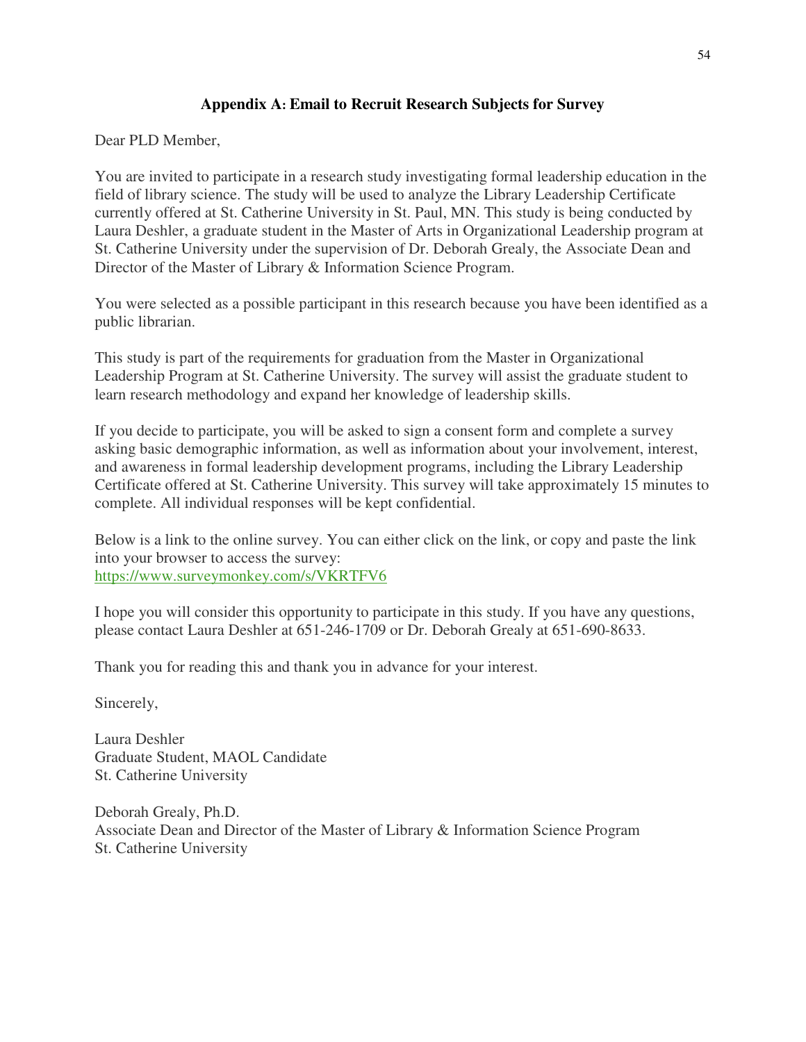## Appendix A: Email to Recruit Research Subjects for Survey

Dear PLD Member,

You are invited to participate in a research study investigating formal leadership education in the field of library science. The study will be used to analyze the Library Leadership Certificate currently offered at St. Catherine University in St. Paul, MN. This study is being conducted by Laura Deshler, a graduate student in the Master of Arts in Organizational Leadership program at St. Catherine University under the supervision of Dr. Deborah Grealy, the Associate Dean and Director of the Master of Library & Information Science Program.

You were selected as a possible participant in this research because you have been identified as a public librarian.

This study is part of the requirements for graduation from the Master in Organizational Leadership Program at St. Catherine University. The survey will assist the graduate student to learn research methodology and expand her knowledge of leadership skills.

If you decide to participate, you will be asked to sign a consent form and complete a survey asking basic demographic information, as well as information about your involvement, interest, and awareness in formal leadership development programs, including the Library Leadership Certificate offered at St. Catherine University. This survey will take approximately 15 minutes to complete. All individual responses will be kept confidential.

Below is a link to the online survey. You can either click on the link, or copy and paste the link into your browser to access the survey:
https://www.surveymonkey.com/s/VKRTFV6

I hope you will consider this opportunity to participate in this study. If you have any questions, please contact Laura Deshler at 651-246-1709 or Dr. Deborah Grealy at 651-690-8633.

Thank you for reading this and thank you in advance for your interest.

Sincerely,

Laura Deshler
Graduate Student, MAOL Candidate
St. Catherine University

Deborah Grealy, Ph.D.
Associate Dean and Director of the Master of Library & Information Science Program
St. Catherine University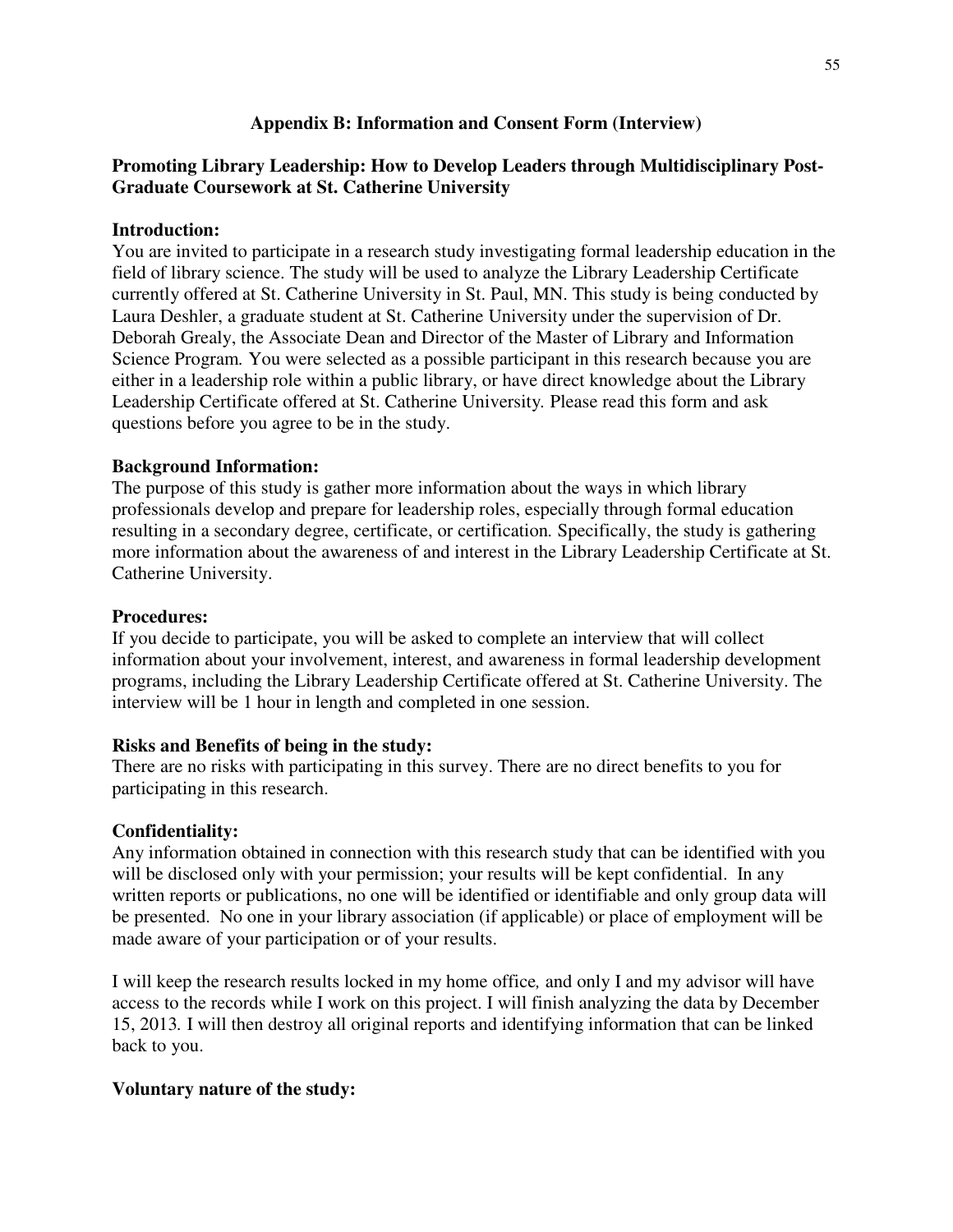## Appendix B: Information and Consent Form (Interview)

### Promoting Library Leadership: How to Develop Leaders through Multidisciplinary Post-Graduate Coursework at St. Catherine University

**Introduction:**
You are invited to participate in a research study investigating formal leadership education in the field of library science. The study will be used to analyze the Library Leadership Certificate currently offered at St. Catherine University in St. Paul, MN. This study is being conducted by Laura Deshler, a graduate student at St. Catherine University under the supervision of Dr. Deborah Grealy, the Associate Dean and Director of the Master of Library and Information Science Program. You were selected as a possible participant in this research because you are either in a leadership role within a public library, or have direct knowledge about the Library Leadership Certificate offered at St. Catherine University. Please read this form and ask questions before you agree to be in the study.

**Background Information:**
The purpose of this study is gather more information about the ways in which library professionals develop and prepare for leadership roles, especially through formal education resulting in a secondary degree, certificate, or certification. Specifically, the study is gathering more information about the awareness of and interest in the Library Leadership Certificate at St. Catherine University.

**Procedures:**
If you decide to participate, you will be asked to complete an interview that will collect information about your involvement, interest, and awareness in formal leadership development programs, including the Library Leadership Certificate offered at St. Catherine University. The interview will be 1 hour in length and completed in one session.

**Risks and Benefits of being in the study:**
There are no risks with participating in this survey. There are no direct benefits to you for participating in this research.

**Confidentiality:**
Any information obtained in connection with this research study that can be identified with you will be disclosed only with your permission; your results will be kept confidential. In any written reports or publications, no one will be identified or identifiable and only group data will be presented. No one in your library association (if applicable) or place of employment will be made aware of your participation or of your results.

I will keep the research results locked in my home office, and only I and my advisor will have access to the records while I work on this project. I will finish analyzing the data by December 15, 2013. I will then destroy all original reports and identifying information that can be linked back to you.

**Voluntary nature of the study:**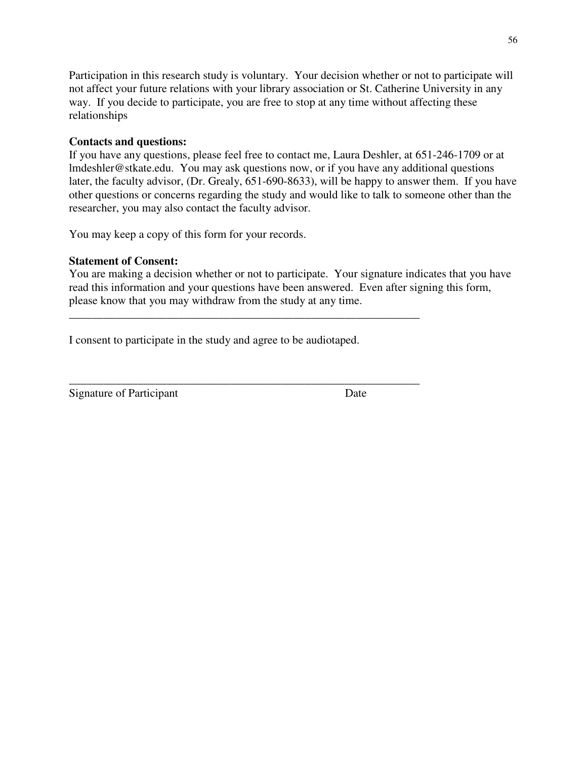Participation in this research study is voluntary. Your decision whether or not to participate will not affect your future relations with your library association or St. Catherine University in any way. If you decide to participate, you are free to stop at any time without affecting these relationships

**Contacts and questions:**

If you have any questions, please feel free to contact me, Laura Deshler, at 651-246-1709 or at lmdeshler@stkate.edu. You may ask questions now, or if you have any additional questions later, the faculty advisor, (Dr. Grealy, 651-690-8633), will be happy to answer them. If you have other questions or concerns regarding the study and would like to talk to someone other than the researcher, you may also contact the faculty advisor.

You may keep a copy of this form for your records.

**Statement of Consent:**

You are making a decision whether or not to participate. Your signature indicates that you have read this information and your questions have been answered. Even after signing this form, please know that you may withdraw from the study at any time.

_______________________________________________________________

I consent to participate in the study and agree to be audiotaped.

_______________________________________________________________

Signature of Participant Date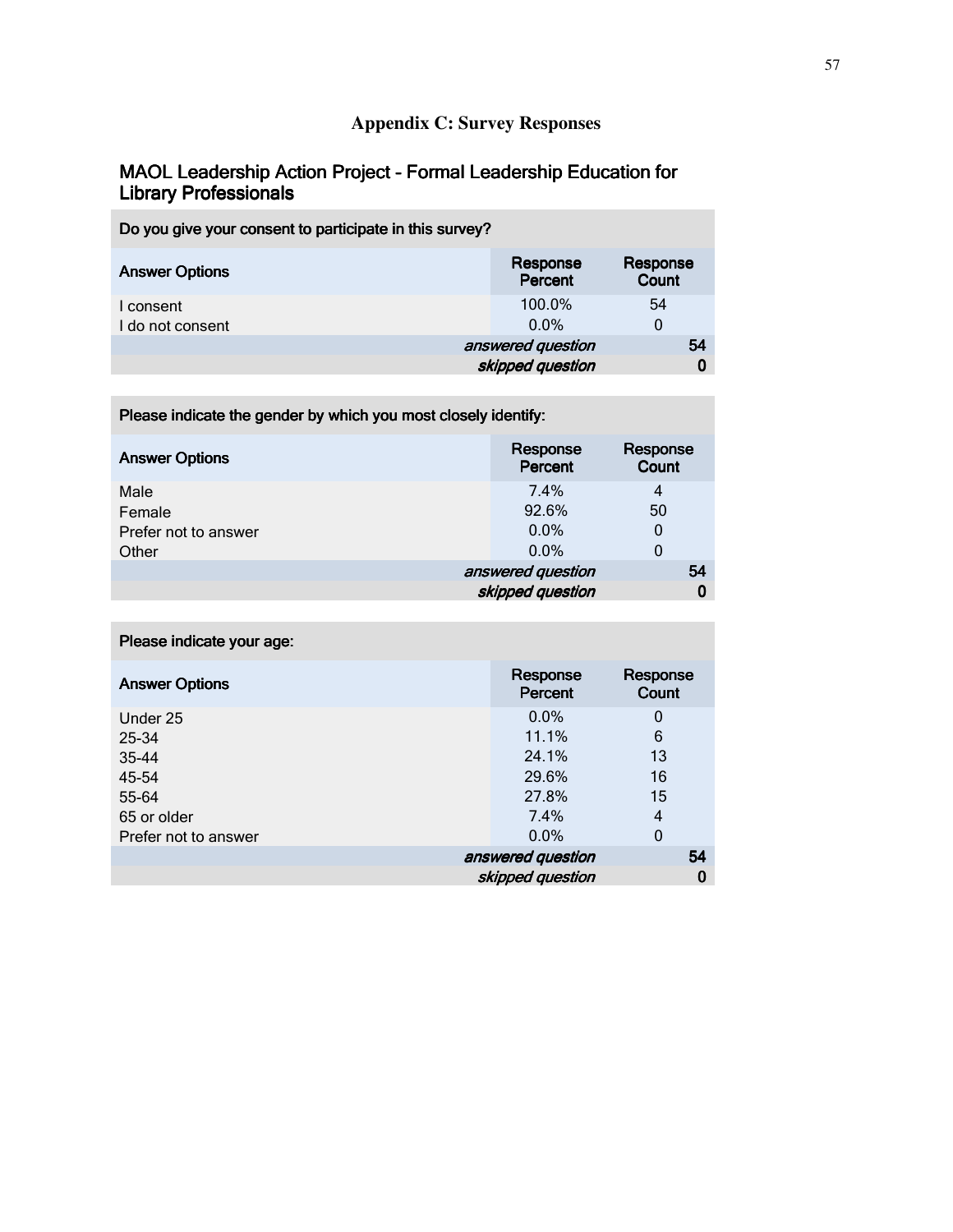# Appendix C: Survey Responses

## MAOL Leadership Action Project - Formal Leadership Education for Library Professionals

| Do you give your consent to participate in this survey? | | |
|---|---|---|
| **Answer Options** | **Response Percent** | **Response Count** |
| I consent | 100.0% | 54 |
| I do not consent | 0.0% | 0 |
| | *answered question* | 54 |
| | *skipped question* | 0 |

| Please indicate the gender by which you most closely identify: | | |
|---|---|---|
| **Answer Options** | **Response Percent** | **Response Count** |
| Male | 7.4% | 4 |
| Female | 92.6% | 50 |
| Prefer not to answer | 0.0% | 0 |
| Other | 0.0% | 0 |
| | *answered question* | 54 |
| | *skipped question* | 0 |

| Please indicate your age: | | |
|---|---|---|
| **Answer Options** | **Response Percent** | **Response Count** |
| Under 25 | 0.0% | 0 |
| 25-34 | 11.1% | 6 |
| 35-44 | 24.1% | 13 |
| 45-54 | 29.6% | 16 |
| 55-64 | 27.8% | 15 |
| 65 or older | 7.4% | 4 |
| Prefer not to answer | 0.0% | 0 |
| | *answered question* | 54 |
| | *skipped question* | 0 |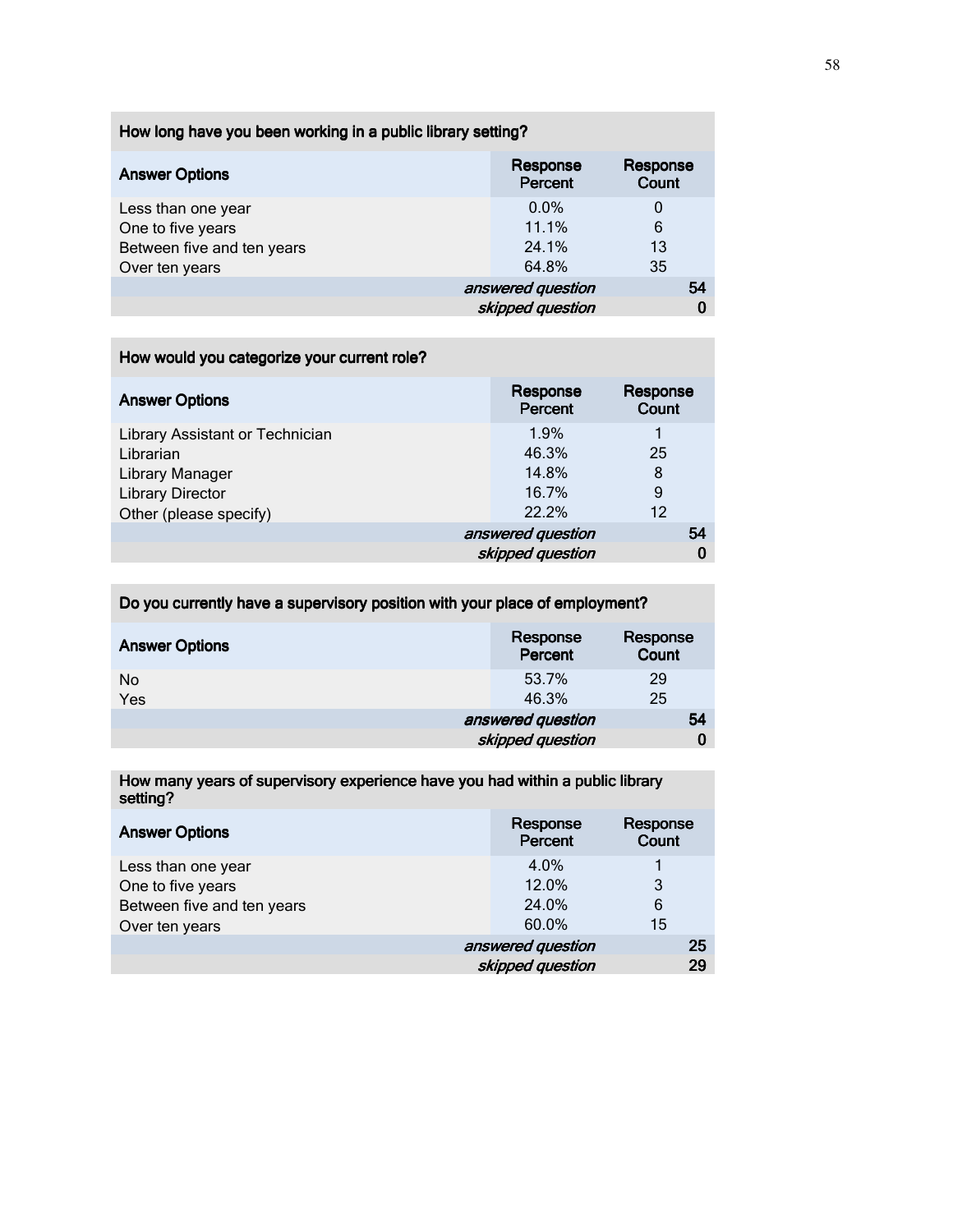| How long have you been working in a public library setting? | | |
|---|---|---|
| **Answer Options** | **Response Percent** | **Response Count** |
| Less than one year | 0.0% | 0 |
| One to five years | 11.1% | 6 |
| Between five and ten years | 24.1% | 13 |
| Over ten years | 64.8% | 35 |
| | *answered question* | **54** |
| | *skipped question* | **0** |

| How would you categorize your current role? | | |
|---|---|---|
| **Answer Options** | **Response Percent** | **Response Count** |
| Library Assistant or Technician | 1.9% | 1 |
| Librarian | 46.3% | 25 |
| Library Manager | 14.8% | 8 |
| Library Director | 16.7% | 9 |
| Other (please specify) | 22.2% | 12 |
| | *answered question* | **54** |
| | *skipped question* | **0** |

| Do you currently have a supervisory position with your place of employment? | | |
|---|---|---|
| **Answer Options** | **Response Percent** | **Response Count** |
| No | 53.7% | 29 |
| Yes | 46.3% | 25 |
| | *answered question* | **54** |
| | *skipped question* | **0** |

| How many years of supervisory experience have you had within a public library setting? | | |
|---|---|---|
| **Answer Options** | **Response Percent** | **Response Count** |
| Less than one year | 4.0% | 1 |
| One to five years | 12.0% | 3 |
| Between five and ten years | 24.0% | 6 |
| Over ten years | 60.0% | 15 |
| | *answered question* | **25** |
| | *skipped question* | **29** |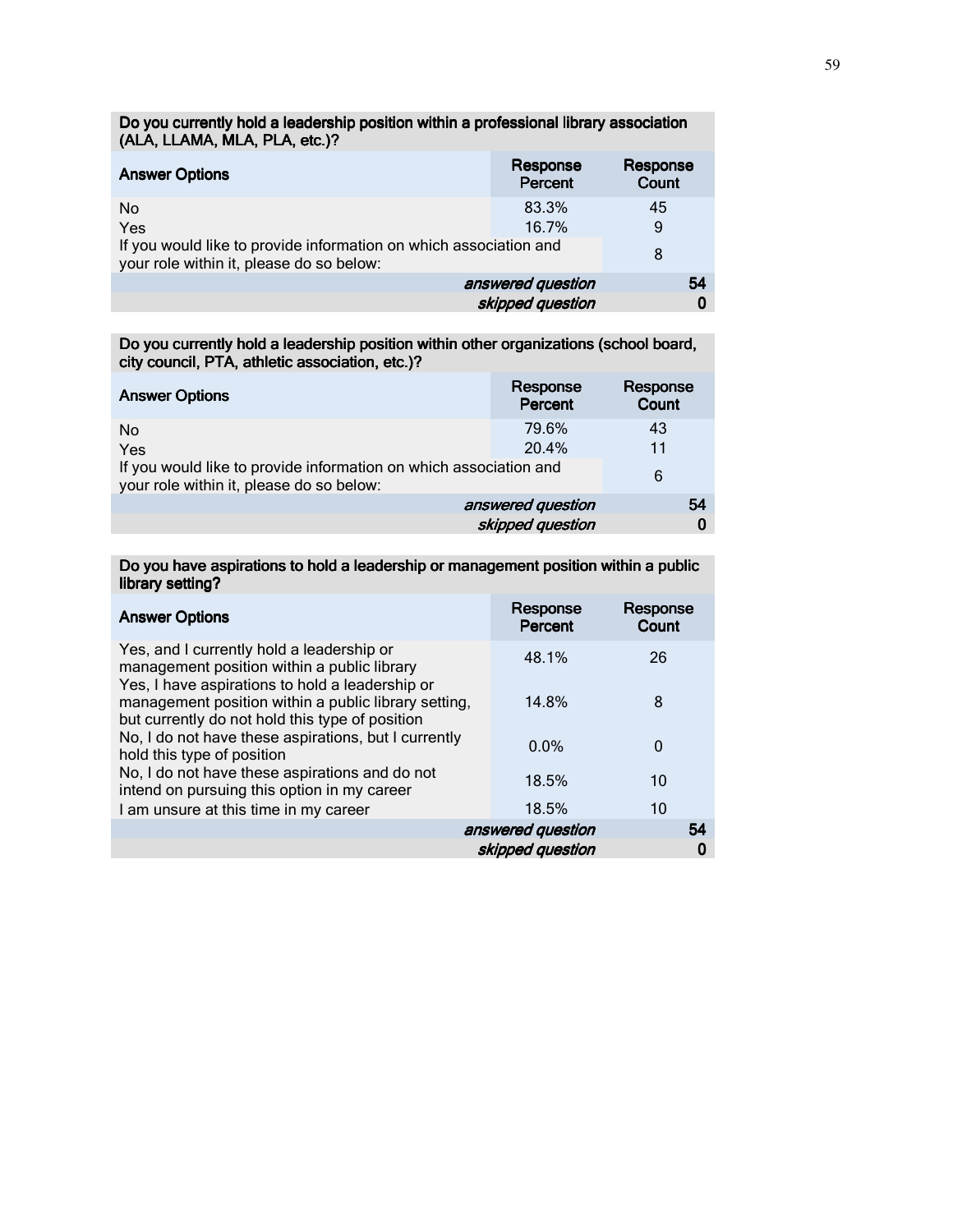| Do you currently hold a leadership position within a professional library association (ALA, LLAMA, MLA, PLA, etc.)? | | |
|---|---|---|
| **Answer Options** | **Response Percent** | **Response Count** |
| No | 83.3% | 45 |
| Yes | 16.7% | 9 |
| If you would like to provide information on which association and your role within it, please do so below: | | 8 |
| | *answered question* | **54** |
| | *skipped question* | **0** |

| Do you currently hold a leadership position within other organizations (school board, city council, PTA, athletic association, etc.)? | | |
|---|---|---|
| **Answer Options** | **Response Percent** | **Response Count** |
| No | 79.6% | 43 |
| Yes | 20.4% | 11 |
| If you would like to provide information on which association and your role within it, please do so below: | | 6 |
| | *answered question* | **54** |
| | *skipped question* | **0** |

| Do you have aspirations to hold a leadership or management position within a public library setting? | | |
|---|---|---|
| **Answer Options** | **Response Percent** | **Response Count** |
| Yes, and I currently hold a leadership or management position within a public library | 48.1% | 26 |
| Yes, I have aspirations to hold a leadership or management position within a public library setting, but currently do not hold this type of position | 14.8% | 8 |
| No, I do not have these aspirations, but I currently hold this type of position | 0.0% | 0 |
| No, I do not have these aspirations and do not intend on pursuing this option in my career | 18.5% | 10 |
| I am unsure at this time in my career | 18.5% | 10 |
| | *answered question* | **54** |
| | *skipped question* | **0** |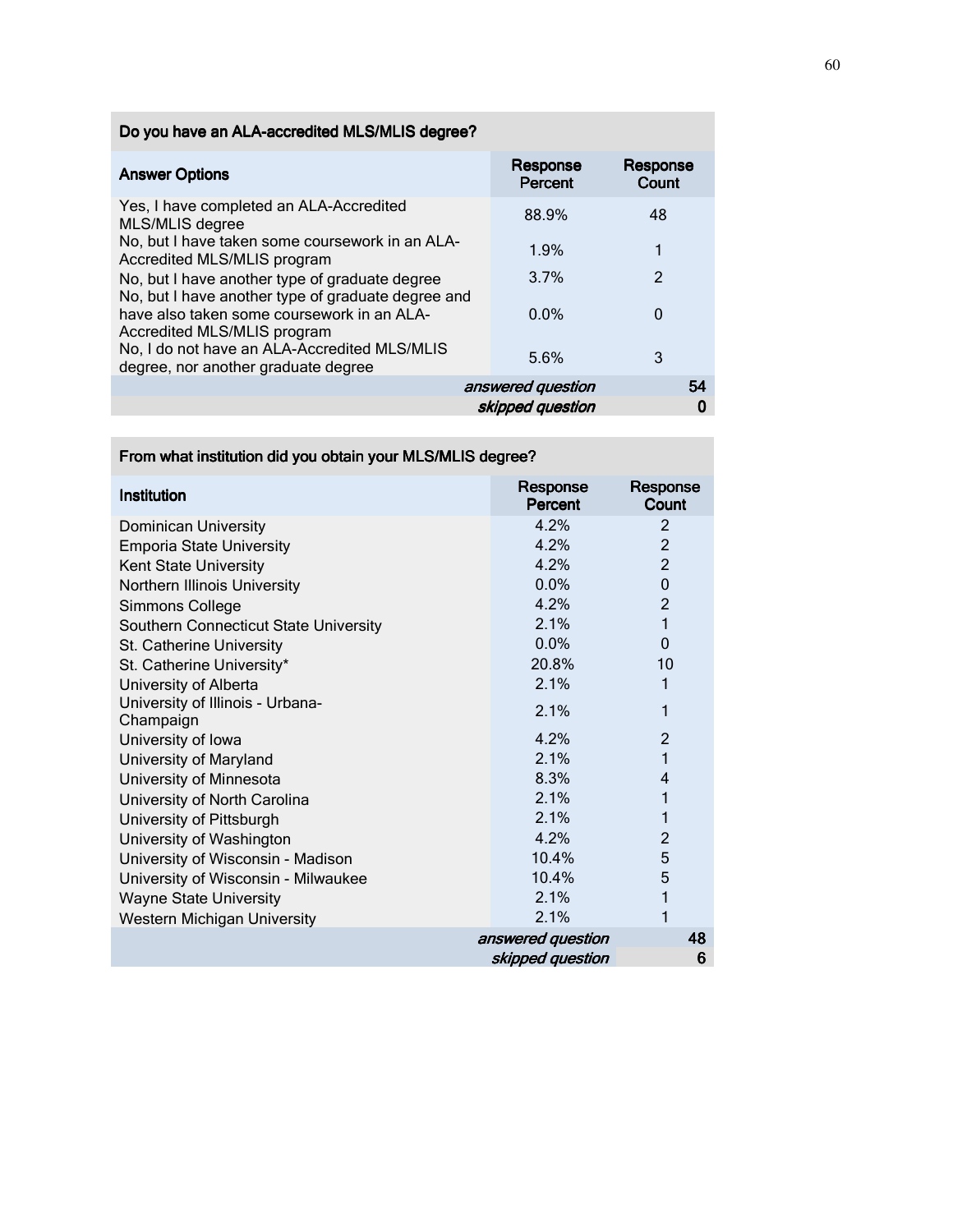| Do you have an ALA-accredited MLS/MLIS degree? | | |
|---|---|---|
| **Answer Options** | **Response Percent** | **Response Count** |
| Yes, I have completed an ALA-Accredited MLS/MLIS degree | 88.9% | 48 |
| No, but I have taken some coursework in an ALA-Accredited MLS/MLIS program | 1.9% | 1 |
| No, but I have another type of graduate degree | 3.7% | 2 |
| No, but I have another type of graduate degree and have also taken some coursework in an ALA-Accredited MLS/MLIS program | 0.0% | 0 |
| No, I do not have an ALA-Accredited MLS/MLIS degree, nor another graduate degree | 5.6% | 3 |
| | *answered question* | 54 |
| | *skipped question* | 0 |

| From what institution did you obtain your MLS/MLIS degree? | | |
|---|---|---|
| **Institution** | **Response Percent** | **Response Count** |
| Dominican University | 4.2% | 2 |
| Emporia State University | 4.2% | 2 |
| Kent State University | 4.2% | 2 |
| Northern Illinois University | 0.0% | 0 |
| Simmons College | 4.2% | 2 |
| Southern Connecticut State University | 2.1% | 1 |
| St. Catherine University | 0.0% | 0 |
| St. Catherine University* | 20.8% | 10 |
| University of Alberta | 2.1% | 1 |
| University of Illinois - Urbana-Champaign | 2.1% | 1 |
| University of Iowa | 4.2% | 2 |
| University of Maryland | 2.1% | 1 |
| University of Minnesota | 8.3% | 4 |
| University of North Carolina | 2.1% | 1 |
| University of Pittsburgh | 2.1% | 1 |
| University of Washington | 4.2% | 2 |
| University of Wisconsin - Madison | 10.4% | 5 |
| University of Wisconsin - Milwaukee | 10.4% | 5 |
| Wayne State University | 2.1% | 1 |
| Western Michigan University | 2.1% | 1 |
| | *answered question* | 48 |
| | *skipped question* | 6 |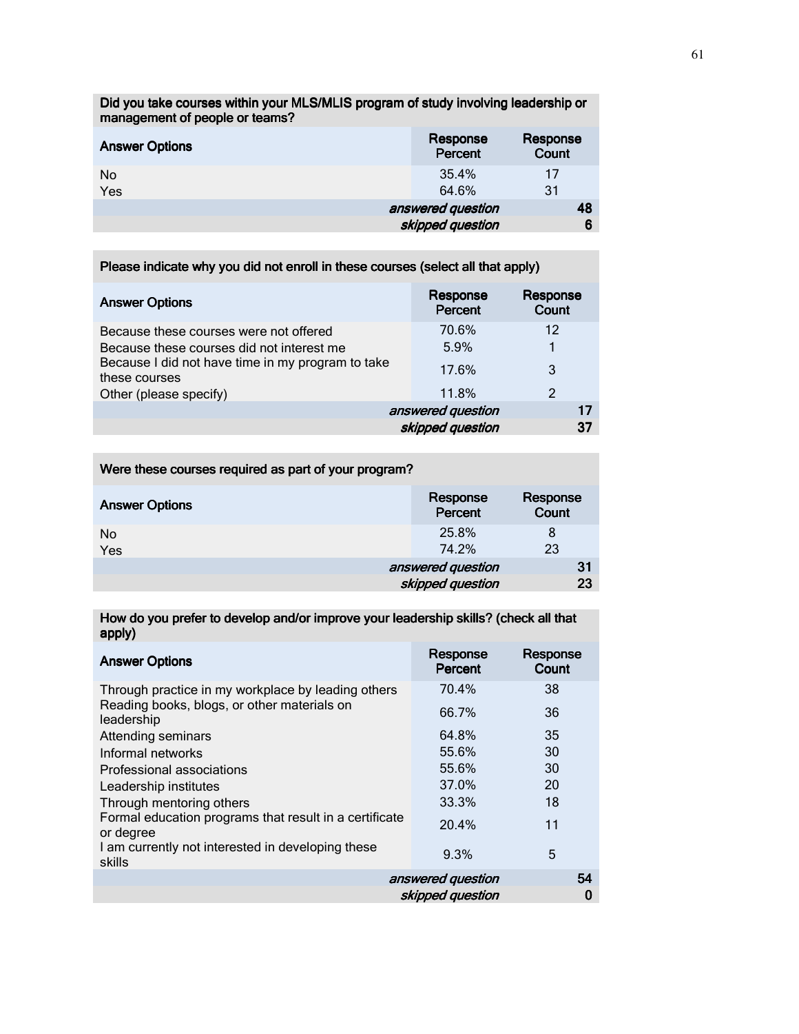| Did you take courses within your MLS/MLIS program of study involving leadership or management of people or teams? | | |
|---|---|---|
| **Answer Options** | **Response Percent** | **Response Count** |
| No | 35.4% | 17 |
| Yes | 64.6% | 31 |
| | *answered question* | **48** |
| | *skipped question* | **6** |

| Please indicate why you did not enroll in these courses (select all that apply) | | |
|---|---|---|
| **Answer Options** | **Response Percent** | **Response Count** |
| Because these courses were not offered | 70.6% | 12 |
| Because these courses did not interest me | 5.9% | 1 |
| Because I did not have time in my program to take these courses | 17.6% | 3 |
| Other (please specify) | 11.8% | 2 |
| | *answered question* | **17** |
| | *skipped question* | **37** |

| Were these courses required as part of your program? | | |
|---|---|---|
| **Answer Options** | **Response Percent** | **Response Count** |
| No | 25.8% | 8 |
| Yes | 74.2% | 23 |
| | *answered question* | **31** |
| | *skipped question* | **23** |

| How do you prefer to develop and/or improve your leadership skills? (check all that apply) | | |
|---|---|---|
| **Answer Options** | **Response Percent** | **Response Count** |
| Through practice in my workplace by leading others | 70.4% | 38 |
| Reading books, blogs, or other materials on leadership | 66.7% | 36 |
| Attending seminars | 64.8% | 35 |
| Informal networks | 55.6% | 30 |
| Professional associations | 55.6% | 30 |
| Leadership institutes | 37.0% | 20 |
| Through mentoring others | 33.3% | 18 |
| Formal education programs that result in a certificate or degree | 20.4% | 11 |
| I am currently not interested in developing these skills | 9.3% | 5 |
| | *answered question* | **54** |
| | *skipped question* | **0** |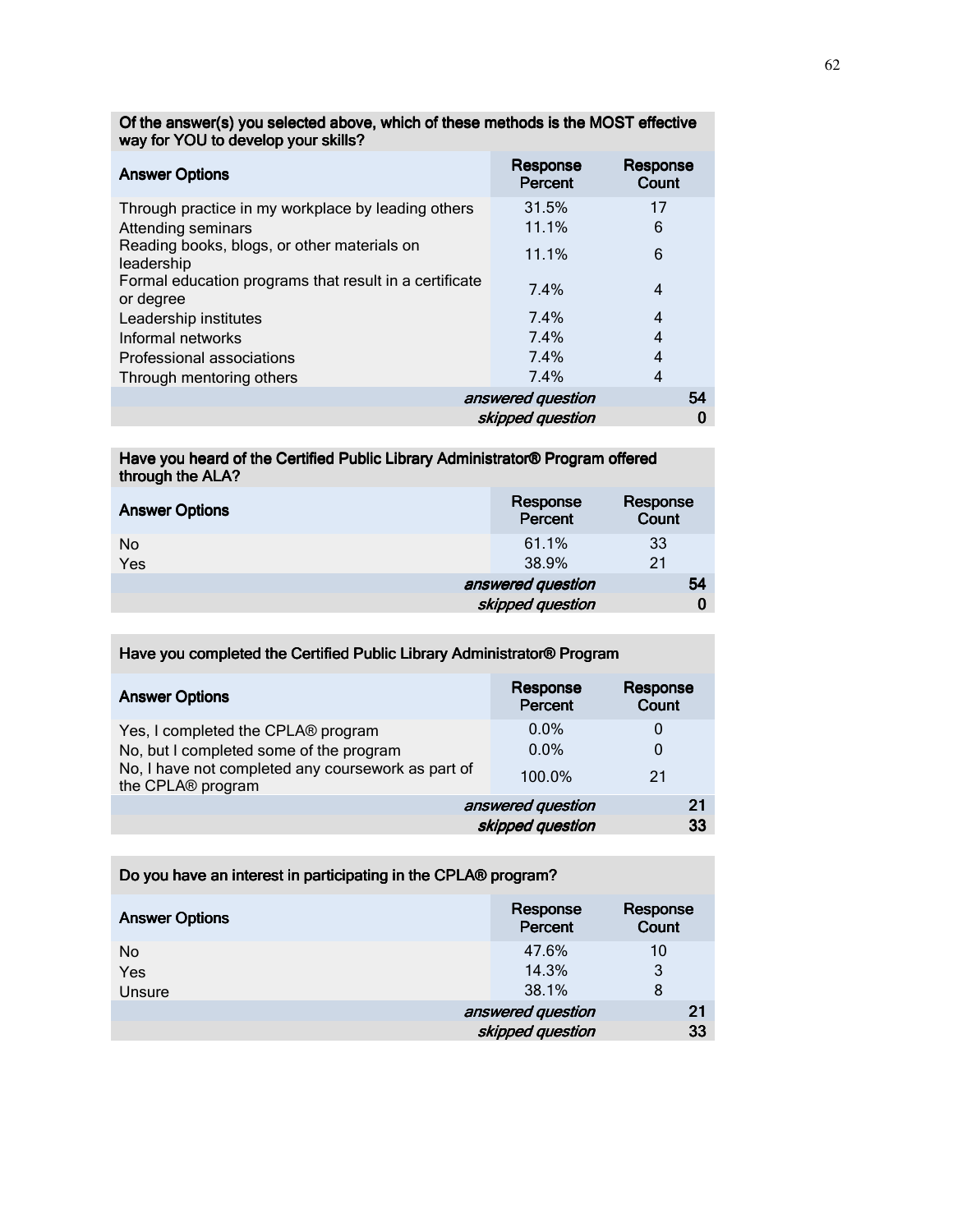| Of the answer(s) you selected above, which of these methods is the MOST effective way for YOU to develop your skills? | | |
|---|---|---|
| **Answer Options** | **Response Percent** | **Response Count** |
| Through practice in my workplace by leading others | 31.5% | 17 |
| Attending seminars | 11.1% | 6 |
| Reading books, blogs, or other materials on leadership | 11.1% | 6 |
| Formal education programs that result in a certificate or degree | 7.4% | 4 |
| Leadership institutes | 7.4% | 4 |
| Informal networks | 7.4% | 4 |
| Professional associations | 7.4% | 4 |
| Through mentoring others | 7.4% | 4 |
| | *answered question* | 54 |
| | *skipped question* | 0 |

| Have you heard of the Certified Public Library Administrator® Program offered through the ALA? | | |
|---|---|---|
| **Answer Options** | **Response Percent** | **Response Count** |
| No | 61.1% | 33 |
| Yes | 38.9% | 21 |
| | *answered question* | 54 |
| | *skipped question* | 0 |

| Have you completed the Certified Public Library Administrator® Program | | |
|---|---|---|
| **Answer Options** | **Response Percent** | **Response Count** |
| Yes, I completed the CPLA® program | 0.0% | 0 |
| No, but I completed some of the program | 0.0% | 0 |
| No, I have not completed any coursework as part of the CPLA® program | 100.0% | 21 |
| | *answered question* | 21 |
| | *skipped question* | 33 |

| Do you have an interest in participating in the CPLA® program? | | |
|---|---|---|
| **Answer Options** | **Response Percent** | **Response Count** |
| No | 47.6% | 10 |
| Yes | 14.3% | 3 |
| Unsure | 38.1% | 8 |
| | *answered question* | 21 |
| | *skipped question* | 33 |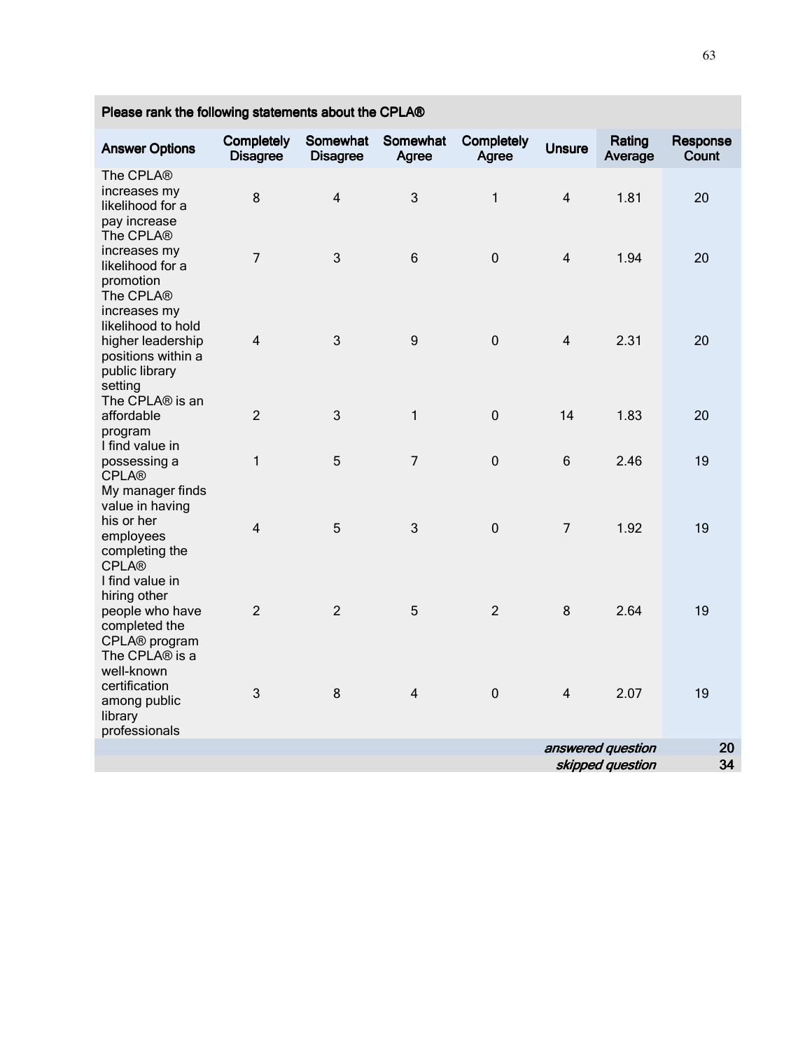| Please rank the following statements about the CPLA® | | | | | | | |
|---|---|---|---|---|---|---|---|
| Answer Options | Completely Disagree | Somewhat Disagree | Somewhat Agree | Completely Agree | Unsure | Rating Average | Response Count |
| The CPLA® increases my likelihood for a pay increase | 8 | 4 | 3 | 1 | 4 | 1.81 | 20 |
| The CPLA® increases my likelihood for a promotion | 7 | 3 | 6 | 0 | 4 | 1.94 | 20 |
| The CPLA® increases my likelihood to hold higher leadership positions within a public library setting | 4 | 3 | 9 | 0 | 4 | 2.31 | 20 |
| The CPLA® is an affordable program | 2 | 3 | 1 | 0 | 14 | 1.83 | 20 |
| I find value in possessing a CPLA® | 1 | 5 | 7 | 0 | 6 | 2.46 | 19 |
| My manager finds value in having his or her employees completing the CPLA® | 4 | 5 | 3 | 0 | 7 | 1.92 | 19 |
| I find value in hiring other people who have completed the CPLA® program | 2 | 2 | 5 | 2 | 8 | 2.64 | 19 |
| The CPLA® is a well-known certification among public library professionals | 3 | 8 | 4 | 0 | 4 | 2.07 | 19 |
| | | | | | | *answered question* | 20 |
| | | | | | | *skipped question* | 34 |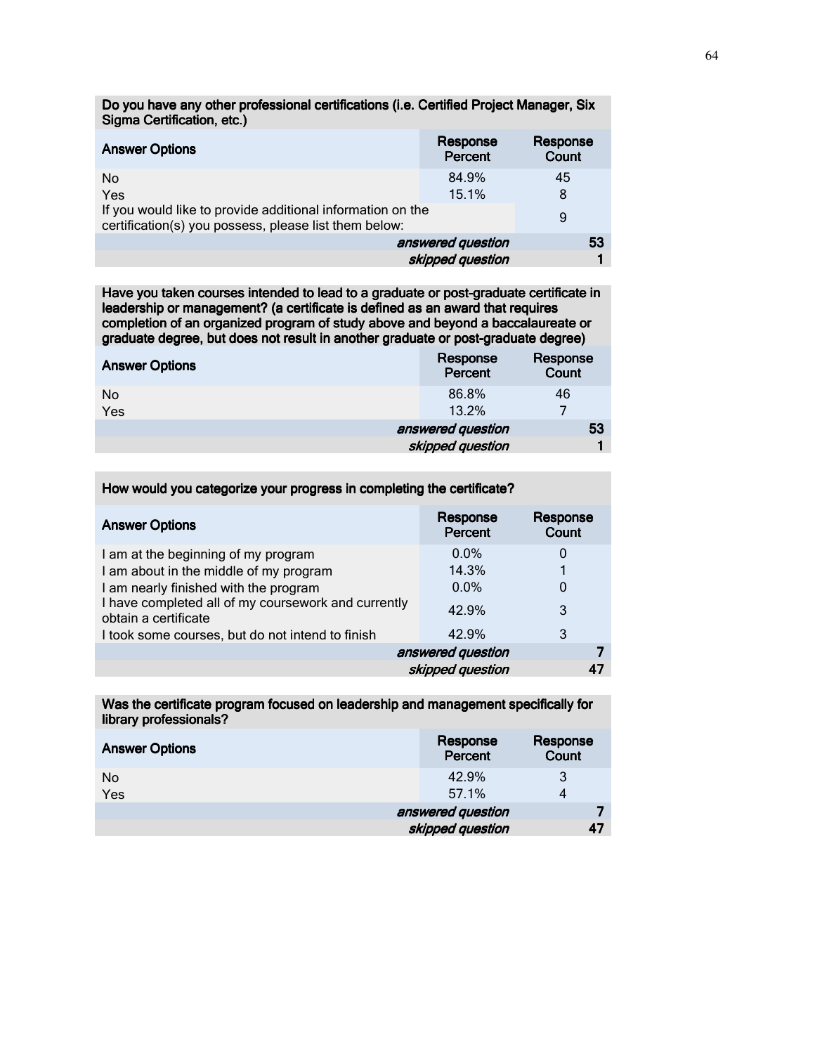| Do you have any other professional certifications (i.e. Certified Project Manager, Six Sigma Certification, etc.) | | |
|---|---|---|
| **Answer Options** | **Response Percent** | **Response Count** |
| No | 84.9% | 45 |
| Yes | 15.1% | 8 |
| If you would like to provide additional information on the certification(s) you possess, please list them below: | | 9 |
| | *answered question* | 53 |
| | *skipped question* | 1 |

| Have you taken courses intended to lead to a graduate or post-graduate certificate in leadership or management? (a certificate is defined as an award that requires completion of an organized program of study above and beyond a baccalaureate or graduate degree, but does not result in another graduate or post-graduate degree) | | |
|---|---|---|
| **Answer Options** | **Response Percent** | **Response Count** |
| No | 86.8% | 46 |
| Yes | 13.2% | 7 |
| | *answered question* | 53 |
| | *skipped question* | 1 |

| How would you categorize your progress in completing the certificate? | | |
|---|---|---|
| **Answer Options** | **Response Percent** | **Response Count** |
| I am at the beginning of my program | 0.0% | 0 |
| I am about in the middle of my program | 14.3% | 1 |
| I am nearly finished with the program | 0.0% | 0 |
| I have completed all of my coursework and currently obtain a certificate | 42.9% | 3 |
| I took some courses, but do not intend to finish | 42.9% | 3 |
| | *answered question* | 7 |
| | *skipped question* | 47 |

| Was the certificate program focused on leadership and management specifically for library professionals? | | |
|---|---|---|
| **Answer Options** | **Response Percent** | **Response Count** |
| No | 42.9% | 3 |
| Yes | 57.1% | 4 |
| | *answered question* | 7 |
| | *skipped question* | 47 |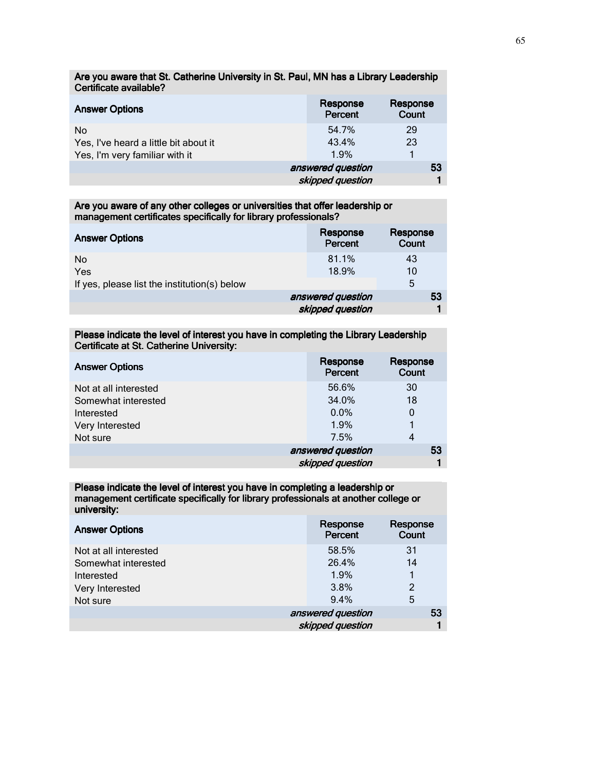| Are you aware that St. Catherine University in St. Paul, MN has a Library Leadership Certificate available? | | |
|---|---|---|
| **Answer Options** | **Response Percent** | **Response Count** |
| No | 54.7% | 29 |
| Yes, I've heard a little bit about it | 43.4% | 23 |
| Yes, I'm very familiar with it | 1.9% | 1 |
| | *answered question* | **53** |
| | *skipped question* | **1** |

| Are you aware of any other colleges or universities that offer leadership or management certificates specifically for library professionals? | | |
|---|---|---|
| **Answer Options** | **Response Percent** | **Response Count** |
| No | 81.1% | 43 |
| Yes | 18.9% | 10 |
| If yes, please list the institution(s) below | | 5 |
| | *answered question* | **53** |
| | *skipped question* | **1** |

| Please indicate the level of interest you have in completing the Library Leadership Certificate at St. Catherine University: | | |
|---|---|---|
| **Answer Options** | **Response Percent** | **Response Count** |
| Not at all interested | 56.6% | 30 |
| Somewhat interested | 34.0% | 18 |
| Interested | 0.0% | 0 |
| Very Interested | 1.9% | 1 |
| Not sure | 7.5% | 4 |
| | *answered question* | **53** |
| | *skipped question* | **1** |

| Please indicate the level of interest you have in completing a leadership or management certificate specifically for library professionals at another college or university: | | |
|---|---|---|
| **Answer Options** | **Response Percent** | **Response Count** |
| Not at all interested | 58.5% | 31 |
| Somewhat interested | 26.4% | 14 |
| Interested | 1.9% | 1 |
| Very Interested | 3.8% | 2 |
| Not sure | 9.4% | 5 |
| | *answered question* | **53** |
| | *skipped question* | **1** |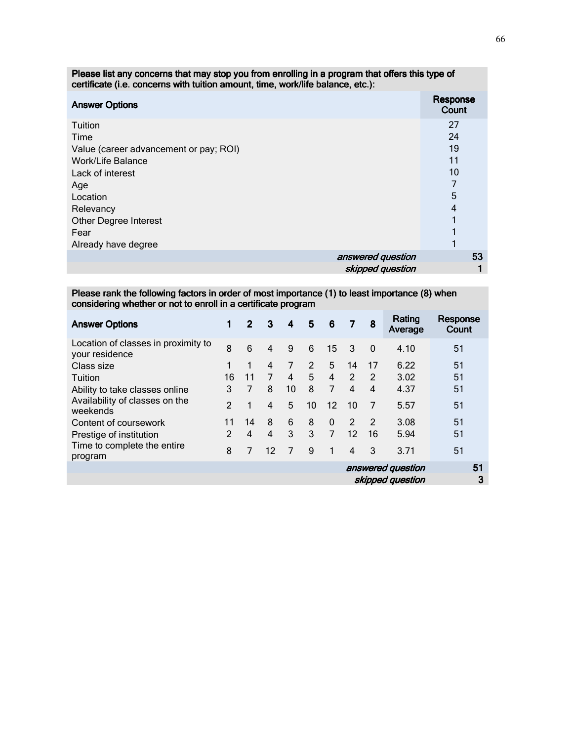| Please list any concerns that may stop you from enrolling in a program that offers this type of certificate (i.e. concerns with tuition amount, time, work/life balance, etc.): | |
|---|---|
| **Answer Options** | **Response Count** |
| Tuition | 27 |
| Time | 24 |
| Value (career advancement or pay; ROI) | 19 |
| Work/Life Balance | 11 |
| Lack of interest | 10 |
| Age | 7 |
| Location | 5 |
| Relevancy | 4 |
| Other Degree Interest | 1 |
| Fear | 1 |
| Already have degree | 1 |
| *answered question* | 53 |
| *skipped question* | 1 |

| Please rank the following factors in order of most importance (1) to least importance (8) when considering whether or not to enroll in a certificate program | | | | | | | | | | |
|---|---|---|---|---|---|---|---|---|---|---|
| **Answer Options** | **1** | **2** | **3** | **4** | **5** | **6** | **7** | **8** | **Rating Average** | **Response Count** |
| Location of classes in proximity to your residence | 8 | 6 | 4 | 9 | 6 | 15 | 3 | 0 | 4.10 | 51 |
| Class size | 1 | 1 | 4 | 7 | 2 | 5 | 14 | 17 | 6.22 | 51 |
| Tuition | 16 | 11 | 7 | 4 | 5 | 4 | 2 | 2 | 3.02 | 51 |
| Ability to take classes online | 3 | 7 | 8 | 10 | 8 | 7 | 4 | 4 | 4.37 | 51 |
| Availability of classes on the weekends | 2 | 1 | 4 | 5 | 10 | 12 | 10 | 7 | 5.57 | 51 |
| Content of coursework | 11 | 14 | 8 | 6 | 8 | 0 | 2 | 2 | 3.08 | 51 |
| Prestige of institution | 2 | 4 | 4 | 3 | 3 | 7 | 12 | 16 | 5.94 | 51 |
| Time to complete the entire program | 8 | 7 | 12 | 7 | 9 | 1 | 4 | 3 | 3.71 | 51 |
| | | | | | | | | | *answered question* | 51 |
| | | | | | | | | | *skipped question* | 3 |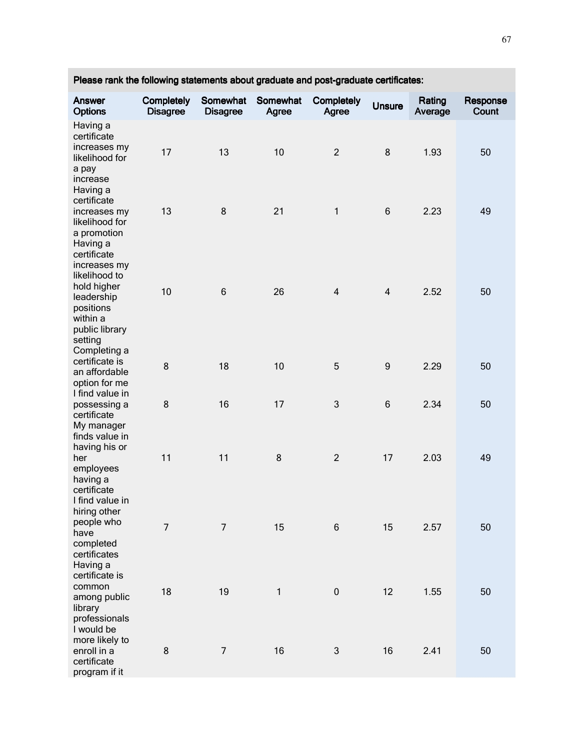| Please rank the following statements about graduate and post-graduate certificates: | | | | | | | |
|---|---|---|---|---|---|---|---|
| Answer Options | Completely Disagree | Somewhat Disagree | Somewhat Agree | Completely Agree | Unsure | Rating Average | Response Count |
| Having a certificate increases my likelihood for a pay increase | 17 | 13 | 10 | 2 | 8 | 1.93 | 50 |
| Having a certificate increases my likelihood for a promotion | 13 | 8 | 21 | 1 | 6 | 2.23 | 49 |
| Having a certificate increases my likelihood to hold higher leadership positions within a public library setting | 10 | 6 | 26 | 4 | 4 | 2.52 | 50 |
| Completing a certificate is an affordable option for me | 8 | 18 | 10 | 5 | 9 | 2.29 | 50 |
| I find value in possessing a certificate | 8 | 16 | 17 | 3 | 6 | 2.34 | 50 |
| My manager finds value in having his or her employees having a certificate | 11 | 11 | 8 | 2 | 17 | 2.03 | 49 |
| I find value in hiring other people who have completed certificates | 7 | 7 | 15 | 6 | 15 | 2.57 | 50 |
| Having a certificate is common among public library professionals | 18 | 19 | 1 | 0 | 12 | 1.55 | 50 |
| I would be more likely to enroll in a certificate program if it | 8 | 7 | 16 | 3 | 16 | 2.41 | 50 |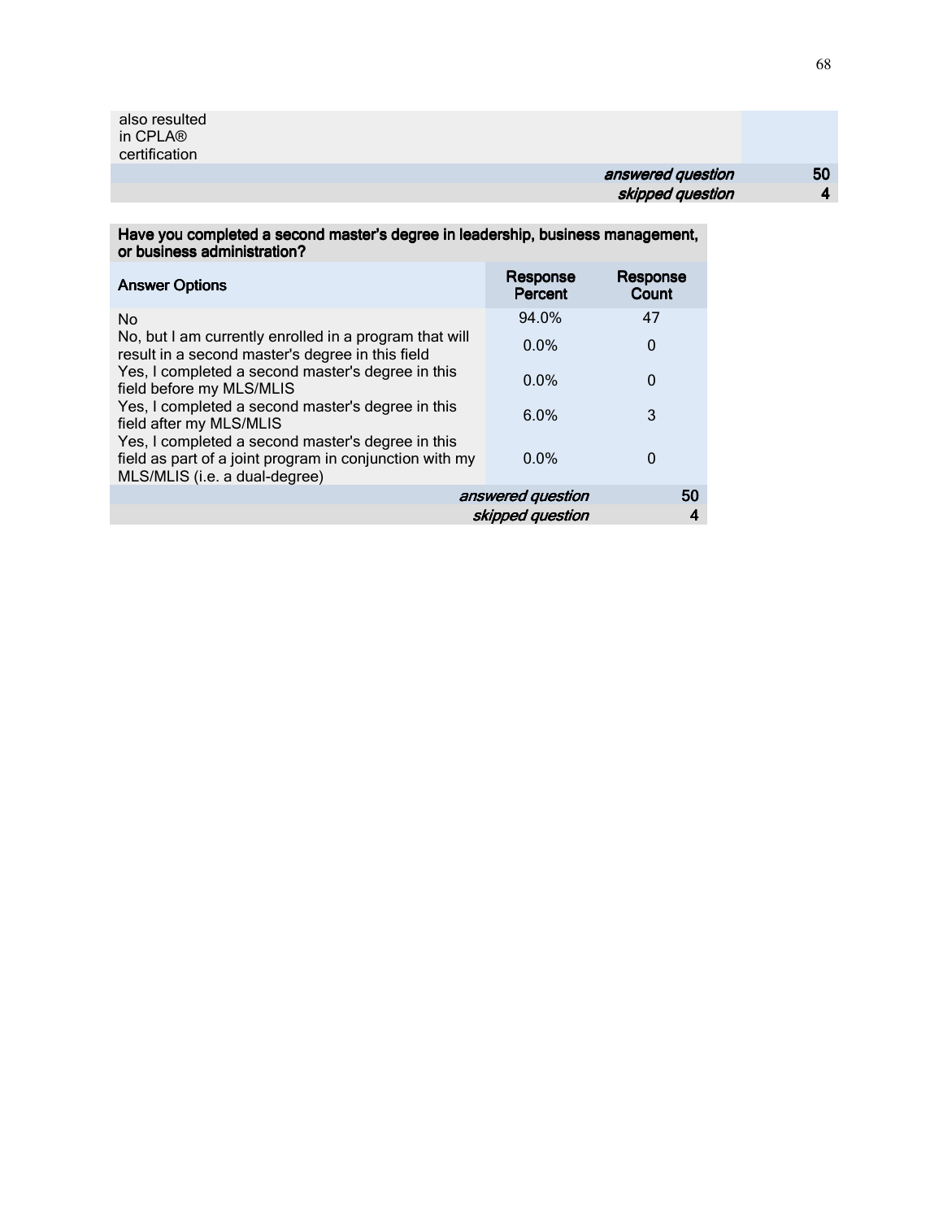| | |
|---|---|
| also resulted in CPLA® certification | |
| *answered question* | **50** |
| *skipped question* | **4** |

| **Have you completed a second master's degree in leadership, business management, or business administration?** | | |
|---|---|---|
| **Answer Options** | **Response Percent** | **Response Count** |
| No | 94.0% | 47 |
| No, but I am currently enrolled in a program that will result in a second master's degree in this field | 0.0% | 0 |
| Yes, I completed a second master's degree in this field before my MLS/MLIS | 0.0% | 0 |
| Yes, I completed a second master's degree in this field after my MLS/MLIS | 6.0% | 3 |
| Yes, I completed a second master's degree in this field as part of a joint program in conjunction with my MLS/MLIS (i.e. a dual-degree) | 0.0% | 0 |
| | *answered question* | **50** |
| | *skipped question* | **4** |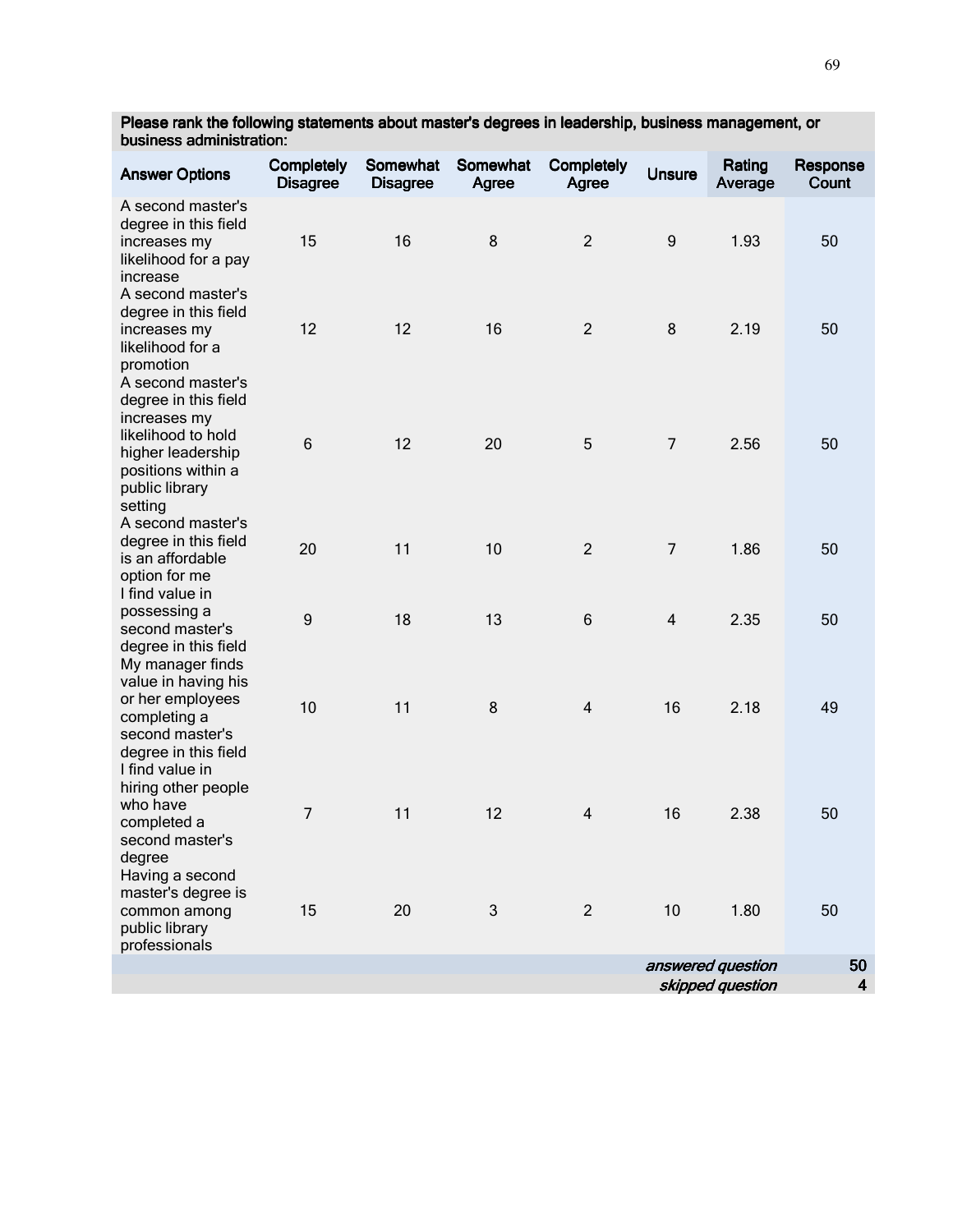| Please rank the following statements about master's degrees in leadership, business management, or business administration: | | | | | | | |
|---|---|---|---|---|---|---|---|
| **Answer Options** | **Completely Disagree** | **Somewhat Disagree** | **Somewhat Agree** | **Completely Agree** | **Unsure** | **Rating Average** | **Response Count** |
| A second master's degree in this field increases my likelihood for a pay increase | 15 | 16 | 8 | 2 | 9 | 1.93 | 50 |
| A second master's degree in this field increases my likelihood for a promotion | 12 | 12 | 16 | 2 | 8 | 2.19 | 50 |
| A second master's degree in this field increases my likelihood to hold higher leadership positions within a public library setting | 6 | 12 | 20 | 5 | 7 | 2.56 | 50 |
| A second master's degree in this field is an affordable option for me | 20 | 11 | 10 | 2 | 7 | 1.86 | 50 |
| I find value in possessing a second master's degree in this field | 9 | 18 | 13 | 6 | 4 | 2.35 | 50 |
| My manager finds value in having his or her employees completing a second master's degree in this field | 10 | 11 | 8 | 4 | 16 | 2.18 | 49 |
| I find value in hiring other people who have completed a second master's degree | 7 | 11 | 12 | 4 | 16 | 2.38 | 50 |
| Having a second master's degree is common among public library professionals | 15 | 20 | 3 | 2 | 10 | 1.80 | 50 |
| | | | | | | *answered question* | 50 |
| | | | | | | *skipped question* | 4 |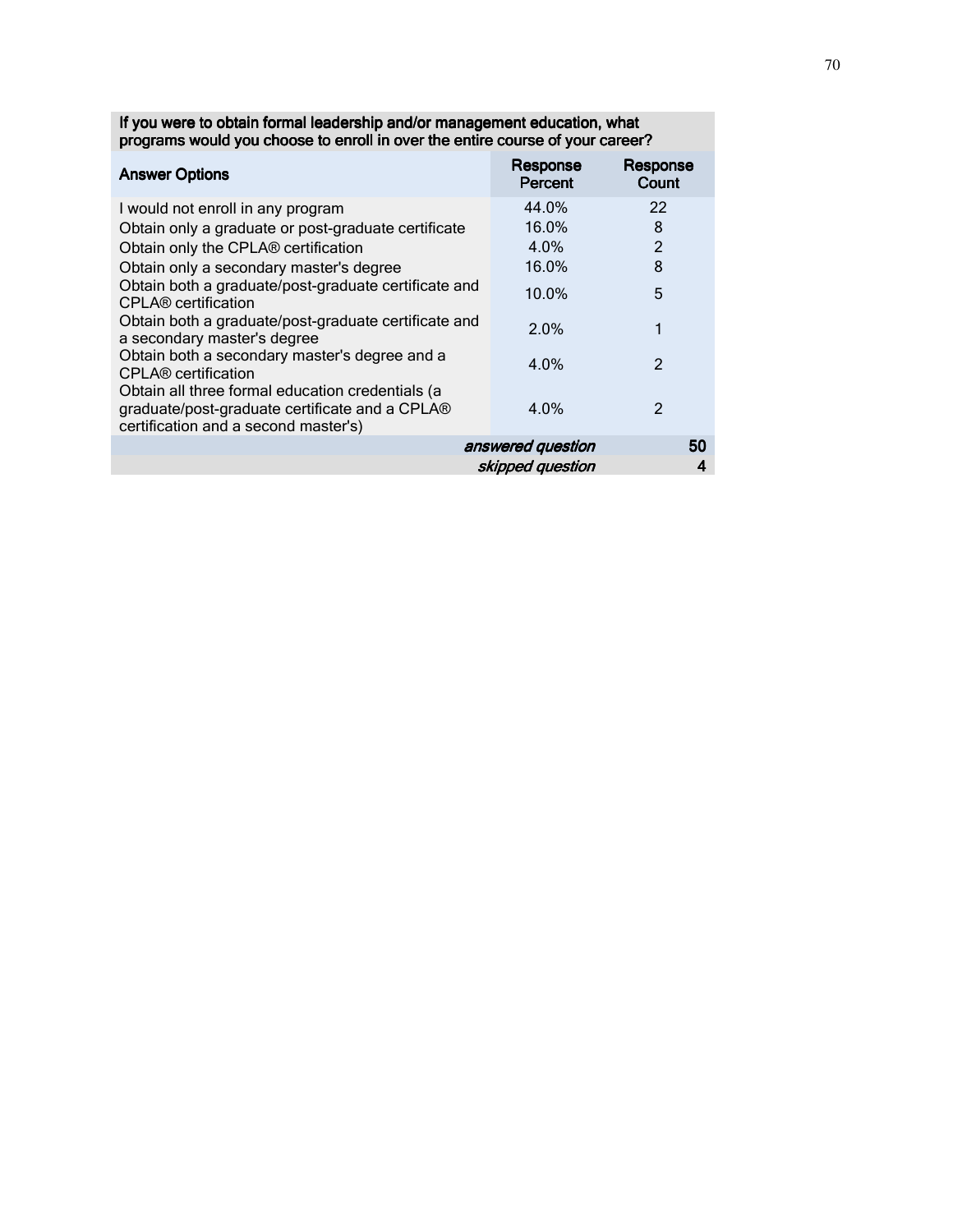| If you were to obtain formal leadership and/or management education, what programs would you choose to enroll in over the entire course of your career? | | |
|---|---|---|
| **Answer Options** | **Response Percent** | **Response Count** |
| I would not enroll in any program | 44.0% | 22 |
| Obtain only a graduate or post-graduate certificate | 16.0% | 8 |
| Obtain only the CPLA® certification | 4.0% | 2 |
| Obtain only a secondary master's degree | 16.0% | 8 |
| Obtain both a graduate/post-graduate certificate and CPLA® certification | 10.0% | 5 |
| Obtain both a graduate/post-graduate certificate and a secondary master's degree | 2.0% | 1 |
| Obtain both a secondary master's degree and a CPLA® certification | 4.0% | 2 |
| Obtain all three formal education credentials (a graduate/post-graduate certificate and a CPLA® certification and a second master's) | 4.0% | 2 |
| | *answered question* | **50** |
| | *skipped question* | **4** |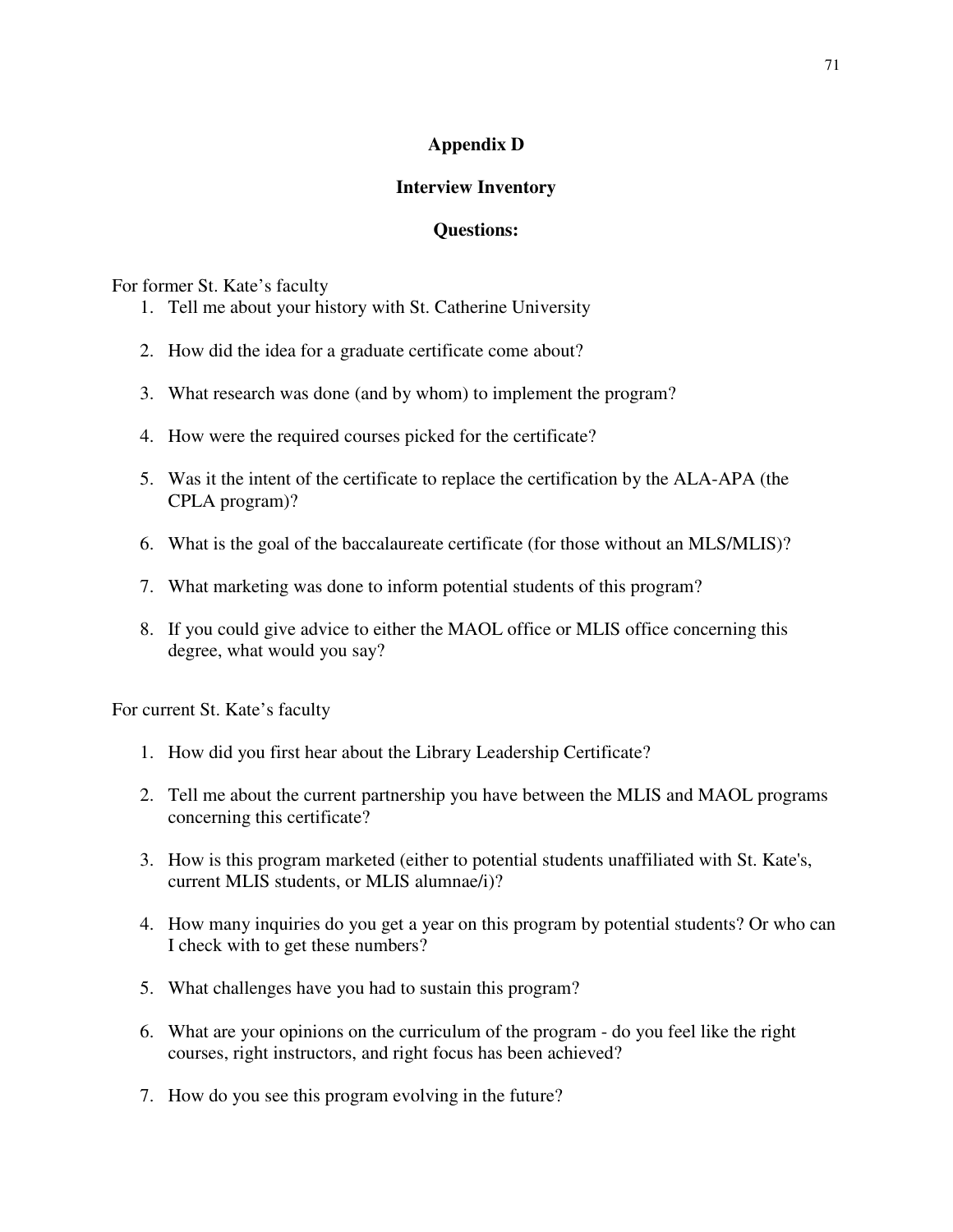# Appendix D

## Interview Inventory

### Questions:

For former St. Kate's faculty

1. Tell me about your history with St. Catherine University
2. How did the idea for a graduate certificate come about?
3. What research was done (and by whom) to implement the program?
4. How were the required courses picked for the certificate?
5. Was it the intent of the certificate to replace the certification by the ALA-APA (the CPLA program)?
6. What is the goal of the baccalaureate certificate (for those without an MLS/MLIS)?
7. What marketing was done to inform potential students of this program?
8. If you could give advice to either the MAOL office or MLIS office concerning this degree, what would you say?

For current St. Kate's faculty

1. How did you first hear about the Library Leadership Certificate?
2. Tell me about the current partnership you have between the MLIS and MAOL programs concerning this certificate?
3. How is this program marketed (either to potential students unaffiliated with St. Kate's, current MLIS students, or MLIS alumnae/i)?
4. How many inquiries do you get a year on this program by potential students? Or who can I check with to get these numbers?
5. What challenges have you had to sustain this program?
6. What are your opinions on the curriculum of the program - do you feel like the right courses, right instructors, and right focus has been achieved?
7. How do you see this program evolving in the future?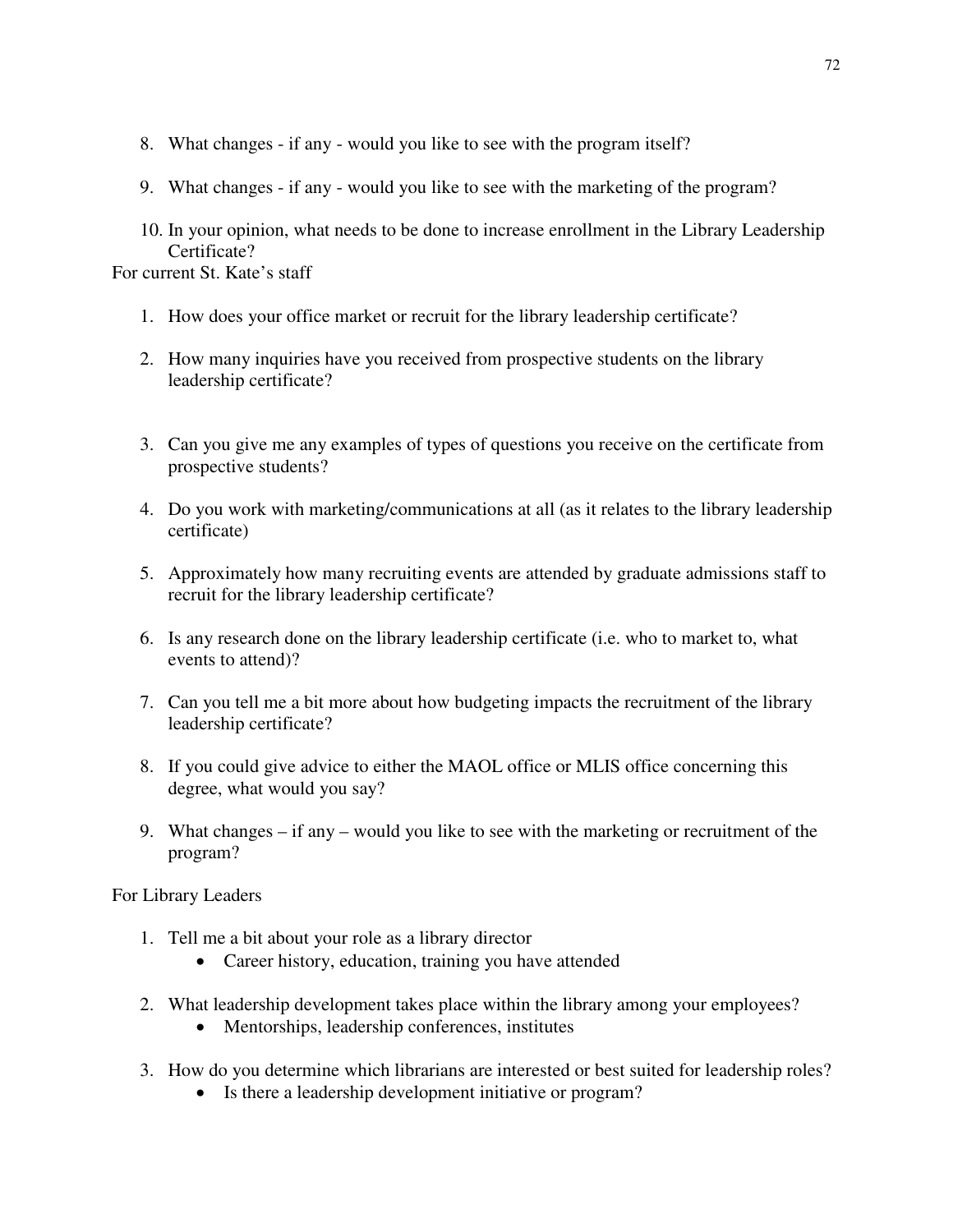8. What changes - if any - would you like to see with the program itself?

9. What changes - if any - would you like to see with the marketing of the program?

10. In your opinion, what needs to be done to increase enrollment in the Library Leadership Certificate?

For current St. Kate's staff

1. How does your office market or recruit for the library leadership certificate?

2. How many inquiries have you received from prospective students on the library leadership certificate?

3. Can you give me any examples of types of questions you receive on the certificate from prospective students?

4. Do you work with marketing/communications at all (as it relates to the library leadership certificate)

5. Approximately how many recruiting events are attended by graduate admissions staff to recruit for the library leadership certificate?

6. Is any research done on the library leadership certificate (i.e. who to market to, what events to attend)?

7. Can you tell me a bit more about how budgeting impacts the recruitment of the library leadership certificate?

8. If you could give advice to either the MAOL office or MLIS office concerning this degree, what would you say?

9. What changes – if any – would you like to see with the marketing or recruitment of the program?

For Library Leaders

1. Tell me a bit about your role as a library director
    - Career history, education, training you have attended

2. What leadership development takes place within the library among your employees?
    - Mentorships, leadership conferences, institutes

3. How do you determine which librarians are interested or best suited for leadership roles?
    - Is there a leadership development initiative or program?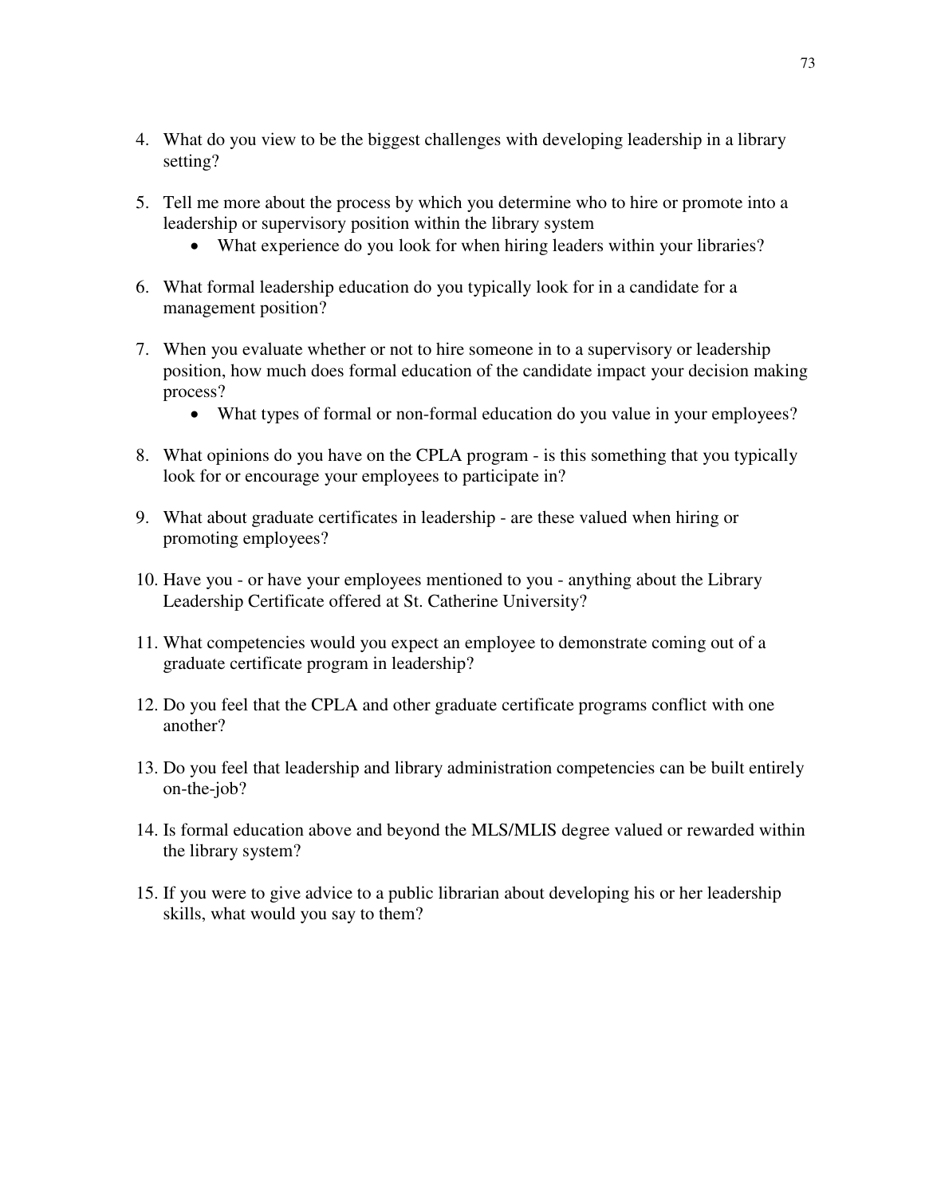4. What do you view to be the biggest challenges with developing leadership in a library setting?

5. Tell me more about the process by which you determine who to hire or promote into a leadership or supervisory position within the library system
    - What experience do you look for when hiring leaders within your libraries?

6. What formal leadership education do you typically look for in a candidate for a management position?

7. When you evaluate whether or not to hire someone in to a supervisory or leadership position, how much does formal education of the candidate impact your decision making process?
    - What types of formal or non-formal education do you value in your employees?

8. What opinions do you have on the CPLA program - is this something that you typically look for or encourage your employees to participate in?

9. What about graduate certificates in leadership - are these valued when hiring or promoting employees?

10. Have you - or have your employees mentioned to you - anything about the Library Leadership Certificate offered at St. Catherine University?

11. What competencies would you expect an employee to demonstrate coming out of a graduate certificate program in leadership?

12. Do you feel that the CPLA and other graduate certificate programs conflict with one another?

13. Do you feel that leadership and library administration competencies can be built entirely on-the-job?

14. Is formal education above and beyond the MLS/MLIS degree valued or rewarded within the library system?

15. If you were to give advice to a public librarian about developing his or her leadership skills, what would you say to them?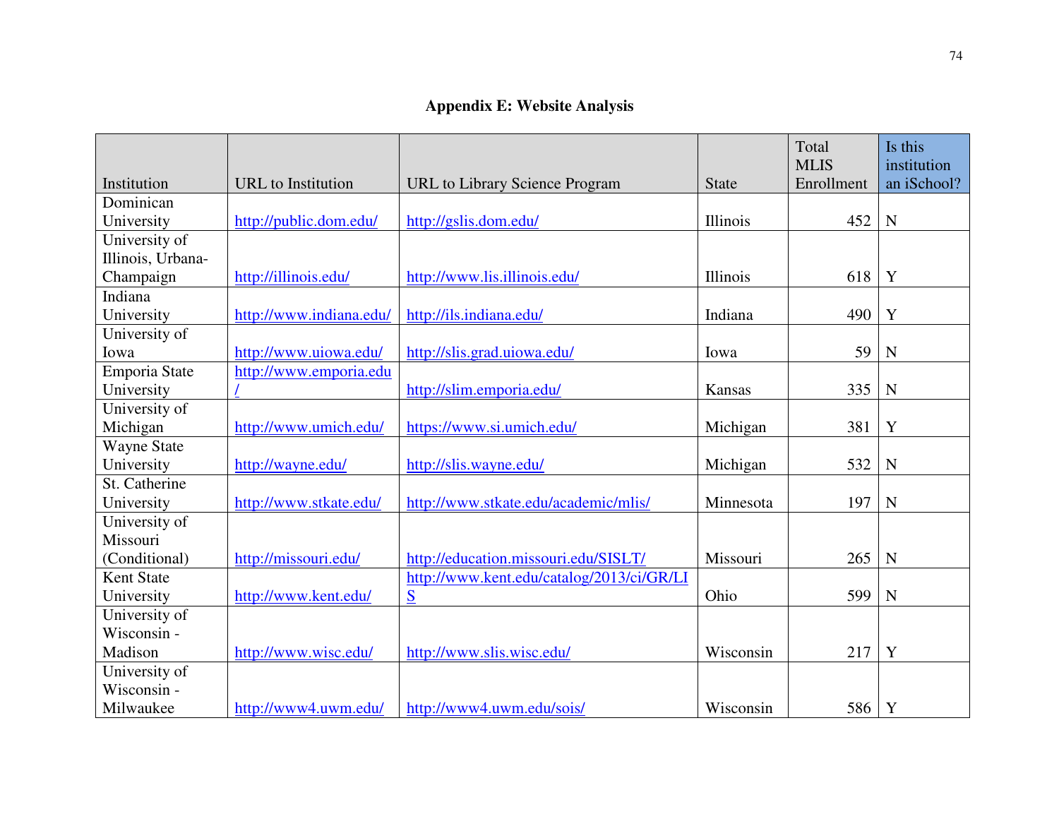## Appendix E: Website Analysis

| Institution | URL to Institution | URL to Library Science Program | State | Total MLIS Enrollment | Is this institution an iSchool? |
|---|---|---|---|---|---|
| Dominican University | http://public.dom.edu/ | http://gslis.dom.edu/ | Illinois | 452 | N |
| University of Illinois, Urbana-Champaign | http://illinois.edu/ | http://www.lis.illinois.edu/ | Illinois | 618 | Y |
| Indiana University | http://www.indiana.edu/ | http://ils.indiana.edu/ | Indiana | 490 | Y |
| University of Iowa | http://www.uiowa.edu/ | http://slis.grad.uiowa.edu/ | Iowa | 59 | N |
| Emporia State University | http://www.emporia.edu/ | http://slim.emporia.edu/ | Kansas | 335 | N |
| University of Michigan | http://www.umich.edu/ | https://www.si.umich.edu/ | Michigan | 381 | Y |
| Wayne State University | http://wayne.edu/ | http://slis.wayne.edu/ | Michigan | 532 | N |
| St. Catherine University | http://www.stkate.edu/ | http://www.stkate.edu/academic/mlis/ | Minnesota | 197 | N |
| University of Missouri (Conditional) | http://missouri.edu/ | http://education.missouri.edu/SISLT/ | Missouri | 265 | N |
| Kent State University | http://www.kent.edu/ | http://www.kent.edu/catalog/2013/ci/GR/LIS | Ohio | 599 | N |
| University of Wisconsin - Madison | http://www.wisc.edu/ | http://www.slis.wisc.edu/ | Wisconsin | 217 | Y |
| University of Wisconsin - Milwaukee | http://www4.uwm.edu/ | http://www4.uwm.edu/sois/ | Wisconsin | 586 | Y |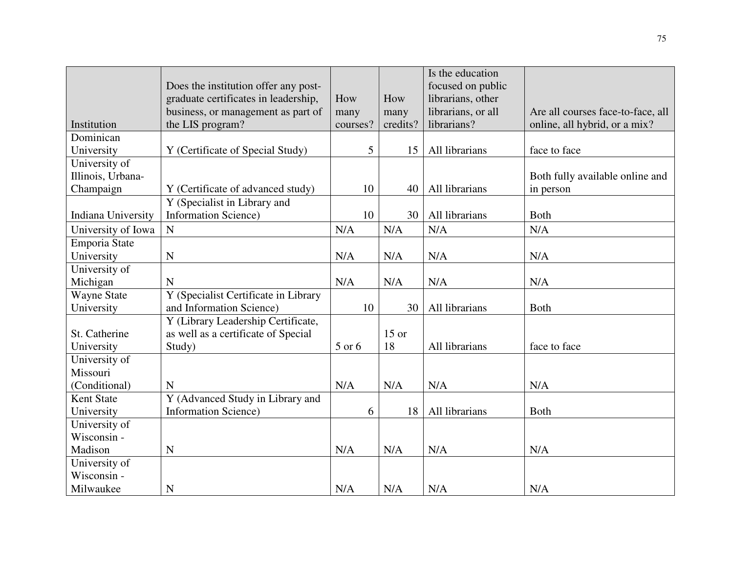| Institution | Does the institution offer any post-graduate certificates in leadership, business, or management as part of the LIS program? | How many courses? | How many credits? | Is the education focused on public librarians, other librarians, or all librarians? | Are all courses face-to-face, all online, all hybrid, or a mix? |
|---|---|---|---|---|---|
| Dominican University | Y (Certificate of Special Study) | 5 | 15 | All librarians | face to face |
| University of Illinois, Urbana-Champaign | Y (Certificate of advanced study) | 10 | 40 | All librarians | Both fully available online and in person |
| Indiana University | Y (Specialist in Library and Information Science) | 10 | 30 | All librarians | Both |
| University of Iowa | N | N/A | N/A | N/A | N/A |
| Emporia State University | N | N/A | N/A | N/A | N/A |
| University of Michigan | N | N/A | N/A | N/A | N/A |
| Wayne State University | Y (Specialist Certificate in Library and Information Science) | 10 | 30 | All librarians | Both |
| St. Catherine University | Y (Library Leadership Certificate, as well as a certificate of Special Study) | 5 or 6 | 15 or 18 | All librarians | face to face |
| University of Missouri (Conditional) | N | N/A | N/A | N/A | N/A |
| Kent State University | Y (Advanced Study in Library and Information Science) | 6 | 18 | All librarians | Both |
| University of Wisconsin - Madison | N | N/A | N/A | N/A | N/A |
| University of Wisconsin - Milwaukee | N | N/A | N/A | N/A | N/A |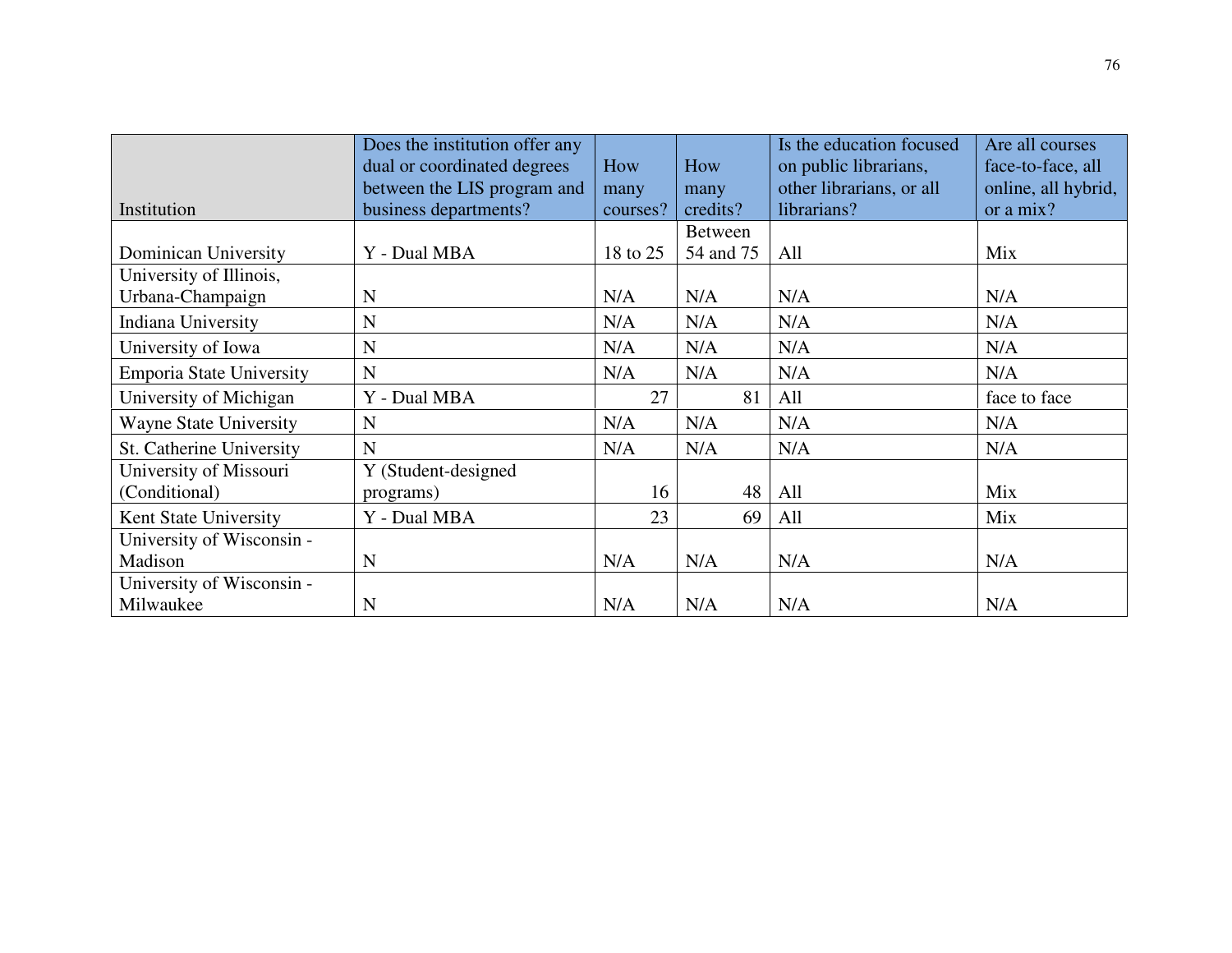| Institution | Does the institution offer any dual or coordinated degrees between the LIS program and business departments? | How many courses? | How many credits? | Is the education focused on public librarians, other librarians, or all librarians? | Are all courses face-to-face, all online, all hybrid, or a mix? |
|---|---|---|---|---|---|
| Dominican University | Y - Dual MBA | 18 to 25 | Between 54 and 75 | All | Mix |
| University of Illinois, Urbana-Champaign | N | N/A | N/A | N/A | N/A |
| Indiana University | N | N/A | N/A | N/A | N/A |
| University of Iowa | N | N/A | N/A | N/A | N/A |
| Emporia State University | N | N/A | N/A | N/A | N/A |
| University of Michigan | Y - Dual MBA | 27 | 81 | All | face to face |
| Wayne State University | N | N/A | N/A | N/A | N/A |
| St. Catherine University | N | N/A | N/A | N/A | N/A |
| University of Missouri (Conditional) | Y (Student-designed programs) | 16 | 48 | All | Mix |
| Kent State University | Y - Dual MBA | 23 | 69 | All | Mix |
| University of Wisconsin - Madison | N | N/A | N/A | N/A | N/A |
| University of Wisconsin - Milwaukee | N | N/A | N/A | N/A | N/A |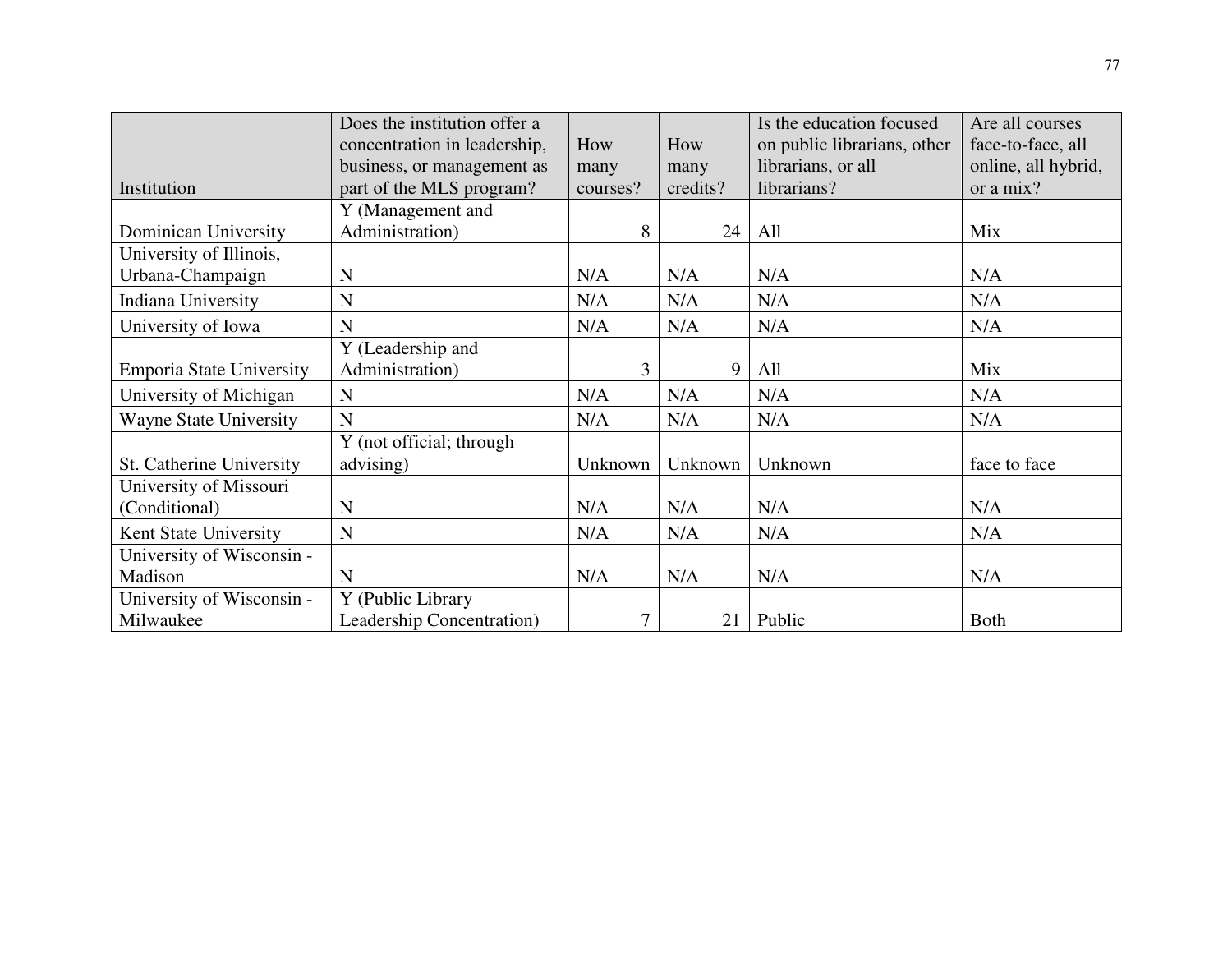| Institution | Does the institution offer a concentration in leadership, business, or management as part of the MLS program? | How many courses? | How many credits? | Is the education focused on public librarians, other librarians, or all librarians? | Are all courses face-to-face, all online, all hybrid, or a mix? |
|---|---|---|---|---|---|
| Dominican University | Y (Management and Administration) | 8 | 24 | All | Mix |
| University of Illinois, Urbana-Champaign | N | N/A | N/A | N/A | N/A |
| Indiana University | N | N/A | N/A | N/A | N/A |
| University of Iowa | N | N/A | N/A | N/A | N/A |
| Emporia State University | Y (Leadership and Administration) | 3 | 9 | All | Mix |
| University of Michigan | N | N/A | N/A | N/A | N/A |
| Wayne State University | N | N/A | N/A | N/A | N/A |
| St. Catherine University | Y (not official; through advising) | Unknown | Unknown | Unknown | face to face |
| University of Missouri (Conditional) | N | N/A | N/A | N/A | N/A |
| Kent State University | N | N/A | N/A | N/A | N/A |
| University of Wisconsin - Madison | N | N/A | N/A | N/A | N/A |
| University of Wisconsin - Milwaukee | Y (Public Library Leadership Concentration) | 7 | 21 | Public | Both |